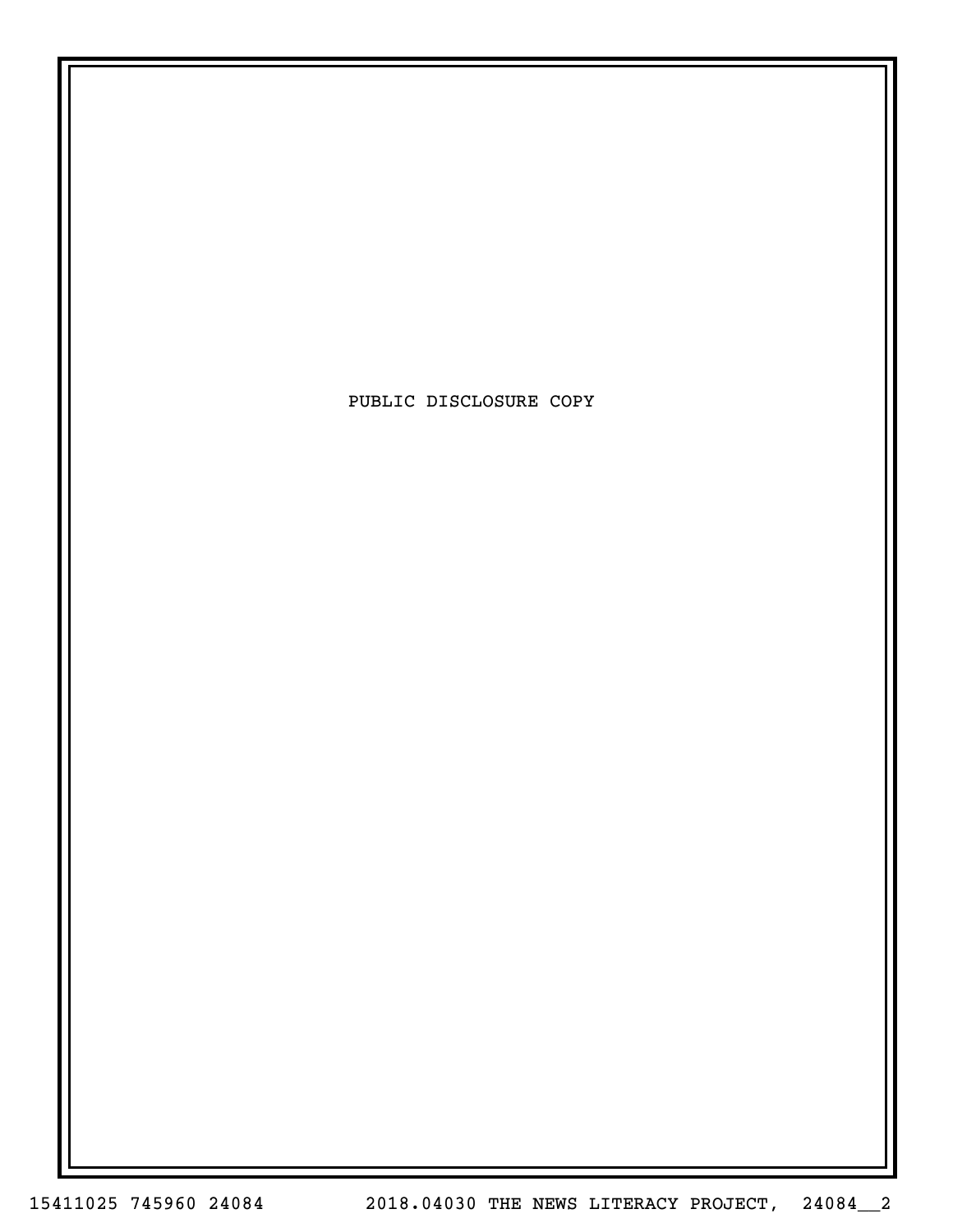PUBLIC DISCLOSURE COPY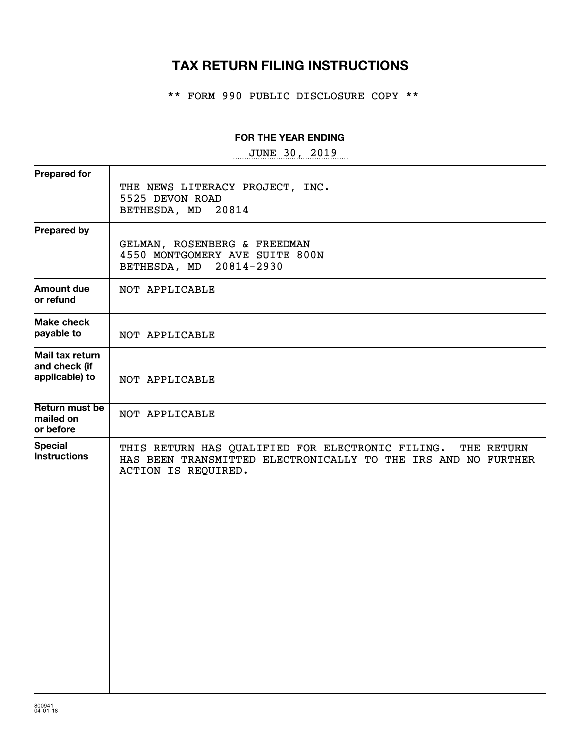# TAX RETURN FILING INSTRUCTIONS

** FORM 990 PUBLIC DISCLOSURE COPY **

**FOR THE YEAR ENDING**

JUNE 30, 2019

| | |
|---|---|
| **Prepared for** | THE NEWS LITERACY PROJECT, INC.<br>5525 DEVON ROAD<br>BETHESDA, MD 20814 |
| **Prepared by** | GELMAN, ROSENBERG & FREEDMAN<br>4550 MONTGOMERY AVE SUITE 800N<br>BETHESDA, MD 20814-2930 |
| **Amount due or refund** | NOT APPLICABLE |
| **Make check payable to** | NOT APPLICABLE |
| **Mail tax return and check (if applicable) to** | NOT APPLICABLE |
| **Return must be mailed on or before** | NOT APPLICABLE |
| **Special Instructions** | THIS RETURN HAS QUALIFIED FOR ELECTRONIC FILING. THE RETURN HAS BEEN TRANSMITTED ELECTRONICALLY TO THE IRS AND NO FURTHER ACTION IS REQUIRED. |

800941
04-01-18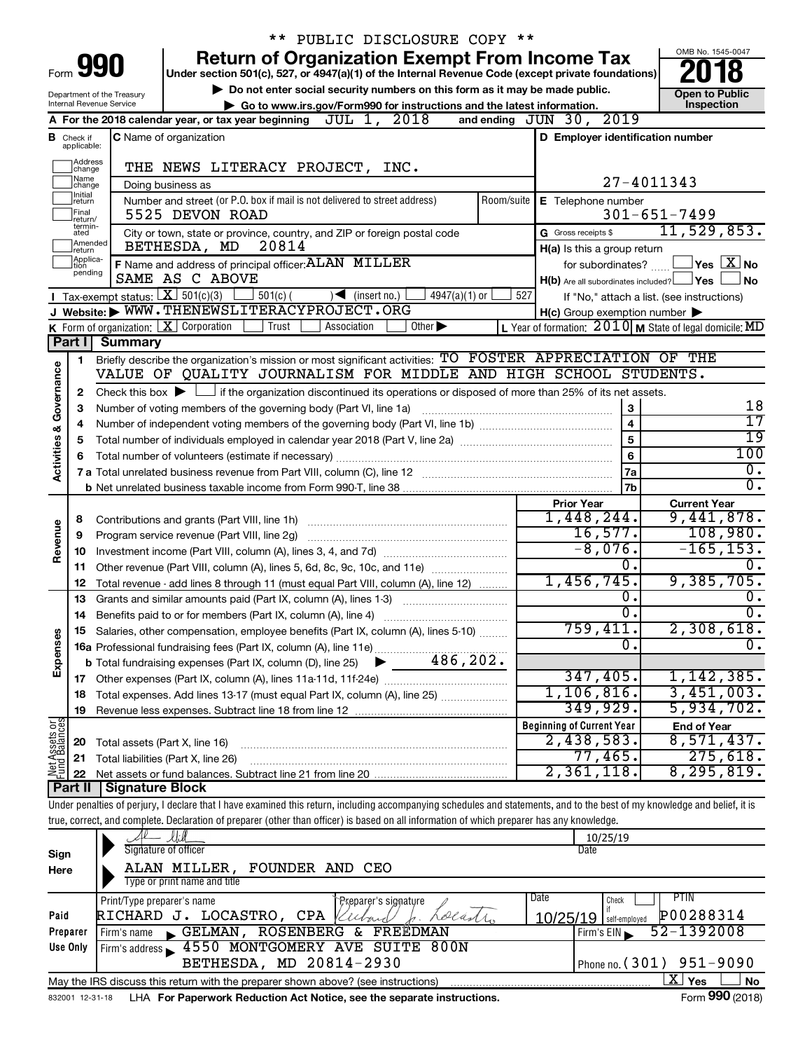** PUBLIC DISCLOSURE COPY **

# Form 990 — Return of Organization Exempt From Income Tax (2018)

Under section 501(c), 527, or 4947(a)(1) of the Internal Revenue Code (except private foundations)

▶ Do not enter social security numbers on this form as it may be made public.

▶ Go to www.irs.gov/Form990 for instructions and the latest information.

Department of the Treasury, Internal Revenue Service — OMB No. 1545-0047 — Open to Public Inspection

**A** For the 2018 calendar year, or tax year beginning JUL 1, 2018 and ending JUN 30, 2019

**B** Check if applicable: Address change, Name change, Initial return, Final return/terminated, Amended return, Application pending

**C** Name of organization: THE NEWS LITERACY PROJECT, INC.

Doing business as

Number and street (or P.O. box if mail is not delivered to street address): 5525 DEVON ROAD — Room/suite

City or town, state or province, country, and ZIP or foreign postal code: BETHESDA, MD 20814

**D** Employer identification number: 27-4011343

**E** Telephone number: 301-651-7499

**G** Gross receipts $ 11,529,853.

**F** Name and address of principal officer: ALAN MILLER, SAME AS C ABOVE

**H(a)** Is this a group return for subordinates? ☐ Yes ☒ No

**H(b)** Are all subordinates included? ☐ Yes ☐ No — If "No," attach a list. (see instructions)

**H(c)** Group exemption number ▶

**I** Tax-exempt status: ☒ 501(c)(3) ☐ 501(c) ( ) ◀ (insert no.) ☐ 4947(a)(1) or ☐ 527

**J** Website: ▶ WWW.THENEWSLITERACYPROJECT.ORG

**K** Form of organization: ☒ Corporation ☐ Trust ☐ Association ☐ Other ▶

**L** Year of formation: 2010 **M** State of legal domicile: MD

## Part I Summary

**Activities & Governance**

1. Briefly describe the organization's mission or most significant activities: TO FOSTER APPRECIATION OF THE VALUE OF QUALITY JOURNALISM FOR MIDDLE AND HIGH SCHOOL STUDENTS.
2. Check this box ▶ ☐ if the organization discontinued its operations or disposed of more than 25% of its net assets.

| Line | Description | | Value |
|---|---|---|---|
| 3 | Number of voting members of the governing body (Part VI, line 1a) | 3 | 18 |
| 4 | Number of independent voting members of the governing body (Part VI, line 1b) | 4 | 17 |
| 5 | Total number of individuals employed in calendar year 2018 (Part V, line 2a) | 5 | 19 |
| 6 | Total number of volunteers (estimate if necessary) | 6 | 100 |
| 7a | Total unrelated business revenue from Part VIII, column (C), line 12 | 7a | 0. |
| 7b | Net unrelated business taxable income from Form 990-T, line 38 | 7b | 0. |

| Line | Description | Prior Year | Current Year |
|---|---|---|---|
| **Revenue** | | | |
| 8 | Contributions and grants (Part VIII, line 1h) | 1,448,244. | 9,441,878. |
| 9 | Program service revenue (Part VIII, line 2g) | 16,577. | 108,980. |
| 10 | Investment income (Part VIII, column (A), lines 3, 4, and 7d) | -8,076. | -165,153. |
| 11 | Other revenue (Part VIII, column (A), lines 5, 6d, 8c, 9c, 10c, and 11e) | 0. | 0. |
| 12 | Total revenue - add lines 8 through 11 (must equal Part VIII, column (A), line 12) | 1,456,745. | 9,385,705. |
| **Expenses** | | | |
| 13 | Grants and similar amounts paid (Part IX, column (A), lines 1-3) | 0. | 0. |
| 14 | Benefits paid to or for members (Part IX, column (A), line 4) | 0. | 0. |
| 15 | Salaries, other compensation, employee benefits (Part IX, column (A), lines 5-10) | 759,411. | 2,308,618. |
| 16a | Professional fundraising fees (Part IX, column (A), line 11e) | 0. | 0. |
| b | Total fundraising expenses (Part IX, column (D), line 25) ▶ 486,202. | | |
| 17 | Other expenses (Part IX, column (A), lines 11a-11d, 11f-24e) | 347,405. | 1,142,385. |
| 18 | Total expenses. Add lines 13-17 (must equal Part IX, column (A), line 25) | 1,106,816. | 3,451,003. |
| 19 | Revenue less expenses. Subtract line 18 from line 12 | 349,929. | 5,934,702. |
| **Net Assets or Fund Balances** | | **Beginning of Current Year** | **End of Year** |
| 20 | Total assets (Part X, line 16) | 2,438,583. | 8,571,437. |
| 21 | Total liabilities (Part X, line 26) | 77,465. | 275,618. |
| 22 | Net assets or fund balances. Subtract line 21 from line 20 | 2,361,118. | 8,295,819. |

## Part II Signature Block

Under penalties of perjury, I declare that I have examined this return, including accompanying schedules and statements, and to the best of my knowledge and belief, it is true, correct, and complete. Declaration of preparer (other than officer) is based on all information of which preparer has any knowledge.

**Sign Here**

Signature of officer — Date: 10/25/19

ALAN MILLER, FOUNDER AND CEO

Type or print name and title

**Paid Preparer Use Only**

| Print/Type preparer's name | Preparer's signature | Date | Check if self-employed | PTIN |
|---|---|---|---|---|
| RICHARD J. LOCASTRO, CPA | Richard J. Locastro | 10/25/19 | ☐ | P00288314 |

Firm's name ▶ GELMAN, ROSENBERG & FREEDMAN — Firm's EIN ▶ 52-1392008

Firm's address ▶ 4550 MONTGOMERY AVE SUITE 800N, BETHESDA, MD 20814-2930 — Phone no. (301) 951-9090

May the IRS discuss this return with the preparer shown above? (see instructions) ☒ Yes ☐ No

832001 12-31-18 LHA For Paperwork Reduction Act Notice, see the separate instructions. Form **990** (2018)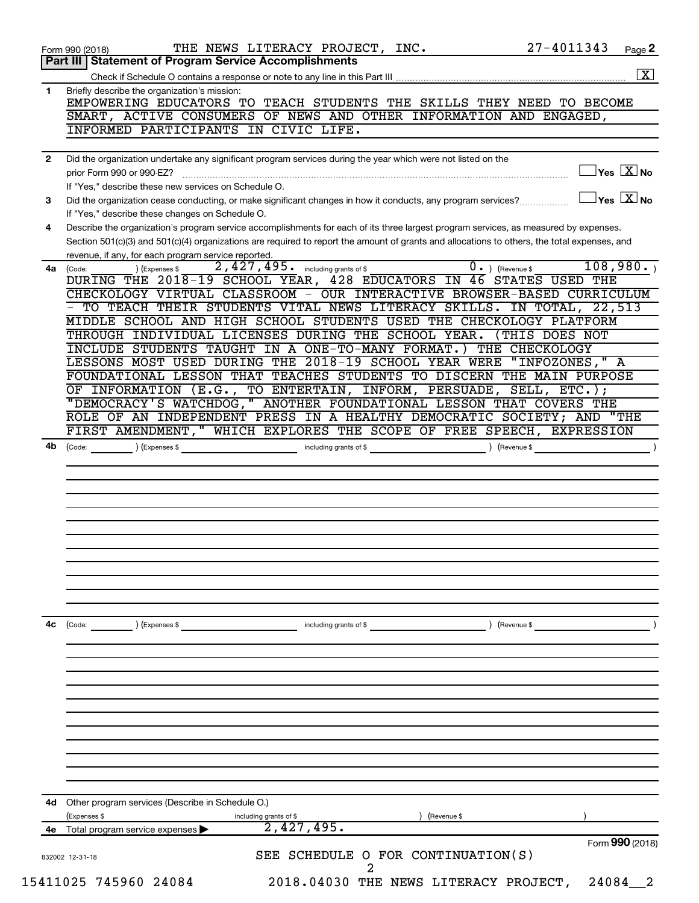Form 990 (2018) THE NEWS LITERACY PROJECT, INC. 27-4011343 Page **2**

## Part III | Statement of Program Service Accomplishments

Check if Schedule O contains a response or note to any line in this Part III .......... [X]

**1** Briefly describe the organization's mission:

EMPOWERING EDUCATORS TO TEACH STUDENTS THE SKILLS THEY NEED TO BECOME SMART, ACTIVE CONSUMERS OF NEWS AND OTHER INFORMATION AND ENGAGED, INFORMED PARTICIPANTS IN CIVIC LIFE.

**2** Did the organization undertake any significant program services during the year which were not listed on the prior Form 990 or 990-EZ? .......... [ ] Yes [X] No

If "Yes," describe these new services on Schedule O.

**3** Did the organization cease conducting, or make significant changes in how it conducts, any program services? .......... [ ] Yes [X] No

If "Yes," describe these changes on Schedule O.

**4** Describe the organization's program service accomplishments for each of its three largest program services, as measured by expenses. Section 501(c)(3) and 501(c)(4) organizations are required to report the amount of grants and allocations to others, the total expenses, and revenue, if any, for each program service reported.

**4a** (Code: ) (Expenses $ 2,427,495. including grants of $ 0. ) (Revenue $ 108,980. )

DURING THE 2018-19 SCHOOL YEAR, 428 EDUCATORS IN 46 STATES USED THE CHECKOLOGY VIRTUAL CLASSROOM - OUR INTERACTIVE BROWSER-BASED CURRICULUM - TO TEACH THEIR STUDENTS VITAL NEWS LITERACY SKILLS. IN TOTAL, 22,513 MIDDLE SCHOOL AND HIGH SCHOOL STUDENTS USED THE CHECKOLOGY PLATFORM THROUGH INDIVIDUAL LICENSES DURING THE SCHOOL YEAR. (THIS DOES NOT INCLUDE STUDENTS TAUGHT IN A ONE-TO-MANY FORMAT.) THE CHECKOLOGY LESSONS MOST USED DURING THE 2018-19 SCHOOL YEAR WERE "INFOZONES," A FOUNDATIONAL LESSON THAT TEACHES STUDENTS TO DISCERN THE MAIN PURPOSE OF INFORMATION (E.G., TO ENTERTAIN, INFORM, PERSUADE, SELL, ETC.); "DEMOCRACY'S WATCHDOG," ANOTHER FOUNDATIONAL LESSON THAT COVERS THE ROLE OF AN INDEPENDENT PRESS IN A HEALTHY DEMOCRATIC SOCIETY; AND "THE FIRST AMENDMENT," WHICH EXPLORES THE SCOPE OF FREE SPEECH, EXPRESSION

**4b** (Code: ) (Expenses $ including grants of $ ) (Revenue $ )

**4c** (Code: ) (Expenses $ including grants of $ ) (Revenue $ )

**4d** Other program services (Describe in Schedule O.)

(Expenses $ including grants of $ ) (Revenue $ )

**4e** Total program service expenses ▶ 2,427,495.

Form **990** (2018)

832002 12-31-18

SEE SCHEDULE O FOR CONTINUATION(S)

15411025 745960 24084 2018.04030 THE NEWS LITERACY PROJECT, 24084__2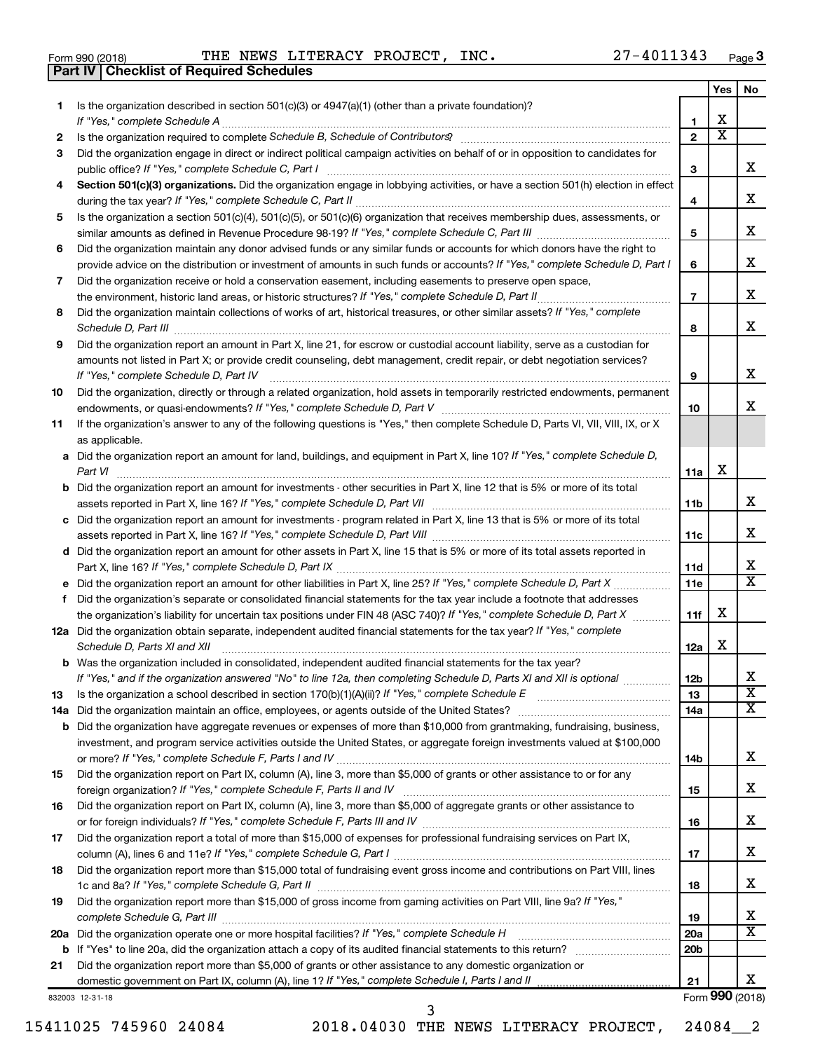Form 990 (2018) THE NEWS LITERACY PROJECT, INC. 27-4011343 Page **3**

## Part IV | Checklist of Required Schedules

| | | | Yes | No |
|---|---|---|---|---|
| **1** | Is the organization described in section 501(c)(3) or 4947(a)(1) (other than a private foundation)? *If "Yes," complete Schedule A* | **1** | X | |
| **2** | Is the organization required to complete *Schedule B, Schedule of Contributors*? | **2** | X | |
| **3** | Did the organization engage in direct or indirect political campaign activities on behalf of or in opposition to candidates for public office? *If "Yes," complete Schedule C, Part I* | **3** | | X |
| **4** | **Section 501(c)(3) organizations.** Did the organization engage in lobbying activities, or have a section 501(h) election in effect during the tax year? *If "Yes," complete Schedule C, Part II* | **4** | | X |
| **5** | Is the organization a section 501(c)(4), 501(c)(5), or 501(c)(6) organization that receives membership dues, assessments, or similar amounts as defined in Revenue Procedure 98-19? *If "Yes," complete Schedule C, Part III* | **5** | | X |
| **6** | Did the organization maintain any donor advised funds or any similar funds or accounts for which donors have the right to provide advice on the distribution or investment of amounts in such funds or accounts? *If "Yes," complete Schedule D, Part I* | **6** | | X |
| **7** | Did the organization receive or hold a conservation easement, including easements to preserve open space, the environment, historic land areas, or historic structures? *If "Yes," complete Schedule D, Part II* | **7** | | X |
| **8** | Did the organization maintain collections of works of art, historical treasures, or other similar assets? *If "Yes," complete Schedule D, Part III* | **8** | | X |
| **9** | Did the organization report an amount in Part X, line 21, for escrow or custodial account liability, serve as a custodian for amounts not listed in Part X; or provide credit counseling, debt management, credit repair, or debt negotiation services? *If "Yes," complete Schedule D, Part IV* | **9** | | X |
| **10** | Did the organization, directly or through a related organization, hold assets in temporarily restricted endowments, permanent endowments, or quasi-endowments? *If "Yes," complete Schedule D, Part V* | **10** | | X |
| **11** | If the organization's answer to any of the following questions is "Yes," then complete Schedule D, Parts VI, VII, VIII, IX, or X as applicable. | | | |
| **a** | Did the organization report an amount for land, buildings, and equipment in Part X, line 10? *If "Yes," complete Schedule D, Part VI* | **11a** | X | |
| **b** | Did the organization report an amount for investments - other securities in Part X, line 12 that is 5% or more of its total assets reported in Part X, line 16? *If "Yes," complete Schedule D, Part VII* | **11b** | | X |
| **c** | Did the organization report an amount for investments - program related in Part X, line 13 that is 5% or more of its total assets reported in Part X, line 16? *If "Yes," complete Schedule D, Part VIII* | **11c** | | X |
| **d** | Did the organization report an amount for other assets in Part X, line 15 that is 5% or more of its total assets reported in Part X, line 16? *If "Yes," complete Schedule D, Part IX* | **11d** | | X |
| **e** | Did the organization report an amount for other liabilities in Part X, line 25? *If "Yes," complete Schedule D, Part X* | **11e** | | X |
| **f** | Did the organization's separate or consolidated financial statements for the tax year include a footnote that addresses the organization's liability for uncertain tax positions under FIN 48 (ASC 740)? *If "Yes," complete Schedule D, Part X* | **11f** | X | |
| **12a** | Did the organization obtain separate, independent audited financial statements for the tax year? *If "Yes," complete Schedule D, Parts XI and XII* | **12a** | X | |
| **b** | Was the organization included in consolidated, independent audited financial statements for the tax year? *If "Yes," and if the organization answered "No" to line 12a, then completing Schedule D, Parts XI and XII is optional* | **12b** | | X |
| **13** | Is the organization a school described in section 170(b)(1)(A)(ii)? *If "Yes," complete Schedule E* | **13** | | X |
| **14a** | Did the organization maintain an office, employees, or agents outside of the United States? | **14a** | | X |
| **b** | Did the organization have aggregate revenues or expenses of more than $10,000 from grantmaking, fundraising, business, investment, and program service activities outside the United States, or aggregate foreign investments valued at $100,000 or more? *If "Yes," complete Schedule F, Parts I and IV* | **14b** | | X |
| **15** | Did the organization report on Part IX, column (A), line 3, more than $5,000 of grants or other assistance to or for any foreign organization? *If "Yes," complete Schedule F, Parts II and IV* | **15** | | X |
| **16** | Did the organization report on Part IX, column (A), line 3, more than $5,000 of aggregate grants or other assistance to or for foreign individuals? *If "Yes," complete Schedule F, Parts III and IV* | **16** | | X |
| **17** | Did the organization report a total of more than $15,000 of expenses for professional fundraising services on Part IX, column (A), lines 6 and 11e? *If "Yes," complete Schedule G, Part I* | **17** | | X |
| **18** | Did the organization report more than $15,000 total of fundraising event gross income and contributions on Part VIII, lines 1c and 8a? *If "Yes," complete Schedule G, Part II* | **18** | | X |
| **19** | Did the organization report more than $15,000 of gross income from gaming activities on Part VIII, line 9a? *If "Yes," complete Schedule G, Part III* | **19** | | X |
| **20a** | Did the organization operate one or more hospital facilities? *If "Yes," complete Schedule H* | **20a** | | X |
| **b** | If "Yes" to line 20a, did the organization attach a copy of its audited financial statements to this return? | **20b** | | |
| **21** | Did the organization report more than $5,000 of grants or other assistance to any domestic organization or domestic government on Part IX, column (A), line 1? *If "Yes," complete Schedule I, Parts I and II* | **21** | | X |

832003 12-31-18 Form **990** (2018)

15411025 745960 24084 2018.04030 THE NEWS LITERACY PROJECT, 24084__2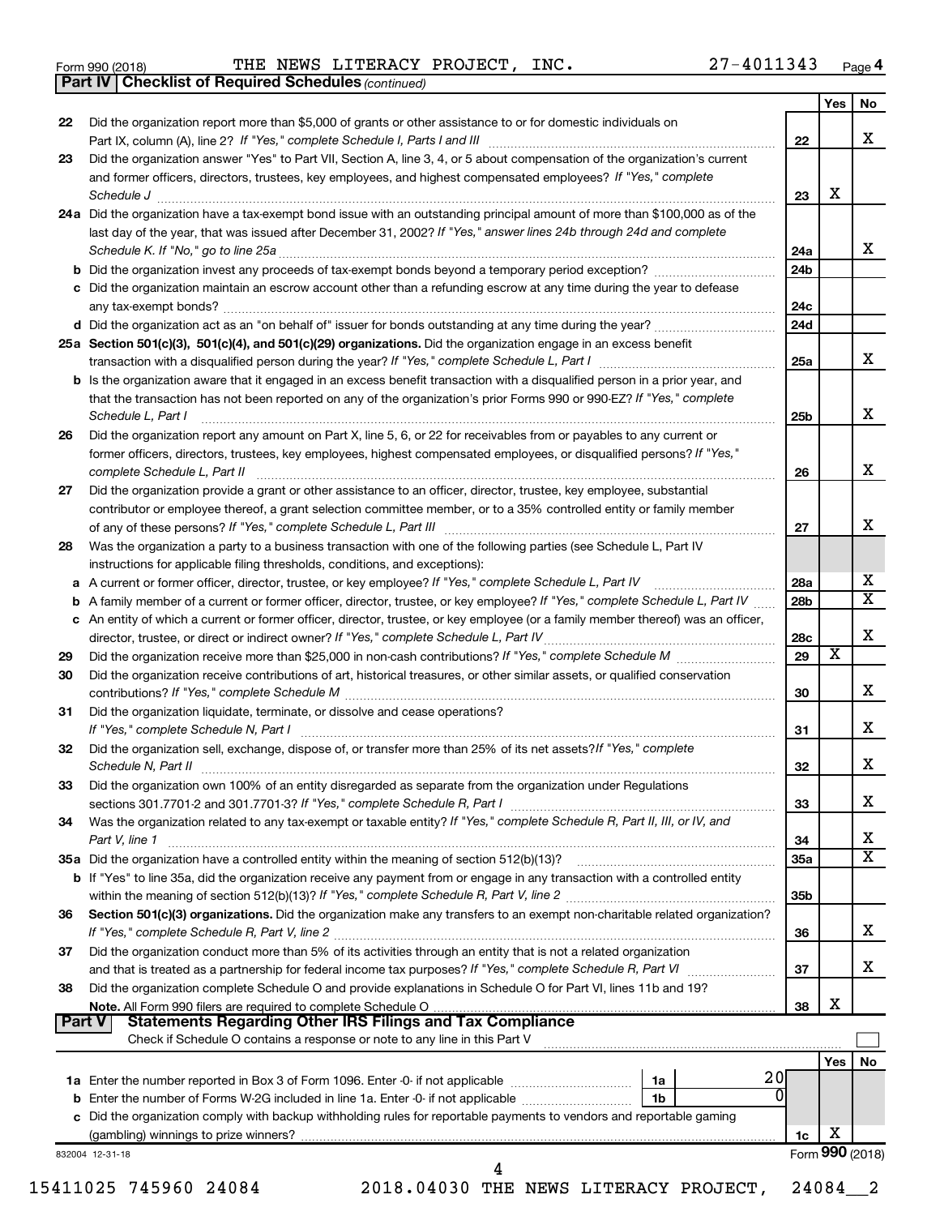Form 990 (2018) THE NEWS LITERACY PROJECT, INC. 27-4011343 Page 4

**Part IV | Checklist of Required Schedules** *(continued)*

| | | | Yes | No |
|---|---|---|---|---|
| 22 | Did the organization report more than $5,000 of grants or other assistance to or for domestic individuals on Part IX, column (A), line 2? *If "Yes," complete Schedule I, Parts I and III* | 22 | | X |
| 23 | Did the organization answer "Yes" to Part VII, Section A, line 3, 4, or 5 about compensation of the organization's current and former officers, directors, trustees, key employees, and highest compensated employees? *If "Yes," complete Schedule J* | 23 | X | |
| 24a | Did the organization have a tax-exempt bond issue with an outstanding principal amount of more than $100,000 as of the last day of the year, that was issued after December 31, 2002? *If "Yes," answer lines 24b through 24d and complete Schedule K. If "No," go to line 25a* | 24a | | X |
| b | Did the organization invest any proceeds of tax-exempt bonds beyond a temporary period exception? | 24b | | |
| c | Did the organization maintain an escrow account other than a refunding escrow at any time during the year to defease any tax-exempt bonds? | 24c | | |
| d | Did the organization act as an "on behalf of" issuer for bonds outstanding at any time during the year? | 24d | | |
| 25a | **Section 501(c)(3), 501(c)(4), and 501(c)(29) organizations.** Did the organization engage in an excess benefit transaction with a disqualified person during the year? *If "Yes," complete Schedule L, Part I* | 25a | | X |
| b | Is the organization aware that it engaged in an excess benefit transaction with a disqualified person in a prior year, and that the transaction has not been reported on any of the organization's prior Forms 990 or 990-EZ? *If "Yes," complete Schedule L, Part I* | 25b | | X |
| 26 | Did the organization report any amount on Part X, line 5, 6, or 22 for receivables from or payables to any current or former officers, directors, trustees, key employees, highest compensated employees, or disqualified persons? *If "Yes," complete Schedule L, Part II* | 26 | | X |
| 27 | Did the organization provide a grant or other assistance to an officer, director, trustee, key employee, substantial contributor or employee thereof, a grant selection committee member, or to a 35% controlled entity or family member of any of these persons? *If "Yes," complete Schedule L, Part III* | 27 | | X |
| 28 | Was the organization a party to a business transaction with one of the following parties (see Schedule L, Part IV instructions for applicable filing thresholds, conditions, and exceptions): | | | |
| a | A current or former officer, director, trustee, or key employee? *If "Yes," complete Schedule L, Part IV* | 28a | | X |
| b | A family member of a current or former officer, director, trustee, or key employee? *If "Yes," complete Schedule L, Part IV* | 28b | | X |
| c | An entity of which a current or former officer, director, trustee, or key employee (or a family member thereof) was an officer, director, trustee, or direct or indirect owner? *If "Yes," complete Schedule L, Part IV* | 28c | | X |
| 29 | Did the organization receive more than $25,000 in non-cash contributions? *If "Yes," complete Schedule M* | 29 | X | |
| 30 | Did the organization receive contributions of art, historical treasures, or other similar assets, or qualified conservation contributions? *If "Yes," complete Schedule M* | 30 | | X |
| 31 | Did the organization liquidate, terminate, or dissolve and cease operations? *If "Yes," complete Schedule N, Part I* | 31 | | X |
| 32 | Did the organization sell, exchange, dispose of, or transfer more than 25% of its net assets? *If "Yes," complete Schedule N, Part II* | 32 | | X |
| 33 | Did the organization own 100% of an entity disregarded as separate from the organization under Regulations sections 301.7701-2 and 301.7701-3? *If "Yes," complete Schedule R, Part I* | 33 | | X |
| 34 | Was the organization related to any tax-exempt or taxable entity? *If "Yes," complete Schedule R, Part II, III, or IV, and Part V, line 1* | 34 | | X |
| 35a | Did the organization have a controlled entity within the meaning of section 512(b)(13)? | 35a | | X |
| b | If "Yes" to line 35a, did the organization receive any payment from or engage in any transaction with a controlled entity within the meaning of section 512(b)(13)? *If "Yes," complete Schedule R, Part V, line 2* | 35b | | |
| 36 | **Section 501(c)(3) organizations.** Did the organization make any transfers to an exempt non-charitable related organization? *If "Yes," complete Schedule R, Part V, line 2* | 36 | | X |
| 37 | Did the organization conduct more than 5% of its activities through an entity that is not a related organization and that is treated as a partnership for federal income tax purposes? *If "Yes," complete Schedule R, Part VI* | 37 | | X |
| 38 | Did the organization complete Schedule O and provide explanations in Schedule O for Part VI, lines 11b and 19? **Note.** All Form 990 filers are required to complete Schedule O | 38 | X | |

**Part V | Statements Regarding Other IRS Filings and Tax Compliance**

Check if Schedule O contains a response or note to any line in this Part V ☐

| | | | | | Yes | No |
|---|---|---|---|---|---|---|
| 1a | Enter the number reported in Box 3 of Form 1096. Enter -0- if not applicable | 1a | 20 | | | |
| b | Enter the number of Forms W-2G included in line 1a. Enter -0- if not applicable | 1b | 0 | | | |
| c | Did the organization comply with backup withholding rules for reportable payments to vendors and reportable gaming (gambling) winnings to prize winners? | | | 1c | X | |

832004 12-31-18 Form **990** (2018)

15411025 745960 24084 2018.04030 THE NEWS LITERACY PROJECT, 24084__2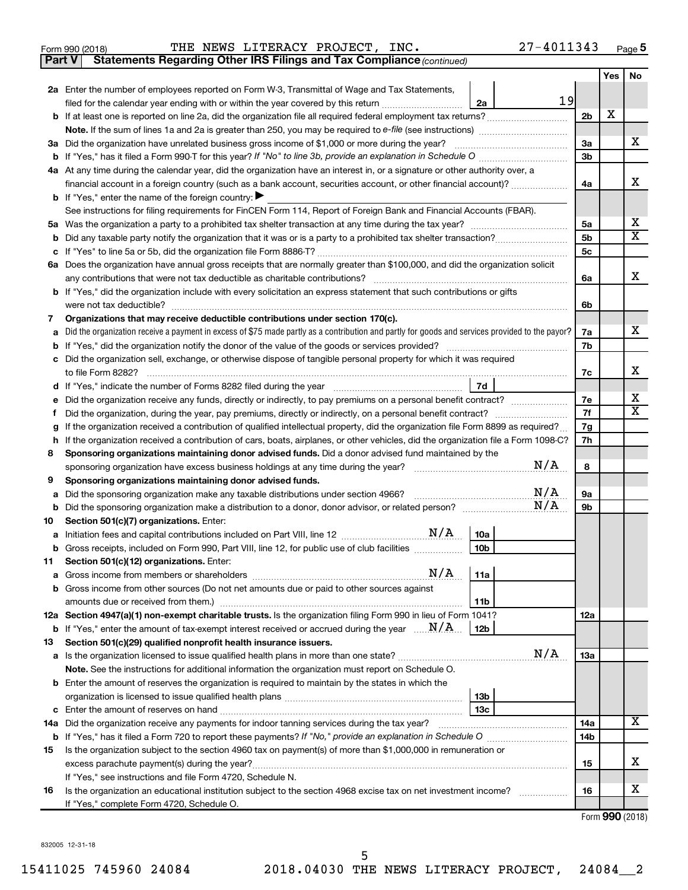Form 990 (2018) THE NEWS LITERACY PROJECT, INC. 27-4011343 Page 5

**Part V Statements Regarding Other IRS Filings and Tax Compliance** *(continued)*

| | | | | | Yes | No |
|---|---|---|---|---|---|---|
| **2a** | Enter the number of employees reported on Form W-3, Transmittal of Wage and Tax Statements, filed for the calendar year ending with or within the year covered by this return | 2a | 19 | | | |
| **b** | If at least one is reported on line 2a, did the organization file all required federal employment tax returns? | | | 2b | X | |
| | **Note.** If the sum of lines 1a and 2a is greater than 250, you may be required to *e-file* (see instructions) | | | | | |
| **3a** | Did the organization have unrelated business gross income of $1,000 or more during the year? | | | 3a | | X |
| **b** | If "Yes," has it filed a Form 990-T for this year? *If "No" to line 3b, provide an explanation in Schedule O* | | | 3b | | |
| **4a** | At any time during the calendar year, did the organization have an interest in, or a signature or other authority over, a financial account in a foreign country (such as a bank account, securities account, or other financial account)? | | | 4a | | X |
| **b** | If "Yes," enter the name of the foreign country: ▶ | | | | | |
| | See instructions for filing requirements for FinCEN Form 114, Report of Foreign Bank and Financial Accounts (FBAR). | | | | | |
| **5a** | Was the organization a party to a prohibited tax shelter transaction at any time during the tax year? | | | 5a | | X |
| **b** | Did any taxable party notify the organization that it was or is a party to a prohibited tax shelter transaction? | | | 5b | | X |
| **c** | If "Yes" to line 5a or 5b, did the organization file Form 8886-T? | | | 5c | | |
| **6a** | Does the organization have annual gross receipts that are normally greater than $100,000, and did the organization solicit any contributions that were not tax deductible as charitable contributions? | | | 6a | | X |
| **b** | If "Yes," did the organization include with every solicitation an express statement that such contributions or gifts were not tax deductible? | | | 6b | | |
| **7** | **Organizations that may receive deductible contributions under section 170(c).** | | | | | |
| **a** | Did the organization receive a payment in excess of $75 made partly as a contribution and partly for goods and services provided to the payor? | | | 7a | | X |
| **b** | If "Yes," did the organization notify the donor of the value of the goods or services provided? | | | 7b | | |
| **c** | Did the organization sell, exchange, or otherwise dispose of tangible personal property for which it was required to file Form 8282? | | | 7c | | X |
| **d** | If "Yes," indicate the number of Forms 8282 filed during the year | 7d | | | | |
| **e** | Did the organization receive any funds, directly or indirectly, to pay premiums on a personal benefit contract? | | | 7e | | X |
| **f** | Did the organization, during the year, pay premiums, directly or indirectly, on a personal benefit contract? | | | 7f | | X |
| **g** | If the organization received a contribution of qualified intellectual property, did the organization file Form 8899 as required? | | | 7g | | |
| **h** | If the organization received a contribution of cars, boats, airplanes, or other vehicles, did the organization file a Form 1098-C? | | | 7h | | |
| **8** | **Sponsoring organizations maintaining donor advised funds.** Did a donor advised fund maintained by the sponsoring organization have excess business holdings at any time during the year? N/A | | | 8 | | |
| **9** | **Sponsoring organizations maintaining donor advised funds.** | | | | | |
| **a** | Did the sponsoring organization make any taxable distributions under section 4966? N/A | | | 9a | | |
| **b** | Did the sponsoring organization make a distribution to a donor, donor advisor, or related person? N/A | | | 9b | | |
| **10** | **Section 501(c)(7) organizations.** Enter: | | | | | |
| **a** | Initiation fees and capital contributions included on Part VIII, line 12 N/A | 10a | | | | |
| **b** | Gross receipts, included on Form 990, Part VIII, line 12, for public use of club facilities | 10b | | | | |
| **11** | **Section 501(c)(12) organizations.** Enter: | | | | | |
| **a** | Gross income from members or shareholders N/A | 11a | | | | |
| **b** | Gross income from other sources (Do not net amounts due or paid to other sources against amounts due or received from them.) | 11b | | | | |
| **12a** | **Section 4947(a)(1) non-exempt charitable trusts.** Is the organization filing Form 990 in lieu of Form 1041? | | | 12a | | |
| **b** | If "Yes," enter the amount of tax-exempt interest received or accrued during the year N/A | 12b | | | | |
| **13** | **Section 501(c)(29) qualified nonprofit health insurance issuers.** | | | | | |
| **a** | Is the organization licensed to issue qualified health plans in more than one state? N/A | | | 13a | | |
| | **Note.** See the instructions for additional information the organization must report on Schedule O. | | | | | |
| **b** | Enter the amount of reserves the organization is required to maintain by the states in which the organization is licensed to issue qualified health plans | 13b | | | | |
| **c** | Enter the amount of reserves on hand | 13c | | | | |
| **14a** | Did the organization receive any payments for indoor tanning services during the tax year? | | | 14a | | X |
| **b** | If "Yes," has it filed a Form 720 to report these payments? *If "No," provide an explanation in Schedule O* | | | 14b | | |
| **15** | Is the organization subject to the section 4960 tax on payment(s) of more than $1,000,000 in remuneration or excess parachute payment(s) during the year? | | | 15 | | X |
| | If "Yes," see instructions and file Form 4720, Schedule N. | | | | | |
| **16** | Is the organization an educational institution subject to the section 4968 excise tax on net investment income? | | | 16 | | X |
| | If "Yes," complete Form 4720, Schedule O. | | | | | |

Form **990** (2018)

832005 12-31-18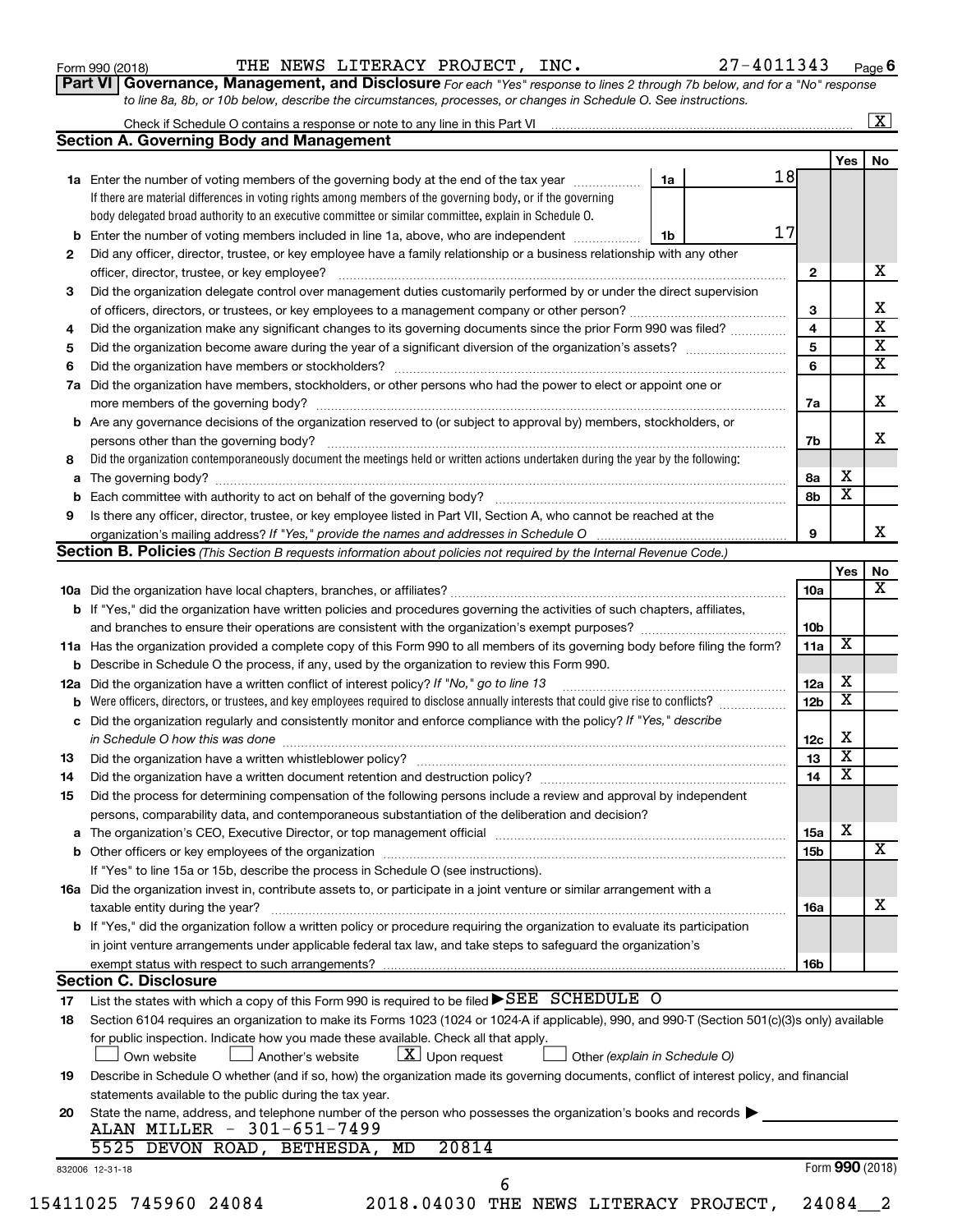Form 990 (2018) THE NEWS LITERACY PROJECT, INC. 27-4011343 Page 6

**Part VI Governance, Management, and Disclosure** *For each "Yes" response to lines 2 through 7b below, and for a "No" response to line 8a, 8b, or 10b below, describe the circumstances, processes, or changes in Schedule O. See instructions.*

Check if Schedule O contains a response or note to any line in this Part VI ..... [X]

## Section A. Governing Body and Management

| | | | | Yes | No |
|---|---|---|---|---|---|
| **1a** | Enter the number of voting members of the governing body at the end of the tax year ..... If there are material differences in voting rights among members of the governing body, or if the governing body delegated broad authority to an executive committee or similar committee, explain in Schedule O. | 1a | 18 | | |
| **b** | Enter the number of voting members included in line 1a, above, who are independent ..... | 1b | 17 | | |
| **2** | Did any officer, director, trustee, or key employee have a family relationship or a business relationship with any other officer, director, trustee, or key employee? ..... | 2 | | | X |
| **3** | Did the organization delegate control over management duties customarily performed by or under the direct supervision of officers, directors, or trustees, or key employees to a management company or other person? ..... | 3 | | | X |
| **4** | Did the organization make any significant changes to its governing documents since the prior Form 990 was filed? ..... | 4 | | | X |
| **5** | Did the organization become aware during the year of a significant diversion of the organization's assets? ..... | 5 | | | X |
| **6** | Did the organization have members or stockholders? ..... | 6 | | | X |
| **7a** | Did the organization have members, stockholders, or other persons who had the power to elect or appoint one or more members of the governing body? ..... | 7a | | | X |
| **b** | Are any governance decisions of the organization reserved to (or subject to approval by) members, stockholders, or persons other than the governing body? ..... | 7b | | | X |
| **8** | Did the organization contemporaneously document the meetings held or written actions undertaken during the year by the following: | | | | |
| **a** | The governing body? ..... | 8a | | X | |
| **b** | Each committee with authority to act on behalf of the governing body? ..... | 8b | | X | |
| **9** | Is there any officer, director, trustee, or key employee listed in Part VII, Section A, who cannot be reached at the organization's mailing address? *If "Yes," provide the names and addresses in Schedule O* ..... | 9 | | | X |

## Section B. Policies *(This Section B requests information about policies not required by the Internal Revenue Code.)*

| | | | Yes | No |
|---|---|---|---|---|
| **10a** | Did the organization have local chapters, branches, or affiliates? ..... | 10a | | X |
| **b** | If "Yes," did the organization have written policies and procedures governing the activities of such chapters, affiliates, and branches to ensure their operations are consistent with the organization's exempt purposes? ..... | 10b | | |
| **11a** | Has the organization provided a complete copy of this Form 990 to all members of its governing body before filing the form? | 11a | X | |
| **b** | Describe in Schedule O the process, if any, used by the organization to review this Form 990. | | | |
| **12a** | Did the organization have a written conflict of interest policy? *If "No," go to line 13* ..... | 12a | X | |
| **b** | Were officers, directors, or trustees, and key employees required to disclose annually interests that could give rise to conflicts? ..... | 12b | X | |
| **c** | Did the organization regularly and consistently monitor and enforce compliance with the policy? *If "Yes," describe in Schedule O how this was done* ..... | 12c | X | |
| **13** | Did the organization have a written whistleblower policy? ..... | 13 | X | |
| **14** | Did the organization have a written document retention and destruction policy? ..... | 14 | X | |
| **15** | Did the process for determining compensation of the following persons include a review and approval by independent persons, comparability data, and contemporaneous substantiation of the deliberation and decision? | | | |
| **a** | The organization's CEO, Executive Director, or top management official ..... | 15a | X | |
| **b** | Other officers or key employees of the organization ..... If "Yes" to line 15a or 15b, describe the process in Schedule O (see instructions). | 15b | | X |
| **16a** | Did the organization invest in, contribute assets to, or participate in a joint venture or similar arrangement with a taxable entity during the year? ..... | 16a | | X |
| **b** | If "Yes," did the organization follow a written policy or procedure requiring the organization to evaluate its participation in joint venture arrangements under applicable federal tax law, and take steps to safeguard the organization's exempt status with respect to such arrangements? ..... | 16b | | |

## Section C. Disclosure

**17** List the states with which a copy of this Form 990 is required to be filed ▶ SEE SCHEDULE O

**18** Section 6104 requires an organization to make its Forms 1023 (1024 or 1024-A if applicable), 990, and 990-T (Section 501(c)(3)s only) available for public inspection. Indicate how you made these available. Check all that apply.

[ ] Own website [ ] Another's website [X] Upon request [ ] Other *(explain in Schedule O)*

**19** Describe in Schedule O whether (and if so, how) the organization made its governing documents, conflict of interest policy, and financial statements available to the public during the tax year.

**20** State the name, address, and telephone number of the person who possesses the organization's books and records ▶
ALAN MILLER - 301-651-7499
5525 DEVON ROAD, BETHESDA, MD 20814

832006 12-31-18 Form **990** (2018)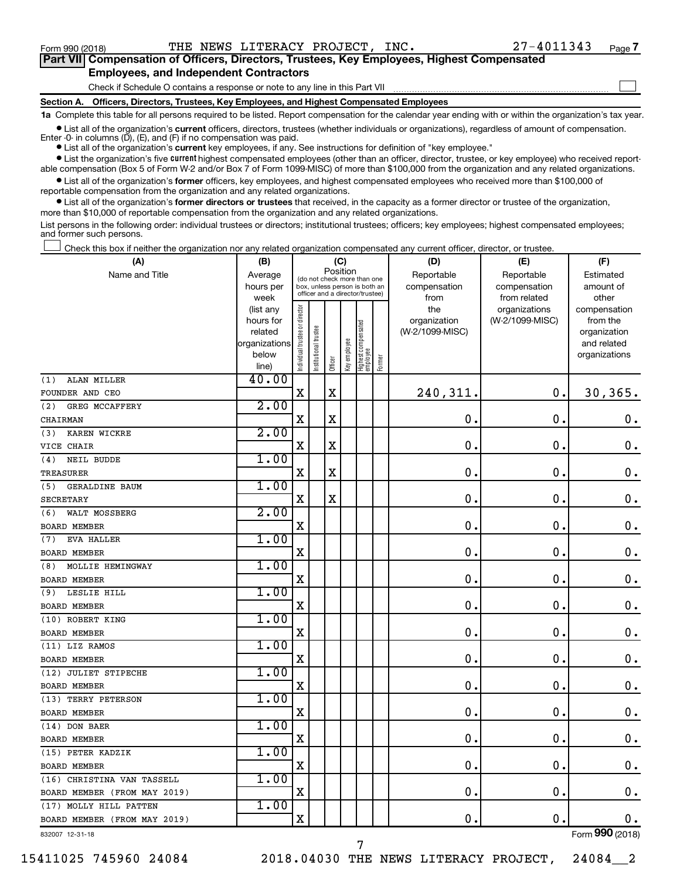Form 990 (2018) THE NEWS LITERACY PROJECT, INC. 27-4011343 Page 7

**Part VII Compensation of Officers, Directors, Trustees, Key Employees, Highest Compensated Employees, and Independent Contractors**

Check if Schedule O contains a response or note to any line in this Part VII ☐

**Section A. Officers, Directors, Trustees, Key Employees, and Highest Compensated Employees**

**1a** Complete this table for all persons required to be listed. Report compensation for the calendar year ending with or within the organization's tax year.

- List all of the organization's **current** officers, directors, trustees (whether individuals or organizations), regardless of amount of compensation. Enter -0- in columns (D), (E), and (F) if no compensation was paid.
- List all of the organization's **current** key employees, if any. See instructions for definition of "key employee."
- List the organization's five **current** highest compensated employees (other than an officer, director, trustee, or key employee) who received reportable compensation (Box 5 of Form W-2 and/or Box 7 of Form 1099-MISC) of more than $100,000 from the organization and any related organizations.
- List all of the organization's **former** officers, key employees, and highest compensated employees who received more than $100,000 of reportable compensation from the organization and any related organizations.
- List all of the organization's **former directors or trustees** that received, in the capacity as a former director or trustee of the organization, more than $10,000 of reportable compensation from the organization and any related organizations.

List persons in the following order: individual trustees or directors; institutional trustees; officers; key employees; highest compensated employees; and former such persons.

☐ Check this box if neither the organization nor any related organization compensated any current officer, director, or trustee.

| (A) Name and Title | (B) Average hours per week (list any hours for related organizations below line) | (C) Position: Individual trustee or director | Institutional trustee | Officer | Key employee | Highest compensated employee | Former | (D) Reportable compensation from the organization (W-2/1099-MISC) | (E) Reportable compensation from related organizations (W-2/1099-MISC) | (F) Estimated amount of other compensation from the organization and related organizations |
|---|---|---|---|---|---|---|---|---|---|---|
| (1) ALAN MILLER<br>FOUNDER AND CEO | 40.00 | X | | X | | | | 240,311. | 0. | 30,365. |
| (2) GREG MCCAFFERY<br>CHAIRMAN | 2.00 | X | | X | | | | 0. | 0. | 0. |
| (3) KAREN WICKRE<br>VICE CHAIR | 2.00 | X | | X | | | | 0. | 0. | 0. |
| (4) NEIL BUDDE<br>TREASURER | 1.00 | X | | X | | | | 0. | 0. | 0. |
| (5) GERALDINE BAUM<br>SECRETARY | 1.00 | X | | X | | | | 0. | 0. | 0. |
| (6) WALT MOSSBERG<br>BOARD MEMBER | 2.00 | X | | | | | | 0. | 0. | 0. |
| (7) EVA HALLER<br>BOARD MEMBER | 1.00 | X | | | | | | 0. | 0. | 0. |
| (8) MOLLIE HEMINGWAY<br>BOARD MEMBER | 1.00 | X | | | | | | 0. | 0. | 0. |
| (9) LESLIE HILL<br>BOARD MEMBER | 1.00 | X | | | | | | 0. | 0. | 0. |
| (10) ROBERT KING<br>BOARD MEMBER | 1.00 | X | | | | | | 0. | 0. | 0. |
| (11) LIZ RAMOS<br>BOARD MEMBER | 1.00 | X | | | | | | 0. | 0. | 0. |
| (12) JULIET STIPECHE<br>BOARD MEMBER | 1.00 | X | | | | | | 0. | 0. | 0. |
| (13) TERRY PETERSON<br>BOARD MEMBER | 1.00 | X | | | | | | 0. | 0. | 0. |
| (14) DON BAER<br>BOARD MEMBER | 1.00 | X | | | | | | 0. | 0. | 0. |
| (15) PETER KADZIK<br>BOARD MEMBER | 1.00 | X | | | | | | 0. | 0. | 0. |
| (16) CHRISTINA VAN TASSELL<br>BOARD MEMBER (FROM MAY 2019) | 1.00 | X | | | | | | 0. | 0. | 0. |
| (17) MOLLY HILL PATTEN<br>BOARD MEMBER (FROM MAY 2019) | 1.00 | X | | | | | | 0. | 0. | 0. |

832007 12-31-18 Form 990 (2018)

15411025 745960 24084 2018.04030 THE NEWS LITERACY PROJECT, 24084__2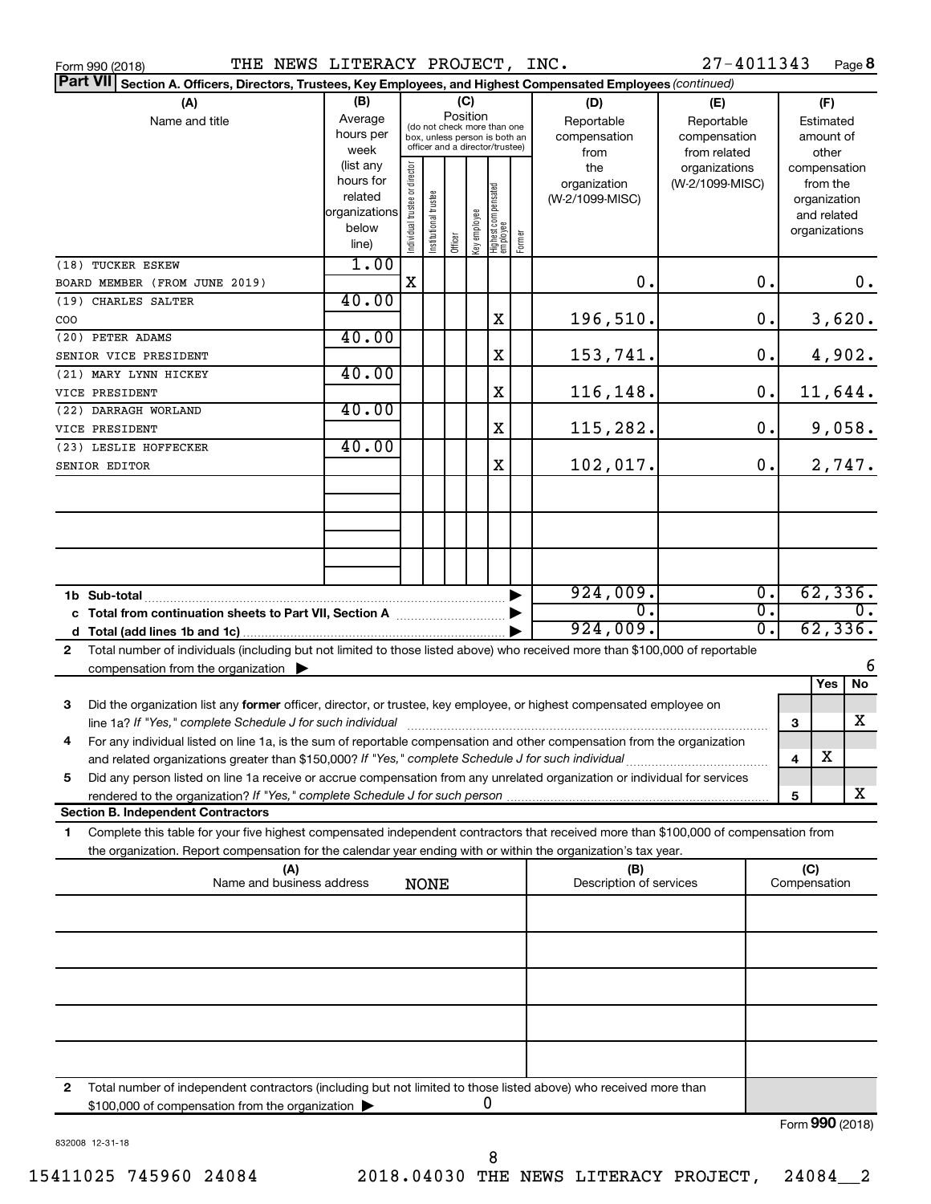Form 990 (2018) THE NEWS LITERACY PROJECT, INC. 27-4011343 Page **8**

**Part VII** **Section A. Officers, Directors, Trustees, Key Employees, and Highest Compensated Employees** *(continued)*

| (A) Name and title | (B) Average hours per week (list any hours for related organizations below line) | (C) Position: Individual trustee or director | Institutional trustee | Officer | Key employee | Highest compensated employee | Former | (D) Reportable compensation from the organization (W-2/1099-MISC) | (E) Reportable compensation from related organizations (W-2/1099-MISC) | (F) Estimated amount of other compensation from the organization and related organizations |
|---|---|---|---|---|---|---|---|---|---|---|
| (18) TUCKER ESKEW<br>BOARD MEMBER (FROM JUNE 2019) | 1.00 | X | | | | | | 0. | 0. | 0. |
| (19) CHARLES SALTER<br>COO | 40.00 | | | | | X | | 196,510. | 0. | 3,620. |
| (20) PETER ADAMS<br>SENIOR VICE PRESIDENT | 40.00 | | | | | X | | 153,741. | 0. | 4,902. |
| (21) MARY LYNN HICKEY<br>VICE PRESIDENT | 40.00 | | | | | X | | 116,148. | 0. | 11,644. |
| (22) DARRAGH WORLAND<br>VICE PRESIDENT | 40.00 | | | | | X | | 115,282. | 0. | 9,058. |
| (23) LESLIE HOFFECKER<br>SENIOR EDITOR | 40.00 | | | | | X | | 102,017. | 0. | 2,747. |
| | | | | | | | | | | |
| | | | | | | | | | | |
| | | | | | | | | | | |
| **1b Sub-total** | | | | | | | | 924,009. | 0. | 62,336. |
| **c Total from continuation sheets to Part VII, Section A** | | | | | | | | 0. | 0. | 0. |
| **d Total (add lines 1b and 1c)** | | | | | | | | 924,009. | 0. | 62,336. |

**2** Total number of individuals (including but not limited to those listed above) who received more than $100,000 of reportable compensation from the organization ▶ 6

| | | Yes | No |
|---|---|---|---|
| **3** Did the organization list any **former** officer, director, or trustee, key employee, or highest compensated employee on line 1a? *If "Yes," complete Schedule J for such individual* | 3 | | X |
| **4** For any individual listed on line 1a, is the sum of reportable compensation and other compensation from the organization and related organizations greater than $150,000? *If "Yes," complete Schedule J for such individual* | 4 | X | |
| **5** Did any person listed on line 1a receive or accrue compensation from any unrelated organization or individual for services rendered to the organization? *If "Yes," complete Schedule J for such person* | 5 | | X |

**Section B. Independent Contractors**

**1** Complete this table for your five highest compensated independent contractors that received more than $100,000 of compensation from the organization. Report compensation for the calendar year ending with or within the organization's tax year.

| (A) Name and business address | (B) Description of services | (C) Compensation |
|---|---|---|
| NONE | | |
| | | |
| | | |
| | | |
| | | |

**2** Total number of independent contractors (including but not limited to those listed above) who received more than $100,000 of compensation from the organization ▶ 0

Form **990** (2018)

832008 12-31-18

15411025 745960 24084 2018.04030 THE NEWS LITERACY PROJECT, 24084__2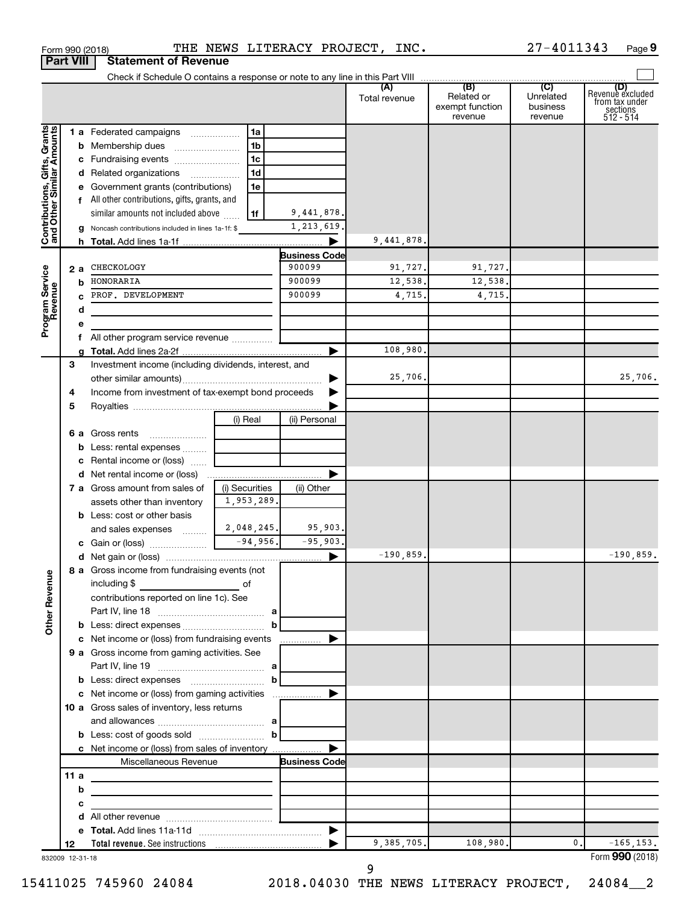Form 990 (2018) THE NEWS LITERACY PROJECT, INC. 27-4011343

## Part VIII Statement of Revenue

Check if Schedule O contains a response or note to any line in this Part VIII

| | | | | (A) Total revenue | (B) Related or exempt function revenue | (C) Unrelated business revenue | (D) Revenue excluded from tax under sections 512 - 514 |
|---|---|---|---|---|---|---|---|
| **Contributions, Gifts, Grants and Other Similar Amounts** | 1 a Federated campaigns | 1a | | | | | |
| | b Membership dues | 1b | | | | | |
| | c Fundraising events | 1c | | | | | |
| | d Related organizations | 1d | | | | | |
| | e Government grants (contributions) | 1e | | | | | |
| | f All other contributions, gifts, grants, and similar amounts not included above | 1f | 9,441,878. | | | | |
| | g Noncash contributions included in lines 1a-1f: $ | | 1,213,619. | | | | |
| | h **Total.** Add lines 1a-1f | | ▶ | 9,441,878. | | | |
| **Program Service Revenue** | | | **Business Code** | | | | |
| | 2 a CHECKOLOGY | | 900099 | 91,727. | 91,727. | | |
| | b HONORARIA | | 900099 | 12,538. | 12,538. | | |
| | c PROF. DEVELOPMENT | | 900099 | 4,715. | 4,715. | | |
| | d | | | | | | |
| | e | | | | | | |
| | f All other program service revenue | | | | | | |
| | g **Total.** Add lines 2a-2f | | ▶ | 108,980. | | | |
| | 3 Investment income (including dividends, interest, and other similar amounts) | | ▶ | 25,706. | | | 25,706. |
| | 4 Income from investment of tax-exempt bond proceeds | | ▶ | | | | |
| | 5 Royalties | | ▶ | | | | |
| | | (i) Real | (ii) Personal | | | | |
| | 6 a Gross rents | | | | | | |
| | b Less: rental expenses | | | | | | |
| | c Rental income or (loss) | | | | | | |
| | d Net rental income or (loss) | | ▶ | | | | |
| | 7 a Gross amount from sales of assets other than inventory | (i) Securities 1,953,289. | (ii) Other | | | | |
| | b Less: cost or other basis and sales expenses | 2,048,245. | 95,903. | | | | |
| | c Gain or (loss) | -94,956. | -95,903. | | | | |
| | d Net gain or (loss) | | ▶ | -190,859. | | | -190,859. |
| **Other Revenue** | 8 a Gross income from fundraising events (not including $ of contributions reported on line 1c). See Part IV, line 18 | a | | | | | |
| | b Less: direct expenses | b | | | | | |
| | c Net income or (loss) from fundraising events | | ▶ | | | | |
| | 9 a Gross income from gaming activities. See Part IV, line 19 | a | | | | | |
| | b Less: direct expenses | b | | | | | |
| | c Net income or (loss) from gaming activities | | ▶ | | | | |
| | 10 a Gross sales of inventory, less returns and allowances | a | | | | | |
| | b Less: cost of goods sold | b | | | | | |
| | c Net income or (loss) from sales of inventory | | ▶ | | | | |
| | Miscellaneous Revenue | | **Business Code** | | | | |
| | 11 a | | | | | | |
| | b | | | | | | |
| | c | | | | | | |
| | d All other revenue | | | | | | |
| | e **Total.** Add lines 11a-11d | | ▶ | | | | |
| | 12 **Total revenue.** See instructions | | ▶ | 9,385,705. | 108,980. | 0. | -165,153. |

832009 12-31-18 Form **990** (2018)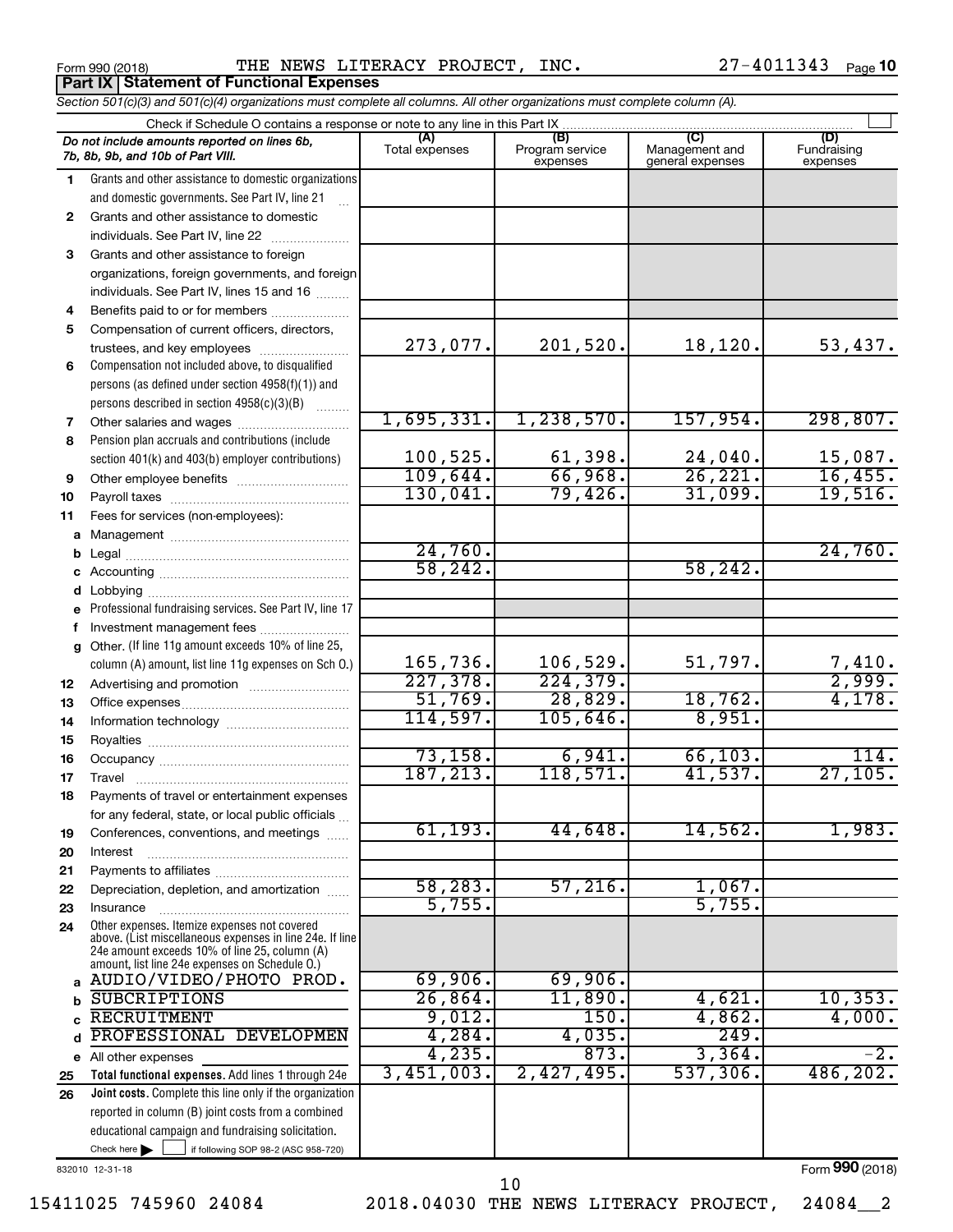Form 990 (2018) THE NEWS LITERACY PROJECT, INC. 27-4011343 Page 10

## Part IX Statement of Functional Expenses

*Section 501(c)(3) and 501(c)(4) organizations must complete all columns. All other organizations must complete column (A).*

Check if Schedule O contains a response or note to any line in this Part IX

| | *Do not include amounts reported on lines 6b, 7b, 8b, 9b, and 10b of Part VIII.* | (A) Total expenses | (B) Program service expenses | (C) Management and general expenses | (D) Fundraising expenses |
|---|---|---|---|---|---|
| 1 | Grants and other assistance to domestic organizations and domestic governments. See Part IV, line 21 | | | | |
| 2 | Grants and other assistance to domestic individuals. See Part IV, line 22 | | | | |
| 3 | Grants and other assistance to foreign organizations, foreign governments, and foreign individuals. See Part IV, lines 15 and 16 | | | | |
| 4 | Benefits paid to or for members | | | | |
| 5 | Compensation of current officers, directors, trustees, and key employees | 273,077. | 201,520. | 18,120. | 53,437. |
| 6 | Compensation not included above, to disqualified persons (as defined under section 4958(f)(1)) and persons described in section 4958(c)(3)(B) | | | | |
| 7 | Other salaries and wages | 1,695,331. | 1,238,570. | 157,954. | 298,807. |
| 8 | Pension plan accruals and contributions (include section 401(k) and 403(b) employer contributions) | 100,525. | 61,398. | 24,040. | 15,087. |
| 9 | Other employee benefits | 109,644. | 66,968. | 26,221. | 16,455. |
| 10 | Payroll taxes | 130,041. | 79,426. | 31,099. | 19,516. |
| 11 | Fees for services (non-employees): | | | | |
| a | Management | | | | |
| b | Legal | 24,760. | | | 24,760. |
| c | Accounting | 58,242. | | 58,242. | |
| d | Lobbying | | | | |
| e | Professional fundraising services. See Part IV, line 17 | | | | |
| f | Investment management fees | | | | |
| g | Other. (If line 11g amount exceeds 10% of line 25, column (A) amount, list line 11g expenses on Sch O.) | 165,736. | 106,529. | 51,797. | 7,410. |
| 12 | Advertising and promotion | 227,378. | 224,379. | | 2,999. |
| 13 | Office expenses | 51,769. | 28,829. | 18,762. | 4,178. |
| 14 | Information technology | 114,597. | 105,646. | 8,951. | |
| 15 | Royalties | | | | |
| 16 | Occupancy | 73,158. | 6,941. | 66,103. | 114. |
| 17 | Travel | 187,213. | 118,571. | 41,537. | 27,105. |
| 18 | Payments of travel or entertainment expenses for any federal, state, or local public officials | | | | |
| 19 | Conferences, conventions, and meetings | 61,193. | 44,648. | 14,562. | 1,983. |
| 20 | Interest | | | | |
| 21 | Payments to affiliates | | | | |
| 22 | Depreciation, depletion, and amortization | 58,283. | 57,216. | 1,067. | |
| 23 | Insurance | 5,755. | | 5,755. | |
| 24 | Other expenses. Itemize expenses not covered above. (List miscellaneous expenses in line 24e. If line 24e amount exceeds 10% of line 25, column (A) amount, list line 24e expenses on Schedule O.) | | | | |
| a | AUDIO/VIDEO/PHOTO PROD. | 69,906. | 69,906. | | |
| b | SUBCRIPTIONS | 26,864. | 11,890. | 4,621. | 10,353. |
| c | RECRUITMENT | 9,012. | 150. | 4,862. | 4,000. |
| d | PROFESSIONAL DEVELOPMEN | 4,284. | 4,035. | 249. | |
| e | All other expenses | 4,235. | 873. | 3,364. | -2. |
| 25 | **Total functional expenses.** Add lines 1 through 24e | 3,451,003. | 2,427,495. | 537,306. | 486,202. |
| 26 | **Joint costs.** Complete this line only if the organization reported in column (B) joint costs from a combined educational campaign and fundraising solicitation. Check here ▶ ☐ if following SOP 98-2 (ASC 958-720) | | | | |

832010 12-31-18

Form **990** (2018)

15411025 745960 24084 2018.04030 THE NEWS LITERACY PROJECT, 24084__2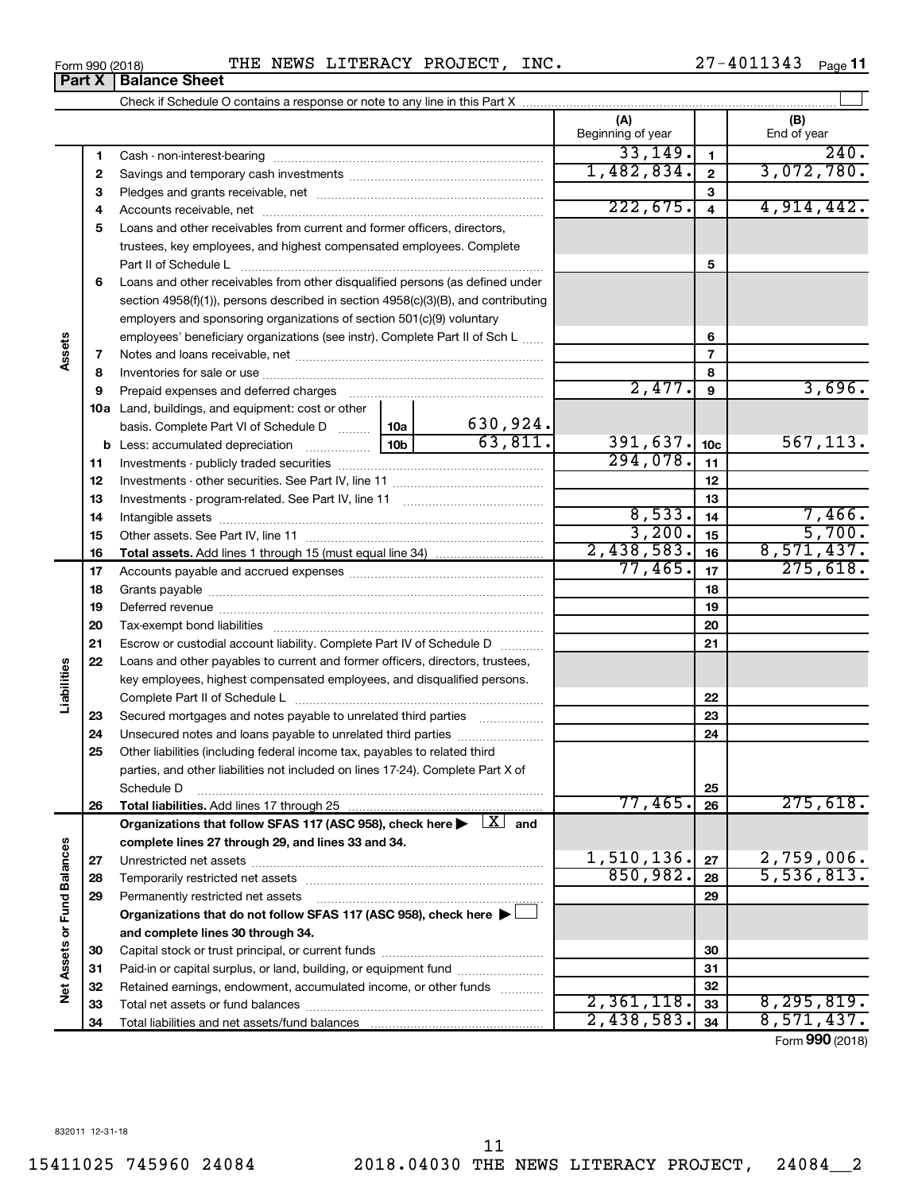Form 990 (2018) THE NEWS LITERACY PROJECT, INC. 27-4011343

## Part X | Balance Sheet

Check if Schedule O contains a response or note to any line in this Part X ☐

| | | | | (A) Beginning of year | | (B) End of year |
|---|---|---|---|---|---|---|
| **Assets** | 1 | Cash - non-interest-bearing | | 33,149. | 1 | 240. |
| | 2 | Savings and temporary cash investments | | 1,482,834. | 2 | 3,072,780. |
| | 3 | Pledges and grants receivable, net | | | 3 | |
| | 4 | Accounts receivable, net | | 222,675. | 4 | 4,914,442. |
| | 5 | Loans and other receivables from current and former officers, directors, trustees, key employees, and highest compensated employees. Complete Part II of Schedule L | | | 5 | |
| | 6 | Loans and other receivables from other disqualified persons (as defined under section 4958(f)(1)), persons described in section 4958(c)(3)(B), and contributing employers and sponsoring organizations of section 501(c)(9) voluntary employees' beneficiary organizations (see instr). Complete Part II of Sch L | | | 6 | |
| | 7 | Notes and loans receivable, net | | | 7 | |
| | 8 | Inventories for sale or use | | | 8 | |
| | 9 | Prepaid expenses and deferred charges | | 2,477. | 9 | 3,696. |
| | 10a | Land, buildings, and equipment: cost or other basis. Complete Part VI of Schedule D | 10a: 630,924. | | | |
| | b | Less: accumulated depreciation | 10b: 63,811. | 391,637. | 10c | 567,113. |
| | 11 | Investments - publicly traded securities | | 294,078. | 11 | |
| | 12 | Investments - other securities. See Part IV, line 11 | | | 12 | |
| | 13 | Investments - program-related. See Part IV, line 11 | | | 13 | |
| | 14 | Intangible assets | | 8,533. | 14 | 7,466. |
| | 15 | Other assets. See Part IV, line 11 | | 3,200. | 15 | 5,700. |
| | 16 | **Total assets.** Add lines 1 through 15 (must equal line 34) | | 2,438,583. | 16 | 8,571,437. |
| **Liabilities** | 17 | Accounts payable and accrued expenses | | 77,465. | 17 | 275,618. |
| | 18 | Grants payable | | | 18 | |
| | 19 | Deferred revenue | | | 19 | |
| | 20 | Tax-exempt bond liabilities | | | 20 | |
| | 21 | Escrow or custodial account liability. Complete Part IV of Schedule D | | | 21 | |
| | 22 | Loans and other payables to current and former officers, directors, trustees, key employees, highest compensated employees, and disqualified persons. Complete Part II of Schedule L | | | 22 | |
| | 23 | Secured mortgages and notes payable to unrelated third parties | | | 23 | |
| | 24 | Unsecured notes and loans payable to unrelated third parties | | | 24 | |
| | 25 | Other liabilities (including federal income tax, payables to related third parties, and other liabilities not included on lines 17-24). Complete Part X of Schedule D | | | 25 | |
| | 26 | **Total liabilities.** Add lines 17 through 25 | | 77,465. | 26 | 275,618. |
| **Net Assets or Fund Balances** | | **Organizations that follow SFAS 117 (ASC 958), check here ▶ ☒ and complete lines 27 through 29, and lines 33 and 34.** | | | | |
| | 27 | Unrestricted net assets | | 1,510,136. | 27 | 2,759,006. |
| | 28 | Temporarily restricted net assets | | 850,982. | 28 | 5,536,813. |
| | 29 | Permanently restricted net assets | | | 29 | |
| | | **Organizations that do not follow SFAS 117 (ASC 958), check here ▶ ☐ and complete lines 30 through 34.** | | | | |
| | 30 | Capital stock or trust principal, or current funds | | | 30 | |
| | 31 | Paid-in or capital surplus, or land, building, or equipment fund | | | 31 | |
| | 32 | Retained earnings, endowment, accumulated income, or other funds | | | 32 | |
| | 33 | Total net assets or fund balances | | 2,361,118. | 33 | 8,295,819. |
| | 34 | Total liabilities and net assets/fund balances | | 2,438,583. | 34 | 8,571,437. |

Form **990** (2018)

832011 12-31-18

15411025 745960 24084 2018.04030 THE NEWS LITERACY PROJECT, 24084__2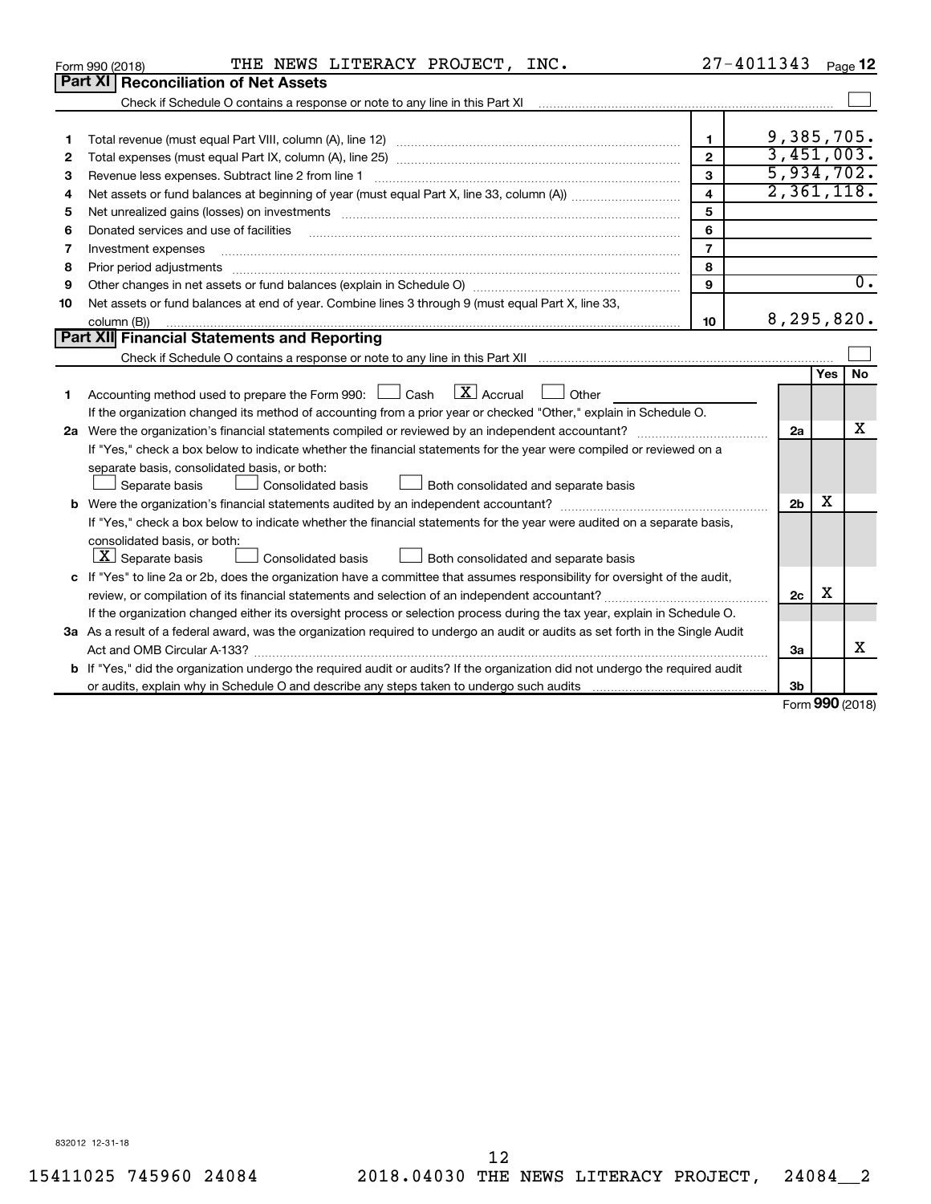Form 990 (2018) THE NEWS LITERACY PROJECT, INC. 27-4011343

## Part XI Reconciliation of Net Assets

Check if Schedule O contains a response or note to any line in this Part XI ☐

| | | | |
|---|---|---|---|
| 1 | Total revenue (must equal Part VIII, column (A), line 12) | 1 | 9,385,705. |
| 2 | Total expenses (must equal Part IX, column (A), line 25) | 2 | 3,451,003. |
| 3 | Revenue less expenses. Subtract line 2 from line 1 | 3 | 5,934,702. |
| 4 | Net assets or fund balances at beginning of year (must equal Part X, line 33, column (A)) | 4 | 2,361,118. |
| 5 | Net unrealized gains (losses) on investments | 5 | |
| 6 | Donated services and use of facilities | 6 | |
| 7 | Investment expenses | 7 | |
| 8 | Prior period adjustments | 8 | |
| 9 | Other changes in net assets or fund balances (explain in Schedule O) | 9 | 0. |
| 10 | Net assets or fund balances at end of year. Combine lines 3 through 9 (must equal Part X, line 33, column (B)) | 10 | 8,295,820. |

## Part XII Financial Statements and Reporting

Check if Schedule O contains a response or note to any line in this Part XII ☐

| | | | Yes | No |
|---|---|---|---|---|
| 1 | Accounting method used to prepare the Form 990: ☐ Cash ☒ Accrual ☐ Other<br>If the organization changed its method of accounting from a prior year or checked "Other," explain in Schedule O. | | | |
| 2a | Were the organization's financial statements compiled or reviewed by an independent accountant?<br>If "Yes," check a box below to indicate whether the financial statements for the year were compiled or reviewed on a separate basis, consolidated basis, or both:<br>☐ Separate basis ☐ Consolidated basis ☐ Both consolidated and separate basis | 2a | | X |
| b | Were the organization's financial statements audited by an independent accountant?<br>If "Yes," check a box below to indicate whether the financial statements for the year were audited on a separate basis, consolidated basis, or both:<br>☒ Separate basis ☐ Consolidated basis ☐ Both consolidated and separate basis | 2b | X | |
| c | If "Yes" to line 2a or 2b, does the organization have a committee that assumes responsibility for oversight of the audit, review, or compilation of its financial statements and selection of an independent accountant?<br>If the organization changed either its oversight process or selection process during the tax year, explain in Schedule O. | 2c | X | |
| 3a | As a result of a federal award, was the organization required to undergo an audit or audits as set forth in the Single Audit Act and OMB Circular A-133? | 3a | | X |
| b | If "Yes," did the organization undergo the required audit or audits? If the organization did not undergo the required audit or audits, explain why in Schedule O and describe any steps taken to undergo such audits | 3b | | |

Form 990 (2018)

832012 12-31-18

15411025 745960 24084 2018.04030 THE NEWS LITERACY PROJECT, 24084__2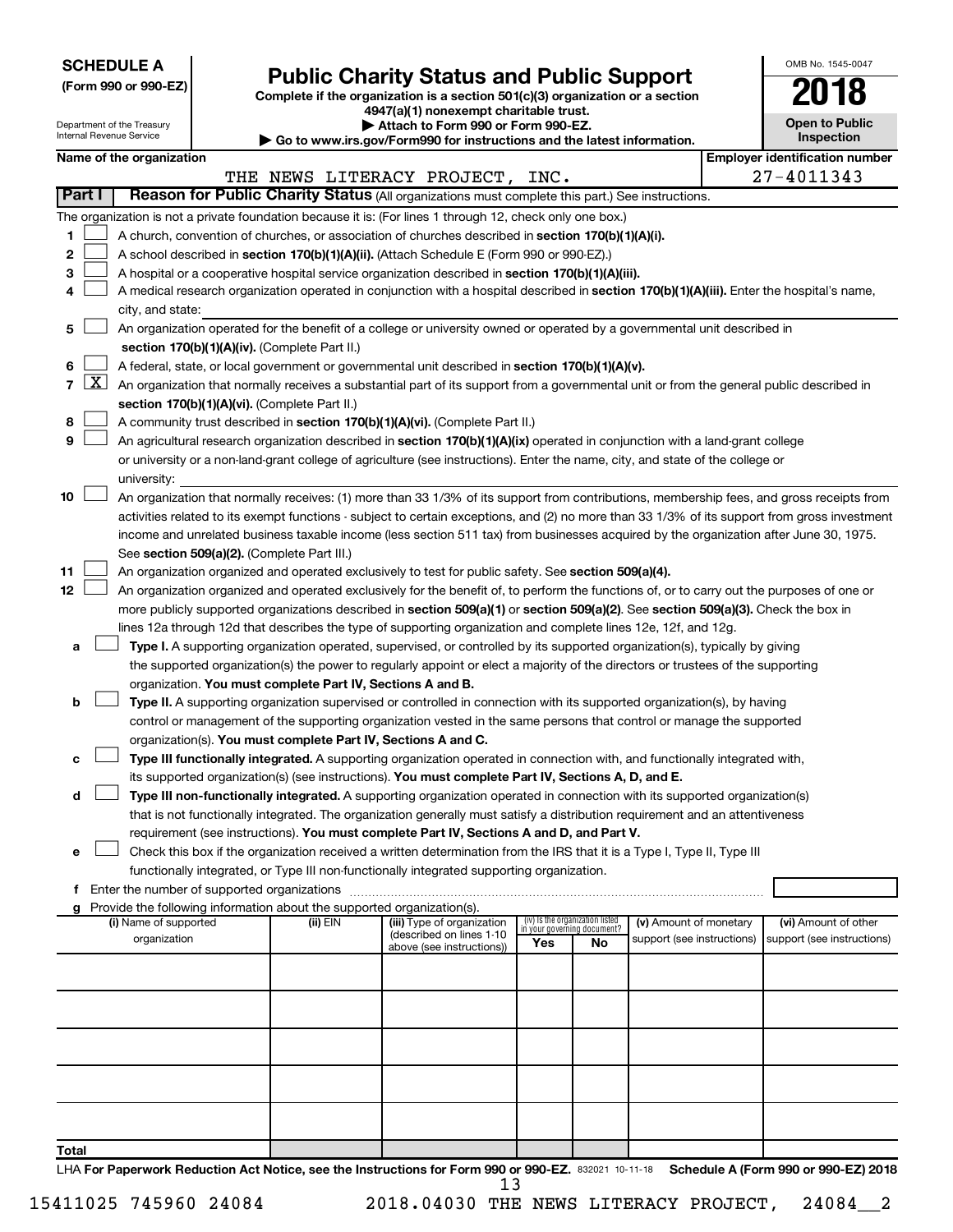**SCHEDULE A**
**(Form 990 or 990-EZ)**

Department of the Treasury
Internal Revenue Service

# Public Charity Status and Public Support

**Complete if the organization is a section 501(c)(3) organization or a section 4947(a)(1) nonexempt charitable trust.**
**▶ Attach to Form 990 or Form 990-EZ.**
**▶ Go to www.irs.gov/Form990 for instructions and the latest information.**

OMB No. 1545-0047

**2018**

**Open to Public Inspection**

| Name of the organization | Employer identification number |
|---|---|
| THE NEWS LITERACY PROJECT, INC. | 27-4011343 |

**Part I** **Reason for Public Charity Status** (All organizations must complete this part.) See instructions.

The organization is not a private foundation because it is: (For lines 1 through 12, check only one box.)

1 ☐ A church, convention of churches, or association of churches described in **section 170(b)(1)(A)(i).**

2 ☐ A school described in **section 170(b)(1)(A)(ii).** (Attach Schedule E (Form 990 or 990-EZ).)

3 ☐ A hospital or a cooperative hospital service organization described in **section 170(b)(1)(A)(iii).**

4 ☐ A medical research organization operated in conjunction with a hospital described in **section 170(b)(1)(A)(iii).** Enter the hospital's name, city, and state:

5 ☐ An organization operated for the benefit of a college or university owned or operated by a governmental unit described in **section 170(b)(1)(A)(iv).** (Complete Part II.)

6 ☐ A federal, state, or local government or governmental unit described in **section 170(b)(1)(A)(v).**

7 ☒ An organization that normally receives a substantial part of its support from a governmental unit or from the general public described in **section 170(b)(1)(A)(vi).** (Complete Part II.)

8 ☐ A community trust described in **section 170(b)(1)(A)(vi).** (Complete Part II.)

9 ☐ An agricultural research organization described in **section 170(b)(1)(A)(ix)** operated in conjunction with a land-grant college or university or a non-land-grant college of agriculture (see instructions). Enter the name, city, and state of the college or university:

10 ☐ An organization that normally receives: (1) more than 33 1/3% of its support from contributions, membership fees, and gross receipts from activities related to its exempt functions - subject to certain exceptions, and (2) no more than 33 1/3% of its support from gross investment income and unrelated business taxable income (less section 511 tax) from businesses acquired by the organization after June 30, 1975. See **section 509(a)(2).** (Complete Part III.)

11 ☐ An organization organized and operated exclusively to test for public safety. See **section 509(a)(4).**

12 ☐ An organization organized and operated exclusively for the benefit of, to perform the functions of, or to carry out the purposes of one or more publicly supported organizations described in **section 509(a)(1)** or **section 509(a)(2)**. See **section 509(a)(3).** Check the box in lines 12a through 12d that describes the type of supporting organization and complete lines 12e, 12f, and 12g.

a ☐ **Type I.** A supporting organization operated, supervised, or controlled by its supported organization(s), typically by giving the supported organization(s) the power to regularly appoint or elect a majority of the directors or trustees of the supporting organization. **You must complete Part IV, Sections A and B.**

b ☐ **Type II.** A supporting organization supervised or controlled in connection with its supported organization(s), by having control or management of the supporting organization vested in the same persons that control or manage the supported organization(s). **You must complete Part IV, Sections A and C.**

c ☐ **Type III functionally integrated.** A supporting organization operated in connection with, and functionally integrated with, its supported organization(s) (see instructions). **You must complete Part IV, Sections A, D, and E.**

d ☐ **Type III non-functionally integrated.** A supporting organization operated in connection with its supported organization(s) that is not functionally integrated. The organization generally must satisfy a distribution requirement and an attentiveness requirement (see instructions). **You must complete Part IV, Sections A and D, and Part V.**

e ☐ Check this box if the organization received a written determination from the IRS that it is a Type I, Type II, Type III functionally integrated, or Type III non-functionally integrated supporting organization.

f Enter the number of supported organizations

g Provide the following information about the supported organization(s).

| (i) Name of supported organization | (ii) EIN | (iii) Type of organization (described on lines 1-10 above (see instructions)) | (iv) Is the organization listed in your governing document? Yes | No | (v) Amount of monetary support (see instructions) | (vi) Amount of other support (see instructions) |
|---|---|---|---|---|---|---|
| | | | | | | |
| | | | | | | |
| | | | | | | |
| | | | | | | |
| | | | | | | |
| **Total** | | | | | | |

LHA **For Paperwork Reduction Act Notice, see the Instructions for Form 990 or 990-EZ.** 832021 10-11-18 **Schedule A (Form 990 or 990-EZ) 2018**

15411025 745960 24084 2018.04030 THE NEWS LITERACY PROJECT, 24084__2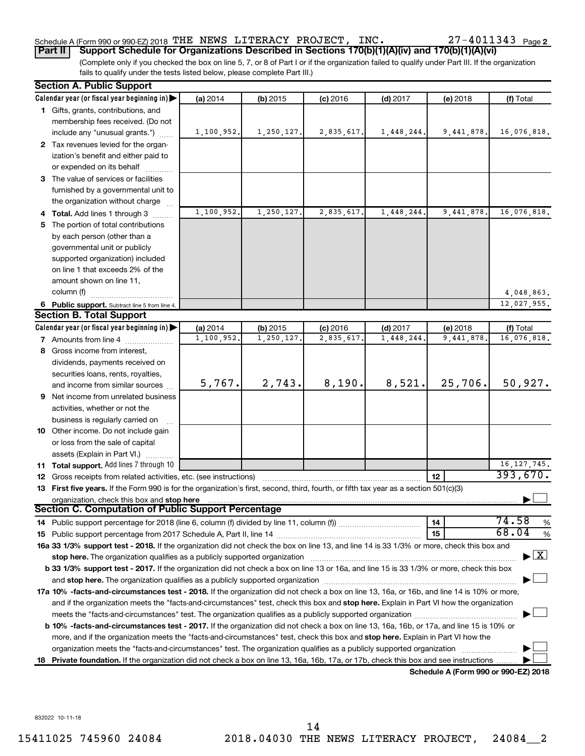Schedule A (Form 990 or 990-EZ) 2018 THE NEWS LITERACY PROJECT, INC. 27-4011343 Page 2

**Part II** **Support Schedule for Organizations Described in Sections 170(b)(1)(A)(iv) and 170(b)(1)(A)(vi)**

(Complete only if you checked the box on line 5, 7, or 8 of Part I or if the organization failed to qualify under Part III. If the organization fails to qualify under the tests listed below, please complete Part III.)

## Section A. Public Support

| Calendar year (or fiscal year beginning in) ▶ | (a) 2014 | (b) 2015 | (c) 2016 | (d) 2017 | (e) 2018 | (f) Total |
|---|---|---|---|---|---|---|
| **1** Gifts, grants, contributions, and membership fees received. (Do not include any "unusual grants.") | 1,100,952. | 1,250,127. | 2,835,617. | 1,448,244. | 9,441,878. | 16,076,818. |
| **2** Tax revenues levied for the organization's benefit and either paid to or expended on its behalf | | | | | | |
| **3** The value of services or facilities furnished by a governmental unit to the organization without charge | | | | | | |
| **4** **Total.** Add lines 1 through 3 | 1,100,952. | 1,250,127. | 2,835,617. | 1,448,244. | 9,441,878. | 16,076,818. |
| **5** The portion of total contributions by each person (other than a governmental unit or publicly supported organization) included on line 1 that exceeds 2% of the amount shown on line 11, column (f) | | | | | | 4,048,863. |
| **6** **Public support.** Subtract line 5 from line 4. | | | | | | 12,027,955. |

## Section B. Total Support

| Calendar year (or fiscal year beginning in) ▶ | (a) 2014 | (b) 2015 | (c) 2016 | (d) 2017 | (e) 2018 | (f) Total |
|---|---|---|---|---|---|---|
| **7** Amounts from line 4 | 1,100,952. | 1,250,127. | 2,835,617. | 1,448,244. | 9,441,878. | 16,076,818. |
| **8** Gross income from interest, dividends, payments received on securities loans, rents, royalties, and income from similar sources | 5,767. | 2,743. | 8,190. | 8,521. | 25,706. | 50,927. |
| **9** Net income from unrelated business activities, whether or not the business is regularly carried on | | | | | | |
| **10** Other income. Do not include gain or loss from the sale of capital assets (Explain in Part VI.) | | | | | | |
| **11** **Total support.** Add lines 7 through 10 | | | | | | 16,127,745. |

**12** Gross receipts from related activities, etc. (see instructions) — **12** — 393,670.

**13** **First five years.** If the Form 990 is for the organization's first, second, third, fourth, or fifth tax year as a section 501(c)(3) organization, check this box and **stop here** ▶ ☐

## Section C. Computation of Public Support Percentage

**14** Public support percentage for 2018 (line 6, column (f) divided by line 11, column (f)) — **14** — 74.58 %

**15** Public support percentage from 2017 Schedule A, Part II, line 14 — **15** — 68.04 %

**16a 33 1/3% support test - 2018.** If the organization did not check the box on line 13, and line 14 is 33 1/3% or more, check this box and **stop here.** The organization qualifies as a publicly supported organization ▶ ☒

**b 33 1/3% support test - 2017.** If the organization did not check a box on line 13 or 16a, and line 15 is 33 1/3% or more, check this box and **stop here.** The organization qualifies as a publicly supported organization ▶ ☐

**17a 10% -facts-and-circumstances test - 2018.** If the organization did not check a box on line 13, 16a, or 16b, and line 14 is 10% or more, and if the organization meets the "facts-and-circumstances" test, check this box and **stop here.** Explain in Part VI how the organization meets the "facts-and-circumstances" test. The organization qualifies as a publicly supported organization ▶ ☐

**b 10% -facts-and-circumstances test - 2017.** If the organization did not check a box on line 13, 16a, 16b, or 17a, and line 15 is 10% or more, and if the organization meets the "facts-and-circumstances" test, check this box and **stop here.** Explain in Part VI how the organization meets the "facts-and-circumstances" test. The organization qualifies as a publicly supported organization ▶ ☐

**18** **Private foundation.** If the organization did not check a box on line 13, 16a, 16b, 17a, or 17b, check this box and see instructions ▶ ☐

**Schedule A (Form 990 or 990-EZ) 2018**

832022 10-11-18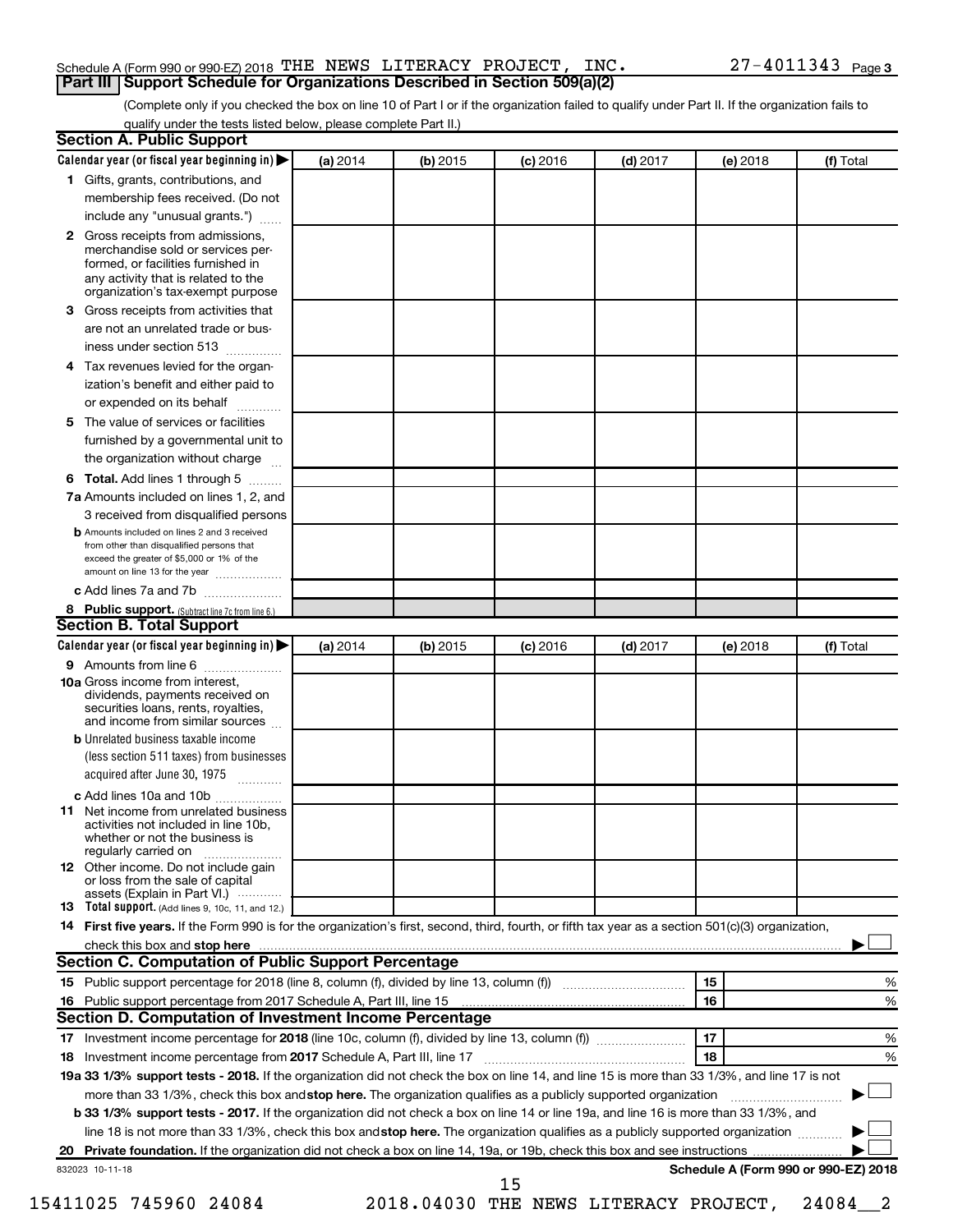Schedule A (Form 990 or 990-EZ) 2018 THE NEWS LITERACY PROJECT, INC. 27-4011343 Page 3

## Part III Support Schedule for Organizations Described in Section 509(a)(2)

(Complete only if you checked the box on line 10 of Part I or if the organization failed to qualify under Part II. If the organization fails to qualify under the tests listed below, please complete Part II.)

### Section A. Public Support

| Calendar year (or fiscal year beginning in) ▶ | (a) 2014 | (b) 2015 | (c) 2016 | (d) 2017 | (e) 2018 | (f) Total |
|---|---|---|---|---|---|---|
| **1** Gifts, grants, contributions, and membership fees received. (Do not include any "unusual grants.") | | | | | | |
| **2** Gross receipts from admissions, merchandise sold or services performed, or facilities furnished in any activity that is related to the organization's tax-exempt purpose | | | | | | |
| **3** Gross receipts from activities that are not an unrelated trade or business under section 513 | | | | | | |
| **4** Tax revenues levied for the organization's benefit and either paid to or expended on its behalf | | | | | | |
| **5** The value of services or facilities furnished by a governmental unit to the organization without charge | | | | | | |
| **6 Total.** Add lines 1 through 5 | | | | | | |
| **7a** Amounts included on lines 1, 2, and 3 received from disqualified persons | | | | | | |
| **b** Amounts included on lines 2 and 3 received from other than disqualified persons that exceed the greater of $5,000 or 1% of the amount on line 13 for the year | | | | | | |
| **c** Add lines 7a and 7b | | | | | | |
| **8 Public support.** (Subtract line 7c from line 6.) | | | | | | |

### Section B. Total Support

| Calendar year (or fiscal year beginning in) ▶ | (a) 2014 | (b) 2015 | (c) 2016 | (d) 2017 | (e) 2018 | (f) Total |
|---|---|---|---|---|---|---|
| **9** Amounts from line 6 | | | | | | |
| **10a** Gross income from interest, dividends, payments received on securities loans, rents, royalties, and income from similar sources | | | | | | |
| **b** Unrelated business taxable income (less section 511 taxes) from businesses acquired after June 30, 1975 | | | | | | |
| **c** Add lines 10a and 10b | | | | | | |
| **11** Net income from unrelated business activities not included in line 10b, whether or not the business is regularly carried on | | | | | | |
| **12** Other income. Do not include gain or loss from the sale of capital assets (Explain in Part VI.) | | | | | | |
| **13 Total support.** (Add lines 9, 10c, 11, and 12.) | | | | | | |

**14 First five years.** If the Form 990 is for the organization's first, second, third, fourth, or fifth tax year as a section 501(c)(3) organization, check this box and **stop here** ▶ ☐

### Section C. Computation of Public Support Percentage

| | | | |
|---|---|---|---|
| **15** | Public support percentage for 2018 (line 8, column (f), divided by line 13, column (f)) | 15 | % |
| **16** | Public support percentage from 2017 Schedule A, Part III, line 15 | 16 | % |

### Section D. Computation of Investment Income Percentage

| | | | |
|---|---|---|---|
| **17** | Investment income percentage for **2018** (line 10c, column (f), divided by line 13, column (f)) | 17 | % |
| **18** | Investment income percentage from **2017** Schedule A, Part III, line 17 | 18 | % |

**19a 33 1/3% support tests - 2018.** If the organization did not check the box on line 14, and line 15 is more than 33 1/3%, and line 17 is not more than 33 1/3%, check this box and **stop here.** The organization qualifies as a publicly supported organization ▶ ☐

**b 33 1/3% support tests - 2017.** If the organization did not check a box on line 14 or line 19a, and line 16 is more than 33 1/3%, and line 18 is not more than 33 1/3%, check this box and **stop here.** The organization qualifies as a publicly supported organization ▶ ☐

**20 Private foundation.** If the organization did not check a box on line 14, 19a, or 19b, check this box and see instructions ▶ ☐

832023 10-11-18 **Schedule A (Form 990 or 990-EZ) 2018**

15411025 745960 24084 2018.04030 THE NEWS LITERACY PROJECT, 24084__2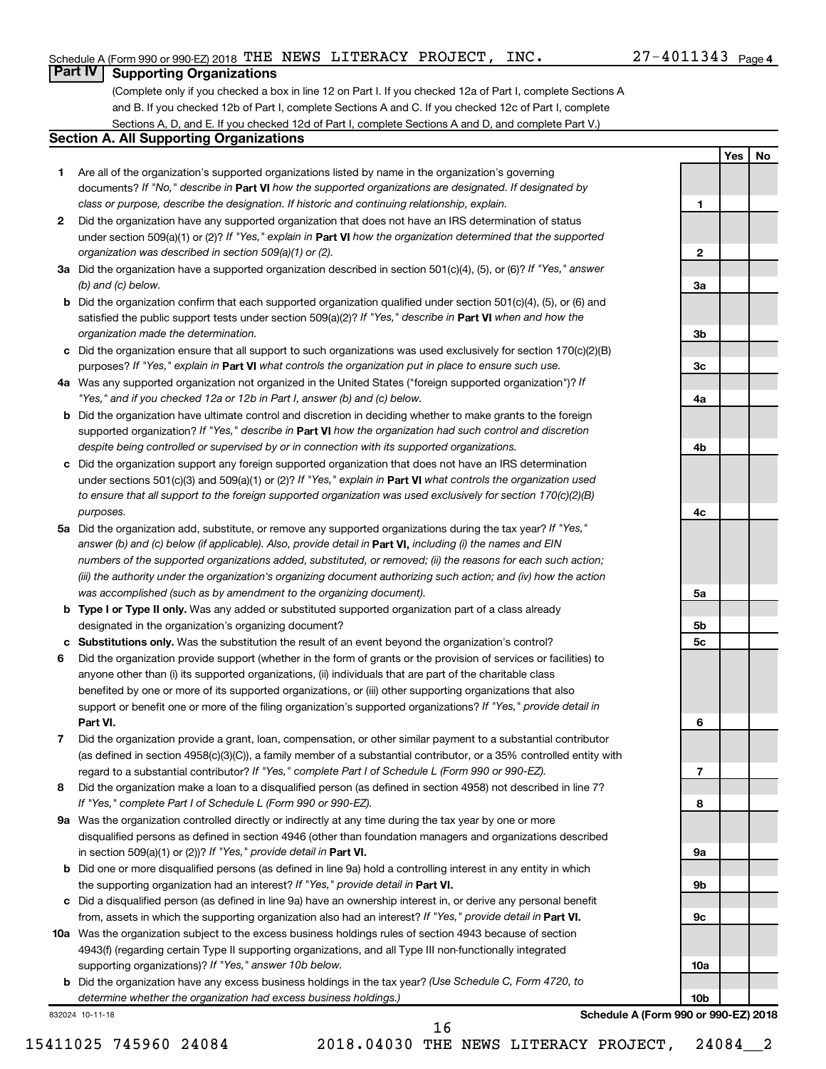Schedule A (Form 990 or 990-EZ) 2018 THE NEWS LITERACY PROJECT, INC. 27-4011343 Page 4

## Part IV Supporting Organizations

(Complete only if you checked a box in line 12 on Part I. If you checked 12a of Part I, complete Sections A and B. If you checked 12b of Part I, complete Sections A and C. If you checked 12c of Part I, complete Sections A, D, and E. If you checked 12d of Part I, complete Sections A and D, and complete Part V.)

### Section A. All Supporting Organizations

| | | | Yes | No |
|---|---|---|---|---|
| **1** | Are all of the organization's supported organizations listed by name in the organization's governing documents? *If "No," describe in* **Part VI** *how the supported organizations are designated. If designated by class or purpose, describe the designation. If historic and continuing relationship, explain.* | 1 | | |
| **2** | Did the organization have any supported organization that does not have an IRS determination of status under section 509(a)(1) or (2)? *If "Yes," explain in* **Part VI** *how the organization determined that the supported organization was described in section 509(a)(1) or (2).* | 2 | | |
| **3a** | Did the organization have a supported organization described in section 501(c)(4), (5), or (6)? *If "Yes," answer (b) and (c) below.* | 3a | | |
| **b** | Did the organization confirm that each supported organization qualified under section 501(c)(4), (5), or (6) and satisfied the public support tests under section 509(a)(2)? *If "Yes," describe in* **Part VI** *when and how the organization made the determination.* | 3b | | |
| **c** | Did the organization ensure that all support to such organizations was used exclusively for section 170(c)(2)(B) purposes? *If "Yes," explain in* **Part VI** *what controls the organization put in place to ensure such use.* | 3c | | |
| **4a** | Was any supported organization not organized in the United States ("foreign supported organization")? *If "Yes," and if you checked 12a or 12b in Part I, answer (b) and (c) below.* | 4a | | |
| **b** | Did the organization have ultimate control and discretion in deciding whether to make grants to the foreign supported organization? *If "Yes," describe in* **Part VI** *how the organization had such control and discretion despite being controlled or supervised by or in connection with its supported organizations.* | 4b | | |
| **c** | Did the organization support any foreign supported organization that does not have an IRS determination under sections 501(c)(3) and 509(a)(1) or (2)? *If "Yes," explain in* **Part VI** *what controls the organization used to ensure that all support to the foreign supported organization was used exclusively for section 170(c)(2)(B) purposes.* | 4c | | |
| **5a** | Did the organization add, substitute, or remove any supported organizations during the tax year? *If "Yes," answer (b) and (c) below (if applicable). Also, provide detail in* **Part VI,** *including (i) the names and EIN numbers of the supported organizations added, substituted, or removed; (ii) the reasons for each such action; (iii) the authority under the organization's organizing document authorizing such action; and (iv) how the action was accomplished (such as by amendment to the organizing document).* | 5a | | |
| **b** | **Type I or Type II only.** Was any added or substituted supported organization part of a class already designated in the organization's organizing document? | 5b | | |
| **c** | **Substitutions only.** Was the substitution the result of an event beyond the organization's control? | 5c | | |
| **6** | Did the organization provide support (whether in the form of grants or the provision of services or facilities) to anyone other than (i) its supported organizations, (ii) individuals that are part of the charitable class benefited by one or more of its supported organizations, or (iii) other supporting organizations that also support or benefit one or more of the filing organization's supported organizations? *If "Yes," provide detail in* **Part VI.** | 6 | | |
| **7** | Did the organization provide a grant, loan, compensation, or other similar payment to a substantial contributor (as defined in section 4958(c)(3)(C)), a family member of a substantial contributor, or a 35% controlled entity with regard to a substantial contributor? *If "Yes," complete Part I of Schedule L (Form 990 or 990-EZ).* | 7 | | |
| **8** | Did the organization make a loan to a disqualified person (as defined in section 4958) not described in line 7? *If "Yes," complete Part I of Schedule L (Form 990 or 990-EZ).* | 8 | | |
| **9a** | Was the organization controlled directly or indirectly at any time during the tax year by one or more disqualified persons as defined in section 4946 (other than foundation managers and organizations described in section 509(a)(1) or (2))? *If "Yes," provide detail in* **Part VI.** | 9a | | |
| **b** | Did one or more disqualified persons (as defined in line 9a) hold a controlling interest in any entity in which the supporting organization had an interest? *If "Yes," provide detail in* **Part VI.** | 9b | | |
| **c** | Did a disqualified person (as defined in line 9a) have an ownership interest in, or derive any personal benefit from, assets in which the supporting organization also had an interest? *If "Yes," provide detail in* **Part VI.** | 9c | | |
| **10a** | Was the organization subject to the excess business holdings rules of section 4943 because of section 4943(f) (regarding certain Type II supporting organizations, and all Type III non-functionally integrated supporting organizations)? *If "Yes," answer 10b below.* | 10a | | |
| **b** | Did the organization have any excess business holdings in the tax year? *(Use Schedule C, Form 4720, to determine whether the organization had excess business holdings.)* | 10b | | |

832024 10-11-18 **Schedule A (Form 990 or 990-EZ) 2018**

16

15411025 745960 24084 2018.04030 THE NEWS LITERACY PROJECT, 24084__2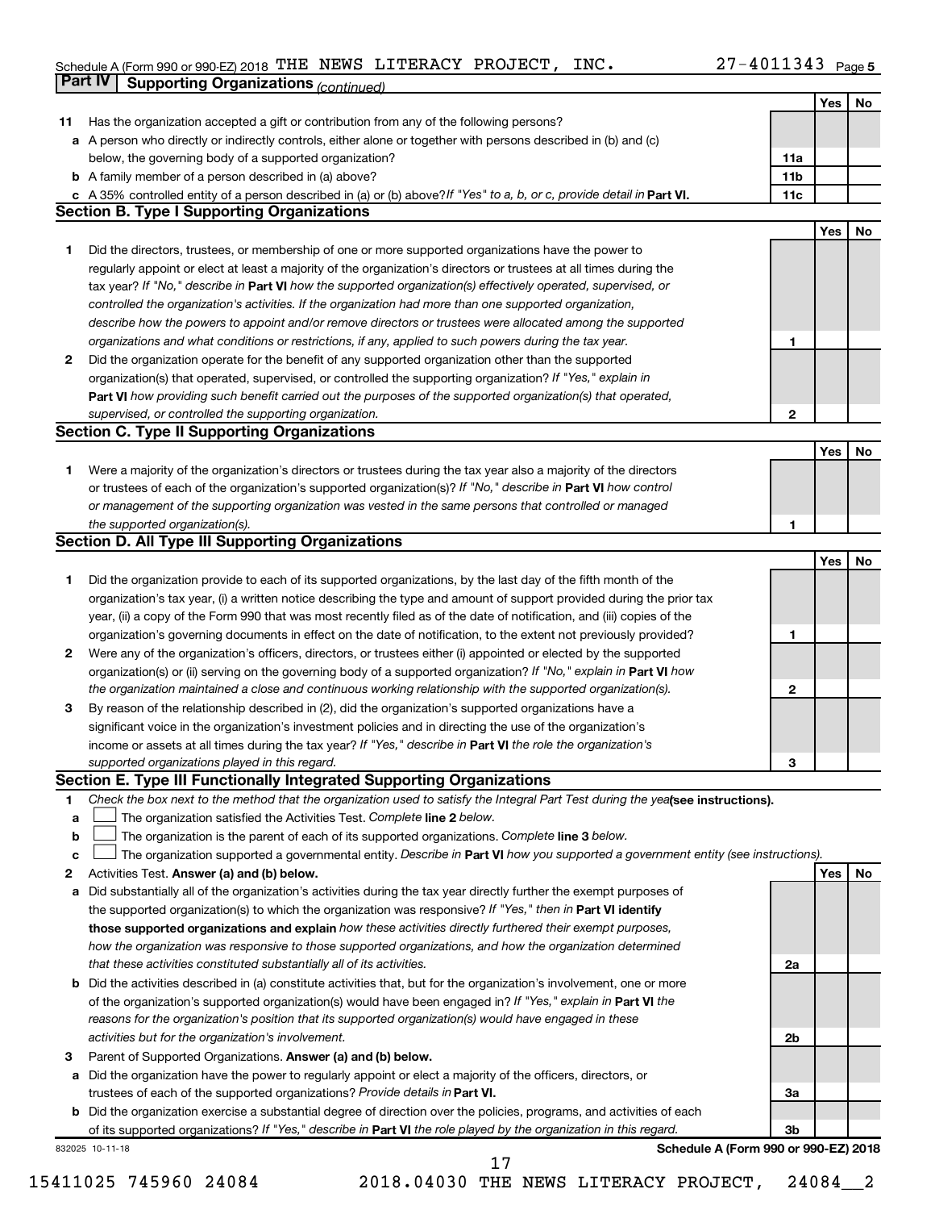Schedule A (Form 990 or 990-EZ) 2018 THE NEWS LITERACY PROJECT, INC. 27-4011343 Page 5

## Part IV Supporting Organizations *(continued)*

| | | | Yes | No |
|---|---|---|---|---|
| **11** | Has the organization accepted a gift or contribution from any of the following persons? | | | |
| **a** | A person who directly or indirectly controls, either alone or together with persons described in (b) and (c) below, the governing body of a supported organization? | 11a | | |
| **b** | A family member of a person described in (a) above? | 11b | | |
| **c** | A 35% controlled entity of a person described in (a) or (b) above? *If "Yes" to a, b, or c, provide detail in* **Part VI.** | 11c | | |

### Section B. Type I Supporting Organizations

| | | | Yes | No |
|---|---|---|---|---|
| **1** | Did the directors, trustees, or membership of one or more supported organizations have the power to regularly appoint or elect at least a majority of the organization's directors or trustees at all times during the tax year? *If "No," describe in* **Part VI** *how the supported organization(s) effectively operated, supervised, or controlled the organization's activities. If the organization had more than one supported organization, describe how the powers to appoint and/or remove directors or trustees were allocated among the supported organizations and what conditions or restrictions, if any, applied to such powers during the tax year.* | 1 | | |
| **2** | Did the organization operate for the benefit of any supported organization other than the supported organization(s) that operated, supervised, or controlled the supporting organization? *If "Yes," explain in* **Part VI** *how providing such benefit carried out the purposes of the supported organization(s) that operated, supervised, or controlled the supporting organization.* | 2 | | |

### Section C. Type II Supporting Organizations

| | | | Yes | No |
|---|---|---|---|---|
| **1** | Were a majority of the organization's directors or trustees during the tax year also a majority of the directors or trustees of each of the organization's supported organization(s)? *If "No," describe in* **Part VI** *how control or management of the supporting organization was vested in the same persons that controlled or managed the supported organization(s).* | 1 | | |

### Section D. All Type III Supporting Organizations

| | | | Yes | No |
|---|---|---|---|---|
| **1** | Did the organization provide to each of its supported organizations, by the last day of the fifth month of the organization's tax year, (i) a written notice describing the type and amount of support provided during the prior tax year, (ii) a copy of the Form 990 that was most recently filed as of the date of notification, and (iii) copies of the organization's governing documents in effect on the date of notification, to the extent not previously provided? | 1 | | |
| **2** | Were any of the organization's officers, directors, or trustees either (i) appointed or elected by the supported organization(s) or (ii) serving on the governing body of a supported organization? *If "No," explain in* **Part VI** *how the organization maintained a close and continuous working relationship with the supported organization(s).* | 2 | | |
| **3** | By reason of the relationship described in (2), did the organization's supported organizations have a significant voice in the organization's investment policies and in directing the use of the organization's income or assets at all times during the tax year? *If "Yes," describe in* **Part VI** *the role the organization's supported organizations played in this regard.* | 3 | | |

### Section E. Type III Functionally Integrated Supporting Organizations

**1** *Check the box next to the method that the organization used to satisfy the Integral Part Test during the year* **(see instructions).**

- **a** ☐ The organization satisfied the Activities Test. *Complete* **line 2** *below.*
- **b** ☐ The organization is the parent of each of its supported organizations. *Complete* **line 3** *below.*
- **c** ☐ The organization supported a governmental entity. *Describe in* **Part VI** *how you supported a government entity (see instructions).*

| | | | Yes | No |
|---|---|---|---|---|
| **2** | Activities Test. **Answer (a) and (b) below.** | | | |
| **a** | Did substantially all of the organization's activities during the tax year directly further the exempt purposes of the supported organization(s) to which the organization was responsive? *If "Yes," then in* **Part VI identify those supported organizations and explain** *how these activities directly furthered their exempt purposes, how the organization was responsive to those supported organizations, and how the organization determined that these activities constituted substantially all of its activities.* | 2a | | |
| **b** | Did the activities described in (a) constitute activities that, but for the organization's involvement, one or more of the organization's supported organization(s) would have been engaged in? *If "Yes," explain in* **Part VI** *the reasons for the organization's position that its supported organization(s) would have engaged in these activities but for the organization's involvement.* | 2b | | |
| **3** | Parent of Supported Organizations. **Answer (a) and (b) below.** | | | |
| **a** | Did the organization have the power to regularly appoint or elect a majority of the officers, directors, or trustees of each of the supported organizations? *Provide details in* **Part VI.** | 3a | | |
| **b** | Did the organization exercise a substantial degree of direction over the policies, programs, and activities of each of its supported organizations? *If "Yes," describe in* **Part VI** *the role played by the organization in this regard.* | 3b | | |

832025 10-11-18 **Schedule A (Form 990 or 990-EZ) 2018**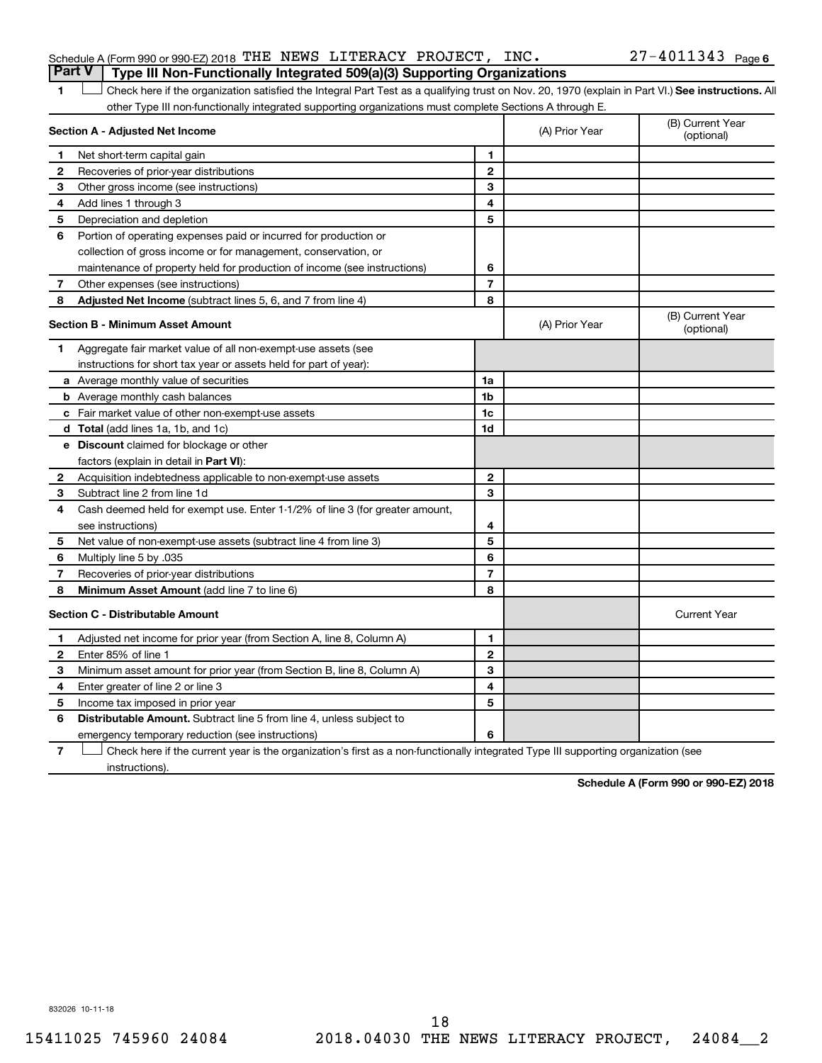Schedule A (Form 990 or 990-EZ) 2018 THE NEWS LITERACY PROJECT, INC. 27-4011343 Page 6

## Part V Type III Non-Functionally Integrated 509(a)(3) Supporting Organizations

1 ☐ Check here if the organization satisfied the Integral Part Test as a qualifying trust on Nov. 20, 1970 (explain in Part VI.) **See instructions.** All other Type III non-functionally integrated supporting organizations must complete Sections A through E.

| **Section A - Adjusted Net Income** | | | (A) Prior Year | (B) Current Year (optional) |
|---|---|---|---|---|
| 1 | Net short-term capital gain | 1 | | |
| 2 | Recoveries of prior-year distributions | 2 | | |
| 3 | Other gross income (see instructions) | 3 | | |
| 4 | Add lines 1 through 3 | 4 | | |
| 5 | Depreciation and depletion | 5 | | |
| 6 | Portion of operating expenses paid or incurred for production or collection of gross income or for management, conservation, or maintenance of property held for production of income (see instructions) | 6 | | |
| 7 | Other expenses (see instructions) | 7 | | |
| 8 | **Adjusted Net Income** (subtract lines 5, 6, and 7 from line 4) | 8 | | |

| **Section B - Minimum Asset Amount** | | | (A) Prior Year | (B) Current Year (optional) |
|---|---|---|---|---|
| 1 | Aggregate fair market value of all non-exempt-use assets (see instructions for short tax year or assets held for part of year): | | | |
| a | Average monthly value of securities | 1a | | |
| b | Average monthly cash balances | 1b | | |
| c | Fair market value of other non-exempt-use assets | 1c | | |
| d | **Total** (add lines 1a, 1b, and 1c) | 1d | | |
| e | **Discount** claimed for blockage or other factors (explain in detail in **Part VI**): | | | |
| 2 | Acquisition indebtedness applicable to non-exempt-use assets | 2 | | |
| 3 | Subtract line 2 from line 1d | 3 | | |
| 4 | Cash deemed held for exempt use. Enter 1-1/2% of line 3 (for greater amount, see instructions) | 4 | | |
| 5 | Net value of non-exempt-use assets (subtract line 4 from line 3) | 5 | | |
| 6 | Multiply line 5 by .035 | 6 | | |
| 7 | Recoveries of prior-year distributions | 7 | | |
| 8 | **Minimum Asset Amount** (add line 7 to line 6) | 8 | | |

| **Section C - Distributable Amount** | | | | Current Year |
|---|---|---|---|---|
| 1 | Adjusted net income for prior year (from Section A, line 8, Column A) | 1 | | |
| 2 | Enter 85% of line 1 | 2 | | |
| 3 | Minimum asset amount for prior year (from Section B, line 8, Column A) | 3 | | |
| 4 | Enter greater of line 2 or line 3 | 4 | | |
| 5 | Income tax imposed in prior year | 5 | | |
| 6 | **Distributable Amount.** Subtract line 5 from line 4, unless subject to emergency temporary reduction (see instructions) | 6 | | |

7 ☐ Check here if the current year is the organization's first as a non-functionally integrated Type III supporting organization (see instructions).

**Schedule A (Form 990 or 990-EZ) 2018**

832026 10-11-18

15411025 745960 24084 2018.04030 THE NEWS LITERACY PROJECT, 24084__2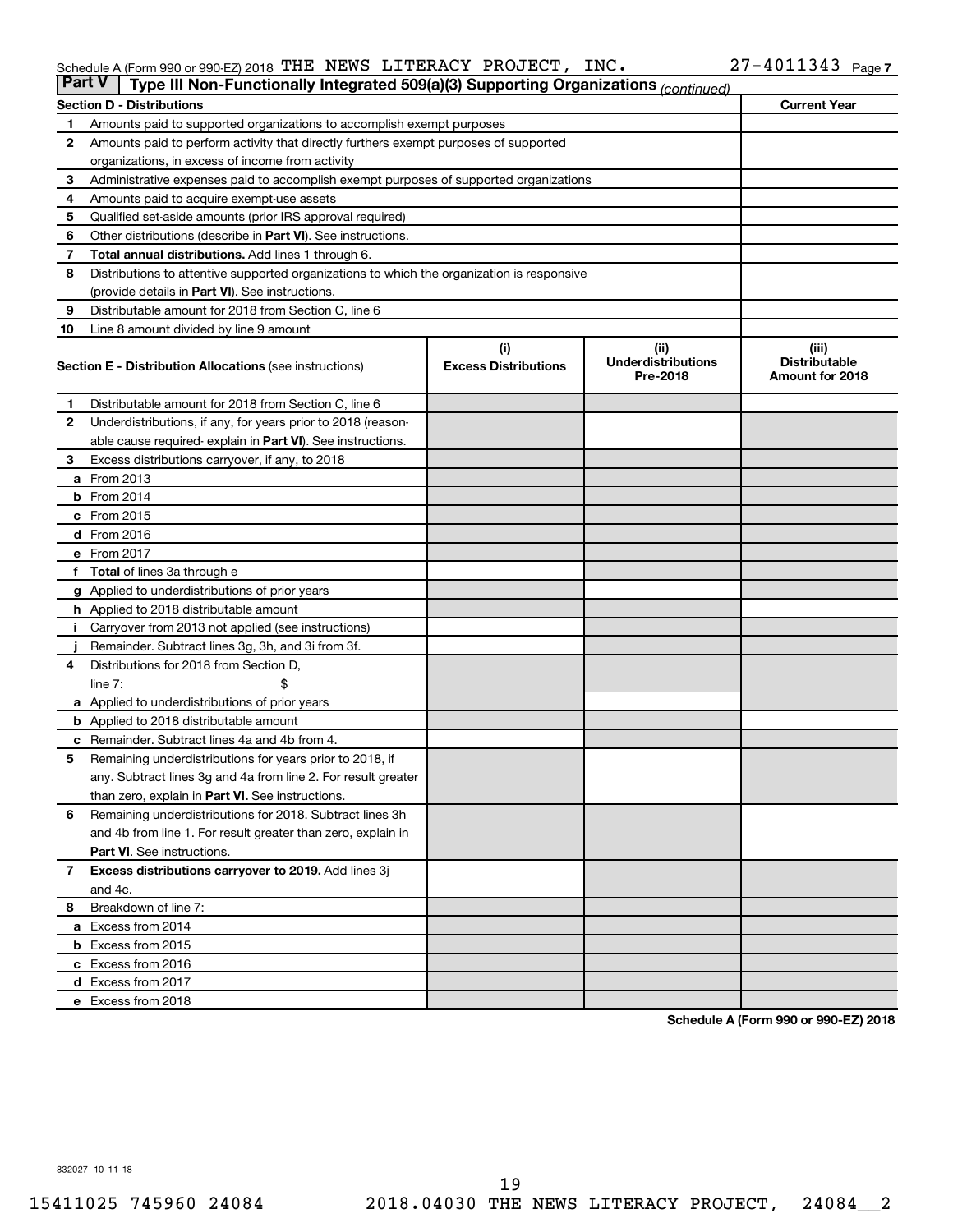Schedule A (Form 990 or 990-EZ) 2018 THE NEWS LITERACY PROJECT, INC. 27-4011343 Page 7

## Part V Type III Non-Functionally Integrated 509(a)(3) Supporting Organizations *(continued)*

| Section D - Distributions | | Current Year |
|---|---|---|
| 1 | Amounts paid to supported organizations to accomplish exempt purposes | |
| 2 | Amounts paid to perform activity that directly furthers exempt purposes of supported organizations, in excess of income from activity | |
| 3 | Administrative expenses paid to accomplish exempt purposes of supported organizations | |
| 4 | Amounts paid to acquire exempt-use assets | |
| 5 | Qualified set-aside amounts (prior IRS approval required) | |
| 6 | Other distributions (describe in **Part VI**). See instructions. | |
| 7 | **Total annual distributions.** Add lines 1 through 6. | |
| 8 | Distributions to attentive supported organizations to which the organization is responsive (provide details in **Part VI**). See instructions. | |
| 9 | Distributable amount for 2018 from Section C, line 6 | |
| 10 | Line 8 amount divided by line 9 amount | |

| Section E - Distribution Allocations (see instructions) | | (i) Excess Distributions | (ii) Underdistributions Pre-2018 | (iii) Distributable Amount for 2018 |
|---|---|---|---|---|
| 1 | Distributable amount for 2018 from Section C, line 6 | | | |
| 2 | Underdistributions, if any, for years prior to 2018 (reasonable cause required- explain in **Part VI**). See instructions. | | | |
| 3 | Excess distributions carryover, if any, to 2018 | | | |
| a | From 2013 | | | |
| b | From 2014 | | | |
| c | From 2015 | | | |
| d | From 2016 | | | |
| e | From 2017 | | | |
| f | **Total** of lines 3a through e | | | |
| g | Applied to underdistributions of prior years | | | |
| h | Applied to 2018 distributable amount | | | |
| i | Carryover from 2013 not applied (see instructions) | | | |
| j | Remainder. Subtract lines 3g, 3h, and 3i from 3f. | | | |
| 4 | Distributions for 2018 from Section D, line 7: $ | | | |
| a | Applied to underdistributions of prior years | | | |
| b | Applied to 2018 distributable amount | | | |
| c | Remainder. Subtract lines 4a and 4b from 4. | | | |
| 5 | Remaining underdistributions for years prior to 2018, if any. Subtract lines 3g and 4a from line 2. For result greater than zero, explain in **Part VI.** See instructions. | | | |
| 6 | Remaining underdistributions for 2018. Subtract lines 3h and 4b from line 1. For result greater than zero, explain in **Part VI**. See instructions. | | | |
| 7 | **Excess distributions carryover to 2019.** Add lines 3j and 4c. | | | |
| 8 | Breakdown of line 7: | | | |
| a | Excess from 2014 | | | |
| b | Excess from 2015 | | | |
| c | Excess from 2016 | | | |
| d | Excess from 2017 | | | |
| e | Excess from 2018 | | | |

**Schedule A (Form 990 or 990-EZ) 2018**

832027 10-11-18

15411025 745960 24084 2018.04030 THE NEWS LITERACY PROJECT, 24084__2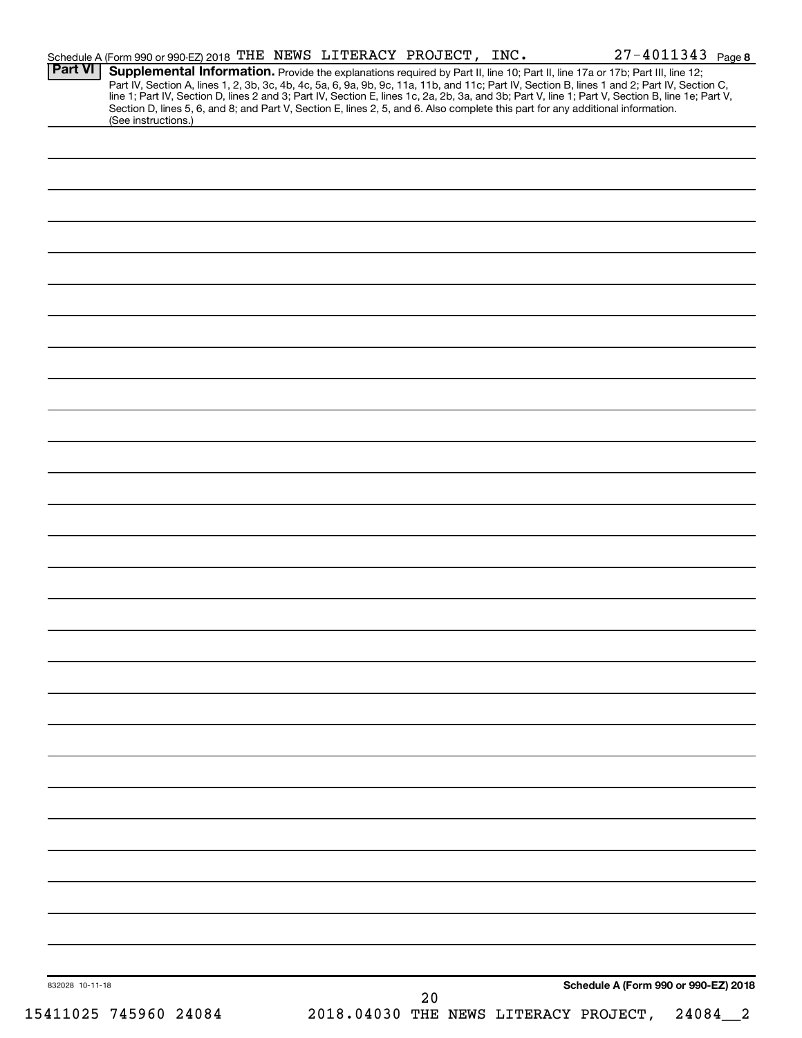Schedule A (Form 990 or 990-EZ) 2018 THE NEWS LITERACY PROJECT, INC. 27-4011343 Page 8

**Part VI** **Supplemental Information.** Provide the explanations required by Part II, line 10; Part II, line 17a or 17b; Part III, line 12; Part IV, Section A, lines 1, 2, 3b, 3c, 4b, 4c, 5a, 6, 9a, 9b, 9c, 11a, 11b, and 11c; Part IV, Section B, lines 1 and 2; Part IV, Section C, line 1; Part IV, Section D, lines 2 and 3; Part IV, Section E, lines 1c, 2a, 2b, 3a, and 3b; Part V, line 1; Part V, Section B, line 1e; Part V, Section D, lines 5, 6, and 8; and Part V, Section E, lines 2, 5, and 6. Also complete this part for any additional information. (See instructions.)

832028 10-11-18

Schedule A (Form 990 or 990-EZ) 2018

15411025 745960 24084 2018.04030 THE NEWS LITERACY PROJECT, 24084__2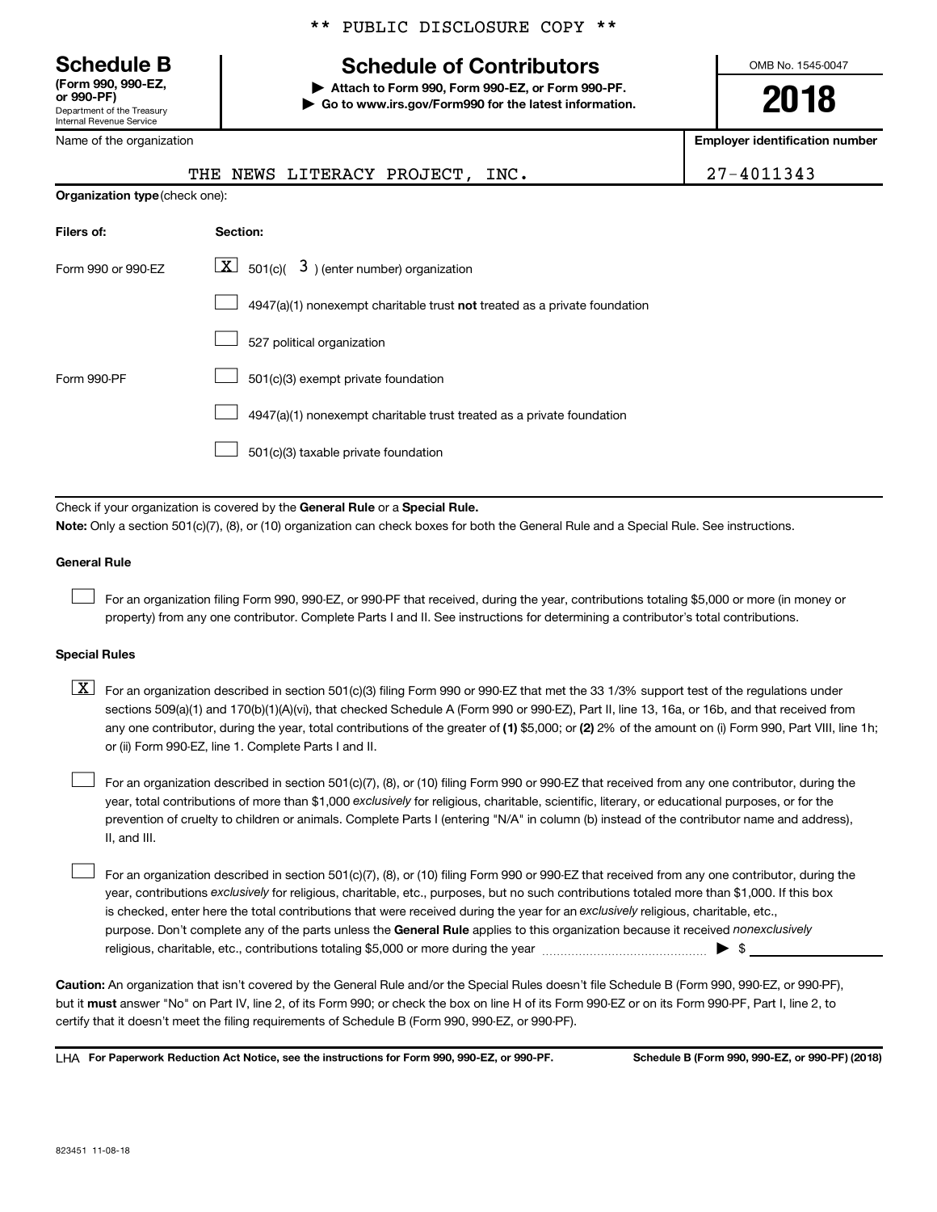\*\* PUBLIC DISCLOSURE COPY \*\*

# Schedule B

**(Form 990, 990-EZ, or 990-PF)**
Department of the Treasury
Internal Revenue Service

## Schedule of Contributors

▶ **Attach to Form 990, Form 990-EZ, or Form 990-PF.**
▶ **Go to www.irs.gov/Form990 for the latest information.**

OMB No. 1545-0047

**2018**

| Name of the organization | Employer identification number |
|---|---|
| THE NEWS LITERACY PROJECT, INC. | 27-4011343 |

**Organization type** (check one):

| Filers of: | Section: |
|---|---|
| Form 990 or 990-EZ | [X] 501(c)( 3 ) (enter number) organization |
| | [ ] 4947(a)(1) nonexempt charitable trust **not** treated as a private foundation |
| | [ ] 527 political organization |
| Form 990-PF | [ ] 501(c)(3) exempt private foundation |
| | [ ] 4947(a)(1) nonexempt charitable trust treated as a private foundation |
| | [ ] 501(c)(3) taxable private foundation |

Check if your organization is covered by the **General Rule** or a **Special Rule.**

**Note:** Only a section 501(c)(7), (8), or (10) organization can check boxes for both the General Rule and a Special Rule. See instructions.

**General Rule**

[ ] For an organization filing Form 990, 990-EZ, or 990-PF that received, during the year, contributions totaling $5,000 or more (in money or property) from any one contributor. Complete Parts I and II. See instructions for determining a contributor's total contributions.

**Special Rules**

[X] For an organization described in section 501(c)(3) filing Form 990 or 990-EZ that met the 33 1/3% support test of the regulations under sections 509(a)(1) and 170(b)(1)(A)(vi), that checked Schedule A (Form 990 or 990-EZ), Part II, line 13, 16a, or 16b, and that received from any one contributor, during the year, total contributions of the greater of **(1)** $5,000; or **(2)** 2% of the amount on (i) Form 990, Part VIII, line 1h; or (ii) Form 990-EZ, line 1. Complete Parts I and II.

[ ] For an organization described in section 501(c)(7), (8), or (10) filing Form 990 or 990-EZ that received from any one contributor, during the year, total contributions of more than $1,000 *exclusively* for religious, charitable, scientific, literary, or educational purposes, or for the prevention of cruelty to children or animals. Complete Parts I (entering "N/A" in column (b) instead of the contributor name and address), II, and III.

[ ] For an organization described in section 501(c)(7), (8), or (10) filing Form 990 or 990-EZ that received from any one contributor, during the year, contributions *exclusively* for religious, charitable, etc., purposes, but no such contributions totaled more than $1,000. If this box is checked, enter here the total contributions that were received during the year for an *exclusively* religious, charitable, etc., purpose. Don't complete any of the parts unless the **General Rule** applies to this organization because it received *nonexclusively* religious, charitable, etc., contributions totaling $5,000 or more during the year ▶ $ \_\_\_\_\_\_\_\_

**Caution:** An organization that isn't covered by the General Rule and/or the Special Rules doesn't file Schedule B (Form 990, 990-EZ, or 990-PF), but it **must** answer "No" on Part IV, line 2, of its Form 990; or check the box on line H of its Form 990-EZ or on its Form 990-PF, Part I, line 2, to certify that it doesn't meet the filing requirements of Schedule B (Form 990, 990-EZ, or 990-PF).

LHA **For Paperwork Reduction Act Notice, see the instructions for Form 990, 990-EZ, or 990-PF.** **Schedule B (Form 990, 990-EZ, or 990-PF) (2018)**

823451 11-08-18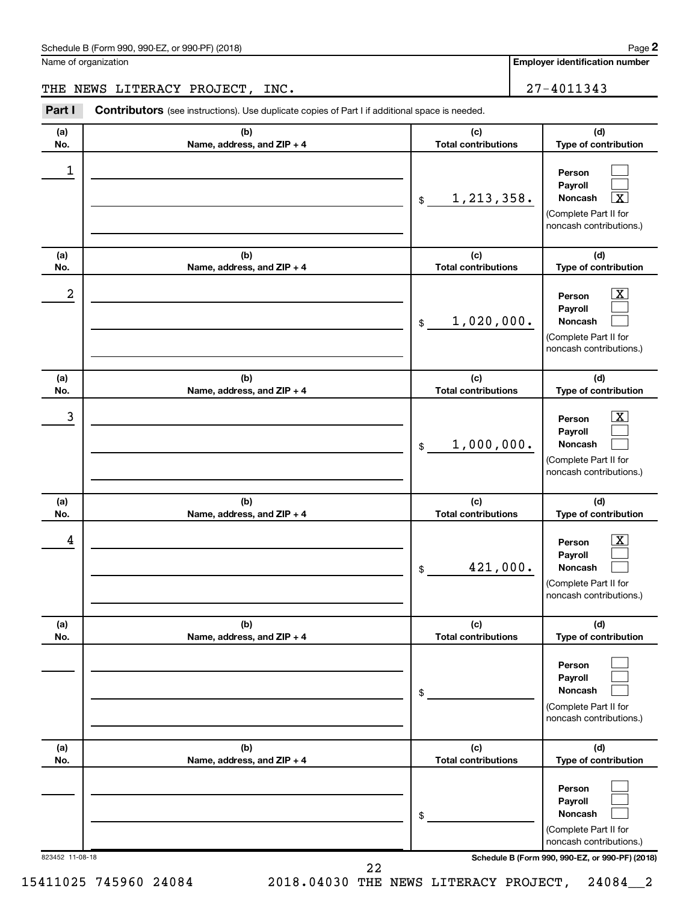Schedule B (Form 990, 990-EZ, or 990-PF) (2018)

Name of organization

THE NEWS LITERACY PROJECT, INC.

**Employer identification number**

27-4011343

**Part I** **Contributors** (see instructions). Use duplicate copies of Part I if additional space is needed.

| (a) No. | (b) Name, address, and ZIP + 4 | (c) Total contributions | (d) Type of contribution |
|---|---|---|---|
| 1 | | $ 1,213,358. | Person [ ] Payroll [ ] Noncash [X] (Complete Part II for noncash contributions.) |
| 2 | | $ 1,020,000. | Person [X] Payroll [ ] Noncash [ ] (Complete Part II for noncash contributions.) |
| 3 | | $ 1,000,000. | Person [X] Payroll [ ] Noncash [ ] (Complete Part II for noncash contributions.) |
| 4 | | $ 421,000. | Person [X] Payroll [ ] Noncash [ ] (Complete Part II for noncash contributions.) |
| | | $ | Person [ ] Payroll [ ] Noncash [ ] (Complete Part II for noncash contributions.) |
| | | $ | Person [ ] Payroll [ ] Noncash [ ] (Complete Part II for noncash contributions.) |

823452 11-08-18

**Schedule B (Form 990, 990-EZ, or 990-PF) (2018)**

15411025 745960 24084 2018.04030 THE NEWS LITERACY PROJECT, 24084__2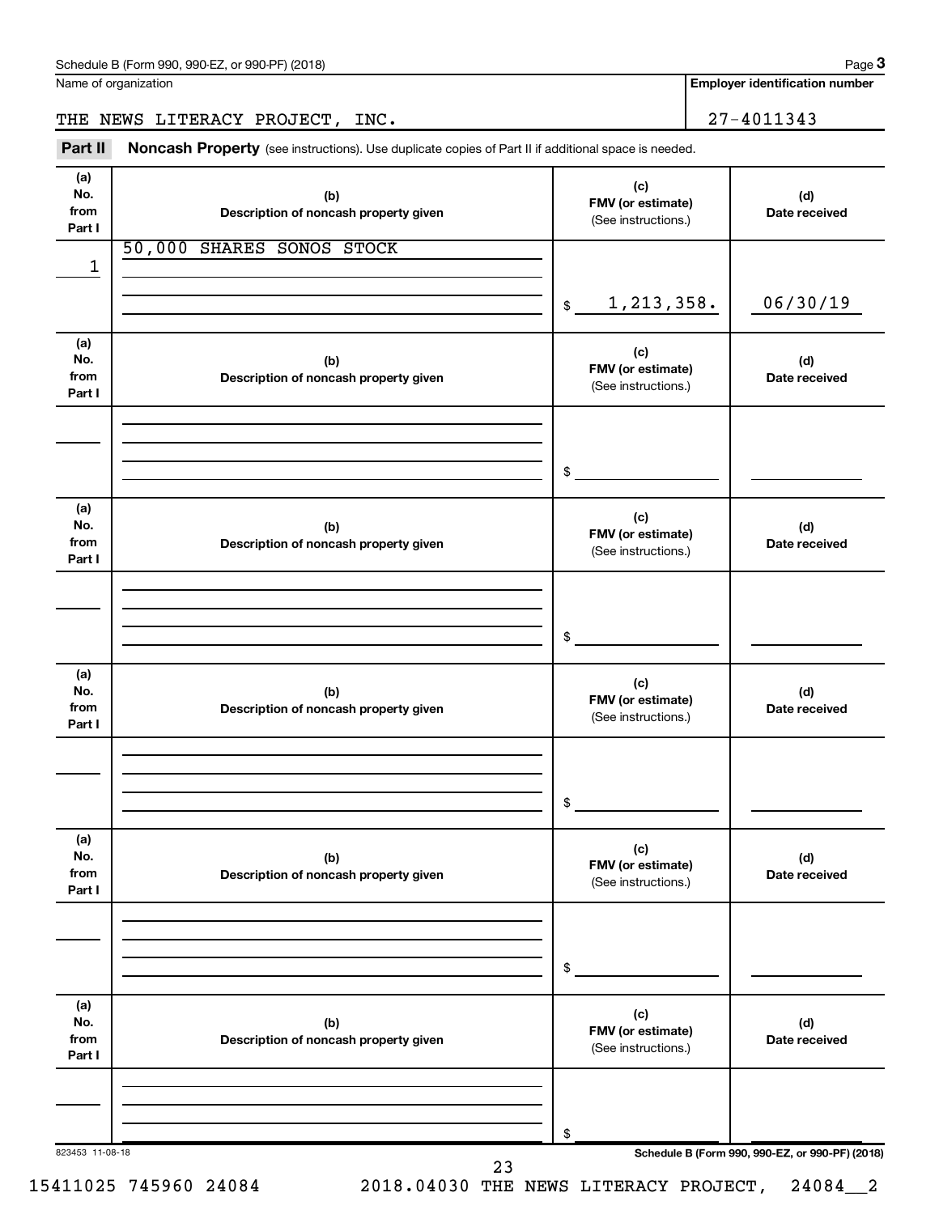Name of organization

THE NEWS LITERACY PROJECT, INC.

**Employer identification number**

27-4011343

**Part II** **Noncash Property** (see instructions). Use duplicate copies of Part II if additional space is needed.

| (a) No. from Part I | (b) Description of noncash property given | (c) FMV (or estimate) (See instructions.) | (d) Date received |
|---|---|---|---|
| 1 | 50,000 SHARES SONOS STOCK | $ 1,213,358. | 06/30/19 |
| | | $ | |
| | | $ | |
| | | $ | |
| | | $ | |
| | | $ | |

823453 11-08-18

**Schedule B (Form 990, 990-EZ, or 990-PF) (2018)**

15411025 745960 24084 2018.04030 THE NEWS LITERACY PROJECT, 24084__2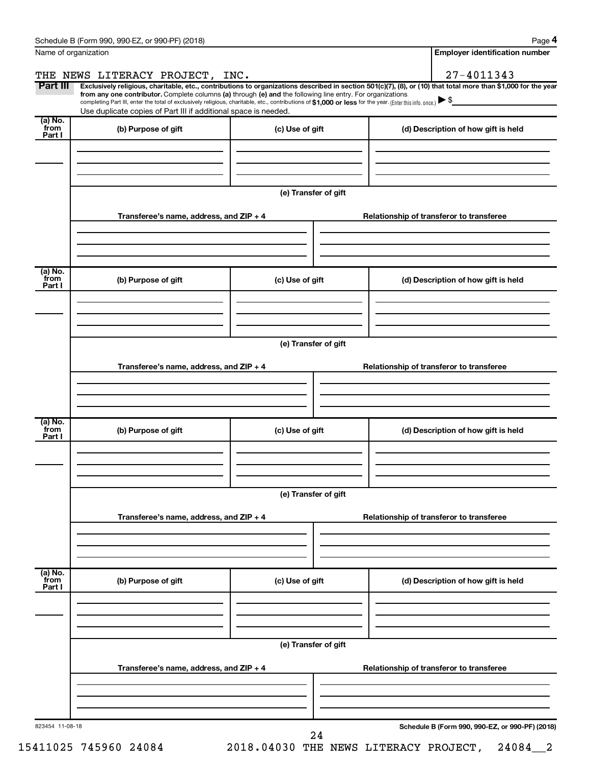Schedule B (Form 990, 990-EZ, or 990-PF) (2018)

| Name of organization | Employer identification number |
|---|---|
| THE NEWS LITERACY PROJECT, INC. | 27-4011343 |

**Part III** **Exclusively religious, charitable, etc., contributions to organizations described in section 501(c)(7), (8), or (10) that total more than $1,000 for the year from any one contributor.** Complete columns **(a)** through **(e)** and the following line entry. For organizations completing Part III, enter the total of exclusively religious, charitable, etc., contributions of **$1,000 or less** for the year. (Enter this info. once.) ▶ $

Use duplicate copies of Part III if additional space is needed.

| (a) No. from Part I | (b) Purpose of gift | (c) Use of gift | (d) Description of how gift is held |
|---|---|---|---|
| | | | |

**(e) Transfer of gift**

| Transferee's name, address, and ZIP + 4 | Relationship of transferor to transferee |
|---|---|
| | |

| (a) No. from Part I | (b) Purpose of gift | (c) Use of gift | (d) Description of how gift is held |
|---|---|---|---|
| | | | |

**(e) Transfer of gift**

| Transferee's name, address, and ZIP + 4 | Relationship of transferor to transferee |
|---|---|
| | |

| (a) No. from Part I | (b) Purpose of gift | (c) Use of gift | (d) Description of how gift is held |
|---|---|---|---|
| | | | |

**(e) Transfer of gift**

| Transferee's name, address, and ZIP + 4 | Relationship of transferor to transferee |
|---|---|
| | |

| (a) No. from Part I | (b) Purpose of gift | (c) Use of gift | (d) Description of how gift is held |
|---|---|---|---|
| | | | |

**(e) Transfer of gift**

| Transferee's name, address, and ZIP + 4 | Relationship of transferor to transferee |
|---|---|
| | |

823454 11-08-18

Schedule B (Form 990, 990-EZ, or 990-PF) (2018)

15411025 745960 24084 2018.04030 THE NEWS LITERACY PROJECT, 24084__2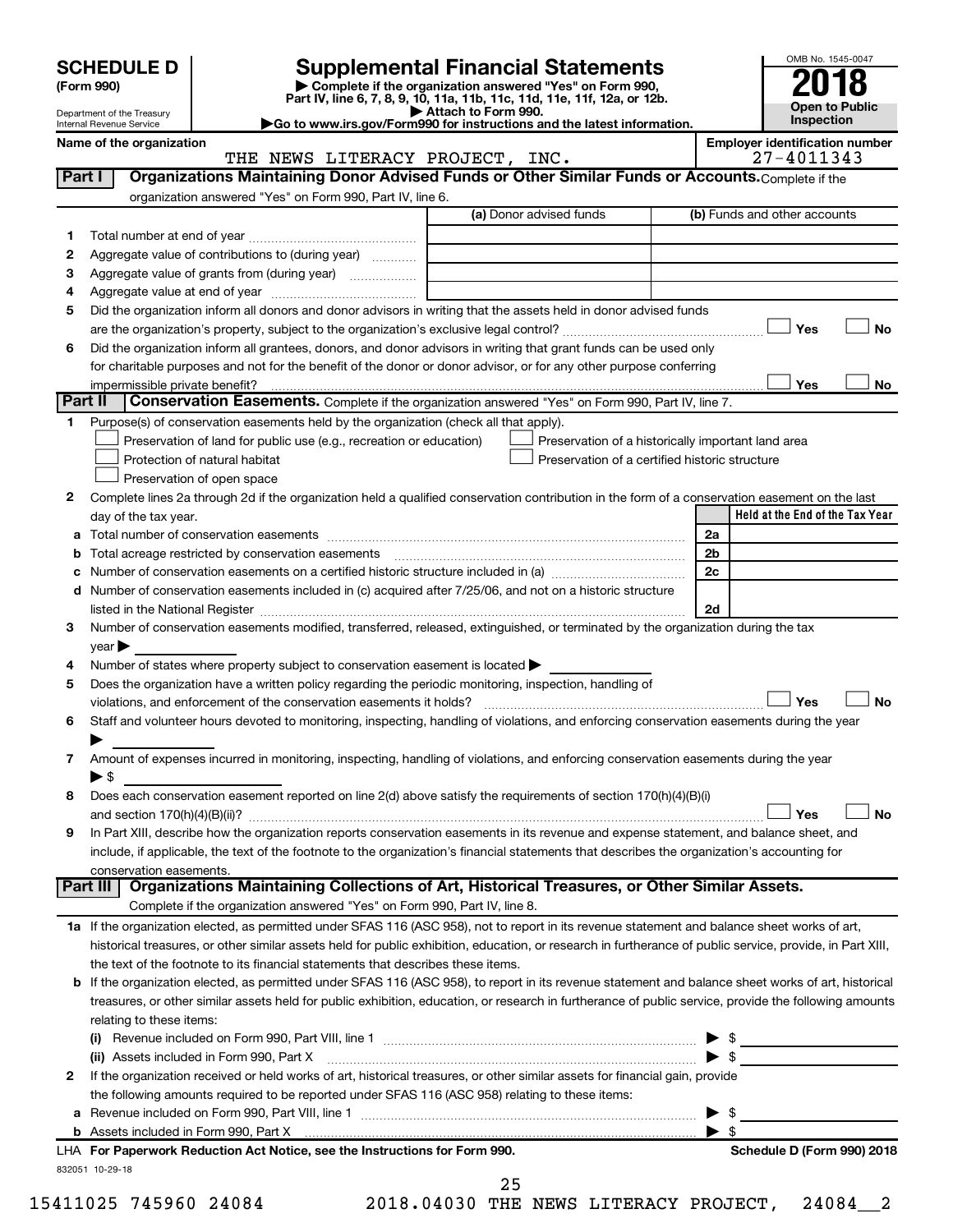# SCHEDULE D (Form 990)

Department of the Treasury
Internal Revenue Service

## Supplemental Financial Statements

▶ Complete if the organization answered "Yes" on Form 990, Part IV, line 6, 7, 8, 9, 10, 11a, 11b, 11c, 11d, 11e, 11f, 12a, or 12b.
▶ Attach to Form 990.
▶Go to www.irs.gov/Form990 for instructions and the latest information.

OMB No. 1545-0047

**2018**

**Open to Public Inspection**

**Name of the organization**
THE NEWS LITERACY PROJECT, INC.

**Employer identification number**
27-4011343

## Part I — Organizations Maintaining Donor Advised Funds or Other Similar Funds or Accounts.

Complete if the organization answered "Yes" on Form 990, Part IV, line 6.

| | | (a) Donor advised funds | (b) Funds and other accounts |
|---|---|---|---|
| 1 | Total number at end of year | | |
| 2 | Aggregate value of contributions to (during year) | | |
| 3 | Aggregate value of grants from (during year) | | |
| 4 | Aggregate value at end of year | | |

5 Did the organization inform all donors and donor advisors in writing that the assets held in donor advised funds are the organization's property, subject to the organization's exclusive legal control? ☐ Yes ☐ No

6 Did the organization inform all grantees, donors, and donor advisors in writing that grant funds can be used only for charitable purposes and not for the benefit of the donor or donor advisor, or for any other purpose conferring impermissible private benefit? ☐ Yes ☐ No

## Part II — Conservation Easements.

Complete if the organization answered "Yes" on Form 990, Part IV, line 7.

1 Purpose(s) of conservation easements held by the organization (check all that apply).

- ☐ Preservation of land for public use (e.g., recreation or education)
- ☐ Protection of natural habitat
- ☐ Preservation of open space
- ☐ Preservation of a historically important land area
- ☐ Preservation of a certified historic structure

2 Complete lines 2a through 2d if the organization held a qualified conservation contribution in the form of a conservation easement on the last day of the tax year.

| | | | Held at the End of the Tax Year |
|---|---|---|---|
| a | Total number of conservation easements | 2a | |
| b | Total acreage restricted by conservation easements | 2b | |
| c | Number of conservation easements on a certified historic structure included in (a) | 2c | |
| d | Number of conservation easements included in (c) acquired after 7/25/06, and not on a historic structure listed in the National Register | 2d | |

3 Number of conservation easements modified, transferred, released, extinguished, or terminated by the organization during the tax year ▶

4 Number of states where property subject to conservation easement is located ▶

5 Does the organization have a written policy regarding the periodic monitoring, inspection, handling of violations, and enforcement of the conservation easements it holds? ☐ Yes ☐ No

6 Staff and volunteer hours devoted to monitoring, inspecting, handling of violations, and enforcing conservation easements during the year ▶

7 Amount of expenses incurred in monitoring, inspecting, handling of violations, and enforcing conservation easements during the year ▶ $

8 Does each conservation easement reported on line 2(d) above satisfy the requirements of section 170(h)(4)(B)(i) and section 170(h)(4)(B)(ii)? ☐ Yes ☐ No

9 In Part XIII, describe how the organization reports conservation easements in its revenue and expense statement, and balance sheet, and include, if applicable, the text of the footnote to the organization's financial statements that describes the organization's accounting for conservation easements.

## Part III — Organizations Maintaining Collections of Art, Historical Treasures, or Other Similar Assets.

Complete if the organization answered "Yes" on Form 990, Part IV, line 8.

1a If the organization elected, as permitted under SFAS 116 (ASC 958), not to report in its revenue statement and balance sheet works of art, historical treasures, or other similar assets held for public exhibition, education, or research in furtherance of public service, provide, in Part XIII, the text of the footnote to its financial statements that describes these items.

b If the organization elected, as permitted under SFAS 116 (ASC 958), to report in its revenue statement and balance sheet works of art, historical treasures, or other similar assets held for public exhibition, education, or research in furtherance of public service, provide the following amounts relating to these items:

(i) Revenue included on Form 990, Part VIII, line 1 ▶ $

(ii) Assets included in Form 990, Part X ▶ $

2 If the organization received or held works of art, historical treasures, or other similar assets for financial gain, provide the following amounts required to be reported under SFAS 116 (ASC 958) relating to these items:

a Revenue included on Form 990, Part VIII, line 1 ▶ $

b Assets included in Form 990, Part X ▶ $

LHA **For Paperwork Reduction Act Notice, see the Instructions for Form 990.** **Schedule D (Form 990) 2018**

832051 10-29-18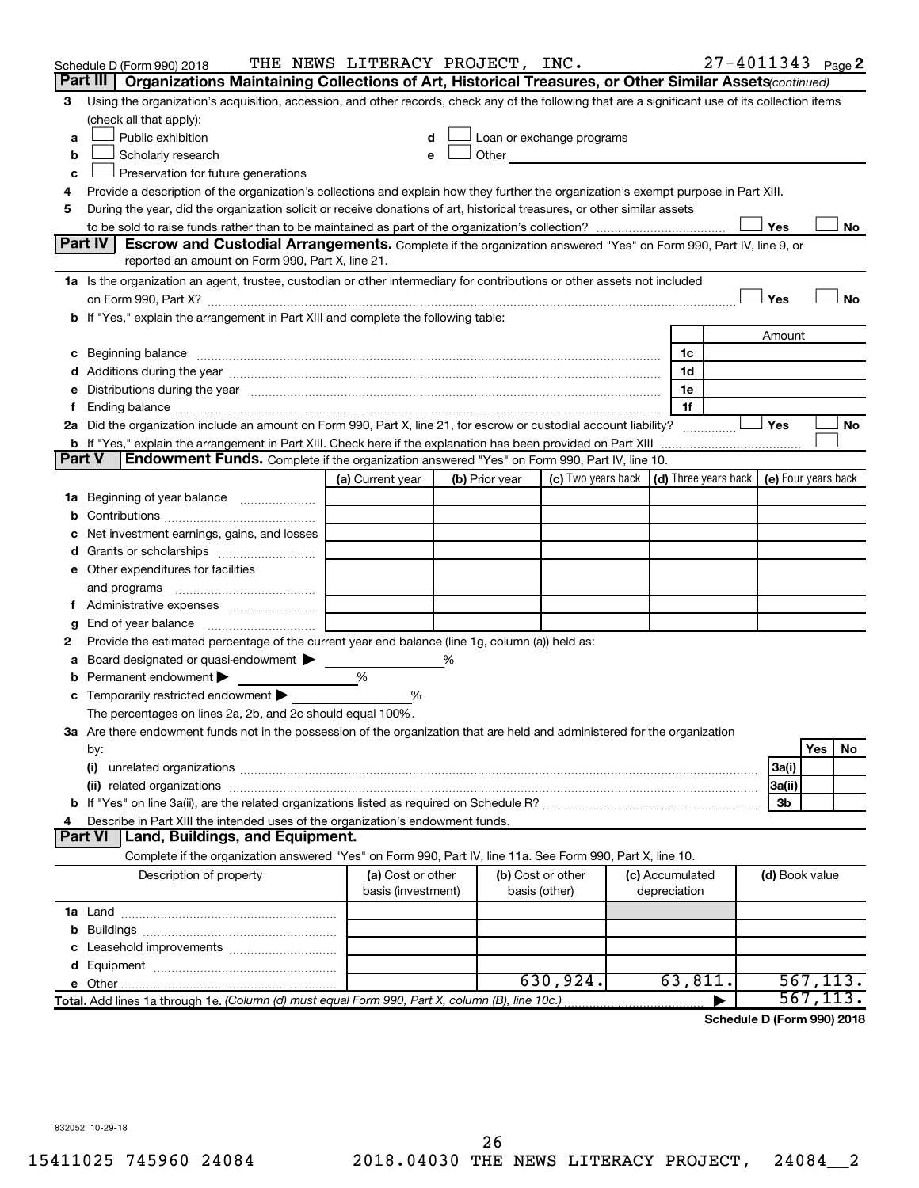Schedule D (Form 990) 2018 THE NEWS LITERACY PROJECT, INC. 27-4011343 Page 2

## Part III Organizations Maintaining Collections of Art, Historical Treasures, or Other Similar Assets *(continued)*

3 Using the organization's acquisition, accession, and other records, check any of the following that are a significant use of its collection items (check all that apply):

- a ☐ Public exhibition
- b ☐ Scholarly research
- c ☐ Preservation for future generations
- d ☐ Loan or exchange programs
- e ☐ Other

4 Provide a description of the organization's collections and explain how they further the organization's exempt purpose in Part XIII.

5 During the year, did the organization solicit or receive donations of art, historical treasures, or other similar assets to be sold to raise funds rather than to be maintained as part of the organization's collection? ☐ Yes ☐ No

## Part IV Escrow and Custodial Arrangements.

Complete if the organization answered "Yes" on Form 990, Part IV, line 9, or reported an amount on Form 990, Part X, line 21.

1a Is the organization an agent, trustee, custodian or other intermediary for contributions or other assets not included on Form 990, Part X? ☐ Yes ☐ No

b If "Yes," explain the arrangement in Part XIII and complete the following table:

| | | Amount |
|---|---|---|
| c Beginning balance | 1c | |
| d Additions during the year | 1d | |
| e Distributions during the year | 1e | |
| f Ending balance | 1f | |

2a Did the organization include an amount on Form 990, Part X, line 21, for escrow or custodial account liability? ☐ Yes ☐ No

b If "Yes," explain the arrangement in Part XIII. Check here if the explanation has been provided on Part XIII ☐

## Part V Endowment Funds.

Complete if the organization answered "Yes" on Form 990, Part IV, line 10.

| | (a) Current year | (b) Prior year | (c) Two years back | (d) Three years back | (e) Four years back |
|---|---|---|---|---|---|
| 1a Beginning of year balance | | | | | |
| b Contributions | | | | | |
| c Net investment earnings, gains, and losses | | | | | |
| d Grants or scholarships | | | | | |
| e Other expenditures for facilities and programs | | | | | |
| f Administrative expenses | | | | | |
| g End of year balance | | | | | |

2 Provide the estimated percentage of the current year end balance (line 1g, column (a)) held as:

- a Board designated or quasi-endowment ▶ %
- b Permanent endowment ▶ %
- c Temporarily restricted endowment ▶ %

The percentages on lines 2a, 2b, and 2c should equal 100%.

3a Are there endowment funds not in the possession of the organization that are held and administered for the organization by:

| | | Yes | No |
|---|---|---|---|
| (i) unrelated organizations | 3a(i) | | |
| (ii) related organizations | 3a(ii) | | |
| b If "Yes" on line 3a(ii), are the related organizations listed as required on Schedule R? | 3b | | |

4 Describe in Part XIII the intended uses of the organization's endowment funds.

## Part VI Land, Buildings, and Equipment.

Complete if the organization answered "Yes" on Form 990, Part IV, line 11a. See Form 990, Part X, line 10.

| Description of property | (a) Cost or other basis (investment) | (b) Cost or other basis (other) | (c) Accumulated depreciation | (d) Book value |
|---|---|---|---|---|
| 1a Land | | | | |
| b Buildings | | | | |
| c Leasehold improvements | | | | |
| d Equipment | | | | |
| e Other | | 630,924. | 63,811. | 567,113. |
| Total. Add lines 1a through 1e. *(Column (d) must equal Form 990, Part X, column (B), line 10c.)* ▶ | | | | 567,113. |

Schedule D (Form 990) 2018

832052 10-29-18

15411025 745960 24084 2018.04030 THE NEWS LITERACY PROJECT, 24084__2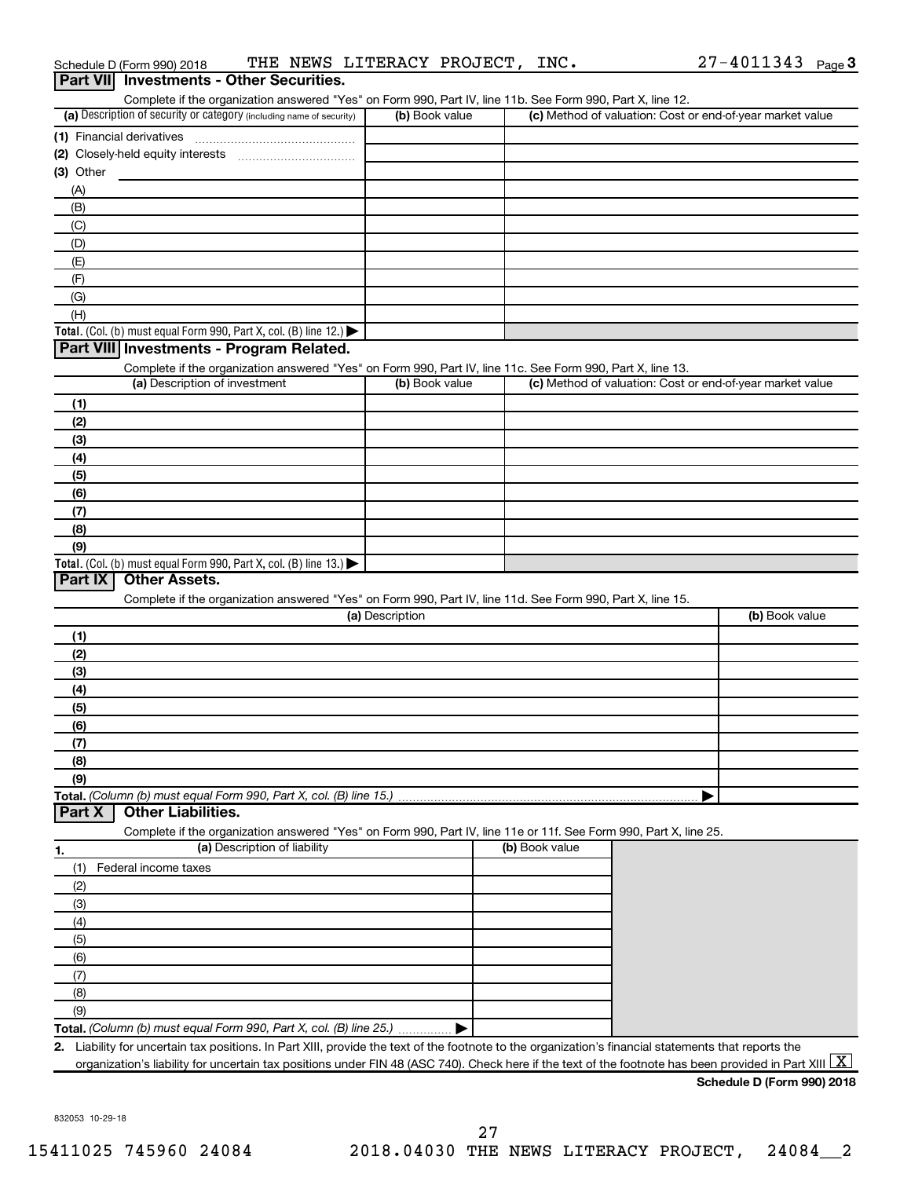Schedule D (Form 990) 2018 THE NEWS LITERACY PROJECT, INC. 27-4011343 Page 3

## Part VII Investments - Other Securities.

Complete if the organization answered "Yes" on Form 990, Part IV, line 11b. See Form 990, Part X, line 12.

| (a) Description of security or category (including name of security) | (b) Book value | (c) Method of valuation: Cost or end-of-year market value |
|---|---|---|
| (1) Financial derivatives | | |
| (2) Closely-held equity interests | | |
| (3) Other | | |
| (A) | | |
| (B) | | |
| (C) | | |
| (D) | | |
| (E) | | |
| (F) | | |
| (G) | | |
| (H) | | |
| **Total.** (Col. (b) must equal Form 990, Part X, col. (B) line 12.) ▶ | | |

## Part VIII Investments - Program Related.

Complete if the organization answered "Yes" on Form 990, Part IV, line 11c. See Form 990, Part X, line 13.

| (a) Description of investment | (b) Book value | (c) Method of valuation: Cost or end-of-year market value |
|---|---|---|
| (1) | | |
| (2) | | |
| (3) | | |
| (4) | | |
| (5) | | |
| (6) | | |
| (7) | | |
| (8) | | |
| (9) | | |
| **Total.** (Col. (b) must equal Form 990, Part X, col. (B) line 13.) ▶ | | |

## Part IX Other Assets.

Complete if the organization answered "Yes" on Form 990, Part IV, line 11d. See Form 990, Part X, line 15.

| (a) Description | (b) Book value |
|---|---|
| (1) | |
| (2) | |
| (3) | |
| (4) | |
| (5) | |
| (6) | |
| (7) | |
| (8) | |
| (9) | |
| **Total.** *(Column (b) must equal Form 990, Part X, col. (B) line 15.)* ▶ | |

## Part X Other Liabilities.

Complete if the organization answered "Yes" on Form 990, Part IV, line 11e or 11f. See Form 990, Part X, line 25.

| 1. (a) Description of liability | (b) Book value |
|---|---|
| (1) Federal income taxes | |
| (2) | |
| (3) | |
| (4) | |
| (5) | |
| (6) | |
| (7) | |
| (8) | |
| (9) | |
| **Total.** *(Column (b) must equal Form 990, Part X, col. (B) line 25.)* ▶ | |

**2.** Liability for uncertain tax positions. In Part XIII, provide the text of the footnote to the organization's financial statements that reports the organization's liability for uncertain tax positions under FIN 48 (ASC 740). Check here if the text of the footnote has been provided in Part XIII [X]

**Schedule D (Form 990) 2018**

832053 10-29-18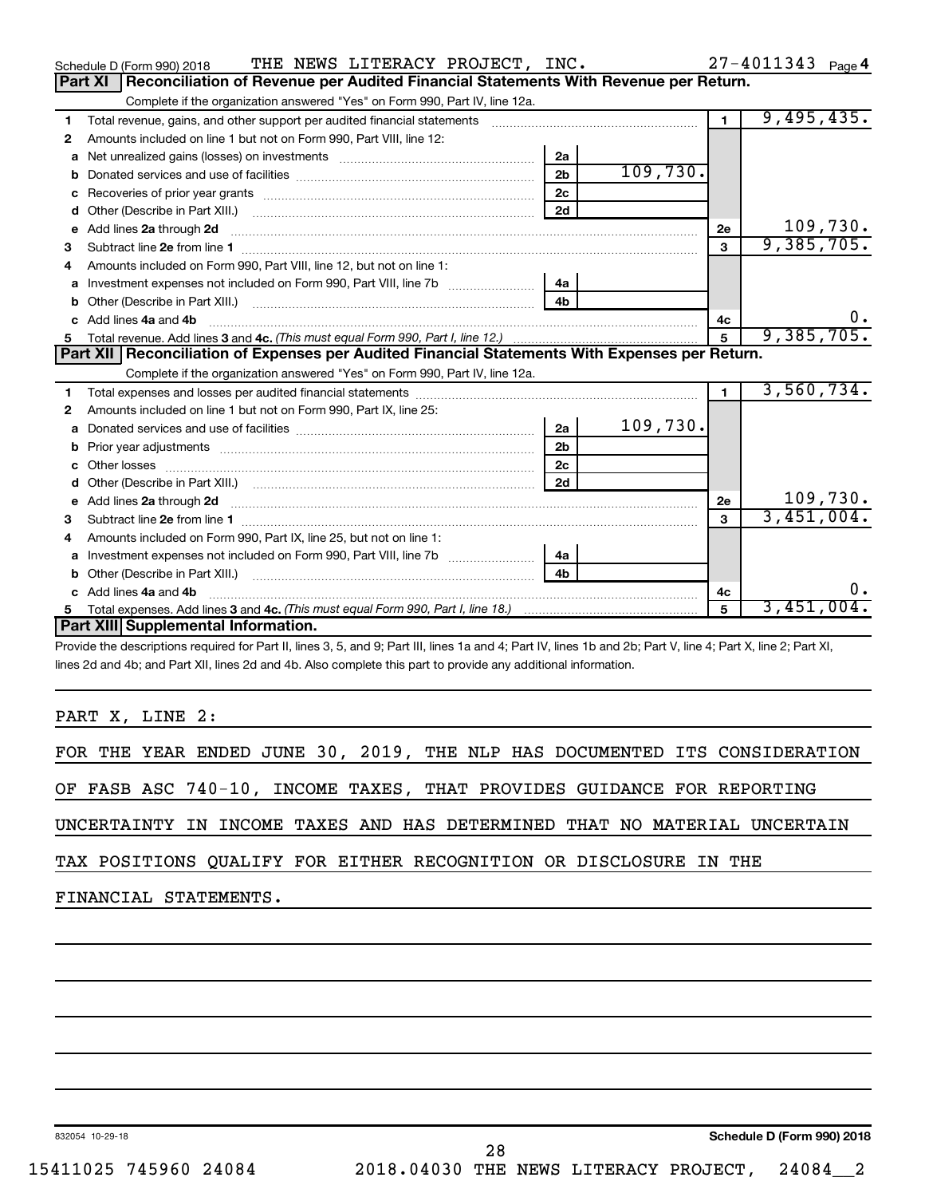Schedule D (Form 990) 2018 THE NEWS LITERACY PROJECT, INC. 27-4011343 Page 4

## Part XI Reconciliation of Revenue per Audited Financial Statements With Revenue per Return.

Complete if the organization answered "Yes" on Form 990, Part IV, line 12a.

| | | | | | |
|---|---|---|---|---|---|
| 1 | Total revenue, gains, and other support per audited financial statements | | | 1 | 9,495,435. |
| 2 | Amounts included on line 1 but not on Form 990, Part VIII, line 12: | | | | |
| a | Net unrealized gains (losses) on investments | 2a | | | |
| b | Donated services and use of facilities | 2b | 109,730. | | |
| c | Recoveries of prior year grants | 2c | | | |
| d | Other (Describe in Part XIII.) | 2d | | | |
| e | Add lines 2a through 2d | | | 2e | 109,730. |
| 3 | Subtract line 2e from line 1 | | | 3 | 9,385,705. |
| 4 | Amounts included on Form 990, Part VIII, line 12, but not on line 1: | | | | |
| a | Investment expenses not included on Form 990, Part VIII, line 7b | 4a | | | |
| b | Other (Describe in Part XIII.) | 4b | | | |
| c | Add lines 4a and 4b | | | 4c | 0. |
| 5 | Total revenue. Add lines 3 and 4c. *(This must equal Form 990, Part I, line 12.)* | | | 5 | 9,385,705. |

## Part XII Reconciliation of Expenses per Audited Financial Statements With Expenses per Return.

Complete if the organization answered "Yes" on Form 990, Part IV, line 12a.

| | | | | | |
|---|---|---|---|---|---|
| 1 | Total expenses and losses per audited financial statements | | | 1 | 3,560,734. |
| 2 | Amounts included on line 1 but not on Form 990, Part IX, line 25: | | | | |
| a | Donated services and use of facilities | 2a | 109,730. | | |
| b | Prior year adjustments | 2b | | | |
| c | Other losses | 2c | | | |
| d | Other (Describe in Part XIII.) | 2d | | | |
| e | Add lines 2a through 2d | | | 2e | 109,730. |
| 3 | Subtract line 2e from line 1 | | | 3 | 3,451,004. |
| 4 | Amounts included on Form 990, Part IX, line 25, but not on line 1: | | | | |
| a | Investment expenses not included on Form 990, Part VIII, line 7b | 4a | | | |
| b | Other (Describe in Part XIII.) | 4b | | | |
| c | Add lines 4a and 4b | | | 4c | 0. |
| 5 | Total expenses. Add lines 3 and 4c. *(This must equal Form 990, Part I, line 18.)* | | | 5 | 3,451,004. |

## Part XIII Supplemental Information.

Provide the descriptions required for Part II, lines 3, 5, and 9; Part III, lines 1a and 4; Part IV, lines 1b and 2b; Part V, line 4; Part X, line 2; Part XI, lines 2d and 4b; and Part XII, lines 2d and 4b. Also complete this part to provide any additional information.

PART X, LINE 2:

FOR THE YEAR ENDED JUNE 30, 2019, THE NLP HAS DOCUMENTED ITS CONSIDERATION OF FASB ASC 740-10, INCOME TAXES, THAT PROVIDES GUIDANCE FOR REPORTING UNCERTAINTY IN INCOME TAXES AND HAS DETERMINED THAT NO MATERIAL UNCERTAIN TAX POSITIONS QUALIFY FOR EITHER RECOGNITION OR DISCLOSURE IN THE FINANCIAL STATEMENTS.

832054 10-29-18 Schedule D (Form 990) 2018

15411025 745960 24084 2018.04030 THE NEWS LITERACY PROJECT, 24084__2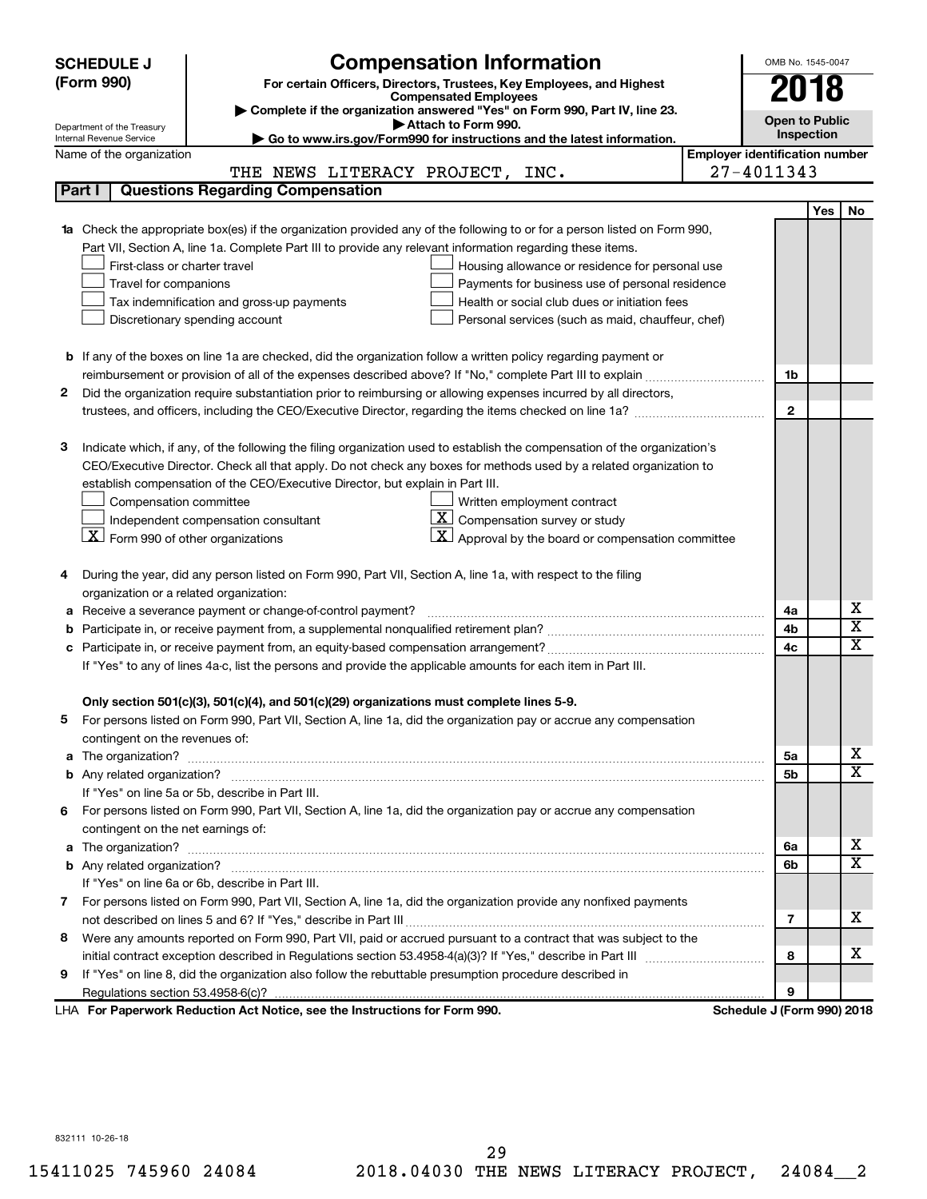**SCHEDULE J (Form 990)**

Department of the Treasury
Internal Revenue Service

# Compensation Information

**For certain Officers, Directors, Trustees, Key Employees, and Highest Compensated Employees**

▶ Complete if the organization answered "Yes" on Form 990, Part IV, line 23.
▶ Attach to Form 990.
▶ Go to www.irs.gov/Form990 for instructions and the latest information.

OMB No. 1545-0047

**2018**

**Open to Public Inspection**

Name of the organization: THE NEWS LITERACY PROJECT, INC.

Employer identification number: 27-4011343

## Part I | Questions Regarding Compensation

| | | | Yes | No |
|---|---|---|---|---|
| **1a** | Check the appropriate box(es) if the organization provided any of the following to or for a person listed on Form 990, Part VII, Section A, line 1a. Complete Part III to provide any relevant information regarding these items.<br>☐ First-class or charter travel ☐ Housing allowance or residence for personal use<br>☐ Travel for companions ☐ Payments for business use of personal residence<br>☐ Tax indemnification and gross-up payments ☐ Health or social club dues or initiation fees<br>☐ Discretionary spending account ☐ Personal services (such as maid, chauffeur, chef) | | | |
| **b** | If any of the boxes on line 1a are checked, did the organization follow a written policy regarding payment or reimbursement or provision of all of the expenses described above? If "No," complete Part III to explain | 1b | | |
| **2** | Did the organization require substantiation prior to reimbursing or allowing expenses incurred by all directors, trustees, and officers, including the CEO/Executive Director, regarding the items checked on line 1a? | 2 | | |
| **3** | Indicate which, if any, of the following the filing organization used to establish the compensation of the organization's CEO/Executive Director. Check all that apply. Do not check any boxes for methods used by a related organization to establish compensation of the CEO/Executive Director, but explain in Part III.<br>☐ Compensation committee ☐ Written employment contract<br>☐ Independent compensation consultant ☒ Compensation survey or study<br>☒ Form 990 of other organizations ☒ Approval by the board or compensation committee | | | |
| **4** | During the year, did any person listed on Form 990, Part VII, Section A, line 1a, with respect to the filing organization or a related organization: | | | |
| **a** | Receive a severance payment or change-of-control payment? | 4a | | X |
| **b** | Participate in, or receive payment from, a supplemental nonqualified retirement plan? | 4b | | X |
| **c** | Participate in, or receive payment from, an equity-based compensation arrangement? | 4c | | X |
| | If "Yes" to any of lines 4a-c, list the persons and provide the applicable amounts for each item in Part III. | | | |
| | **Only section 501(c)(3), 501(c)(4), and 501(c)(29) organizations must complete lines 5-9.** | | | |
| **5** | For persons listed on Form 990, Part VII, Section A, line 1a, did the organization pay or accrue any compensation contingent on the revenues of: | | | |
| **a** | The organization? | 5a | | X |
| **b** | Any related organization? | 5b | | X |
| | If "Yes" on line 5a or 5b, describe in Part III. | | | |
| **6** | For persons listed on Form 990, Part VII, Section A, line 1a, did the organization pay or accrue any compensation contingent on the net earnings of: | | | |
| **a** | The organization? | 6a | | X |
| **b** | Any related organization? | 6b | | X |
| | If "Yes" on line 6a or 6b, describe in Part III. | | | |
| **7** | For persons listed on Form 990, Part VII, Section A, line 1a, did the organization provide any nonfixed payments not described on lines 5 and 6? If "Yes," describe in Part III | 7 | | X |
| **8** | Were any amounts reported on Form 990, Part VII, paid or accrued pursuant to a contract that was subject to the initial contract exception described in Regulations section 53.4958-4(a)(3)? If "Yes," describe in Part III | 8 | | X |
| **9** | If "Yes" on line 8, did the organization also follow the rebuttable presumption procedure described in Regulations section 53.4958-6(c)? | 9 | | |

LHA **For Paperwork Reduction Act Notice, see the Instructions for Form 990.** **Schedule J (Form 990) 2018**

832111 10-26-18

15411025 745960 24084 2018.04030 THE NEWS LITERACY PROJECT, 24084__2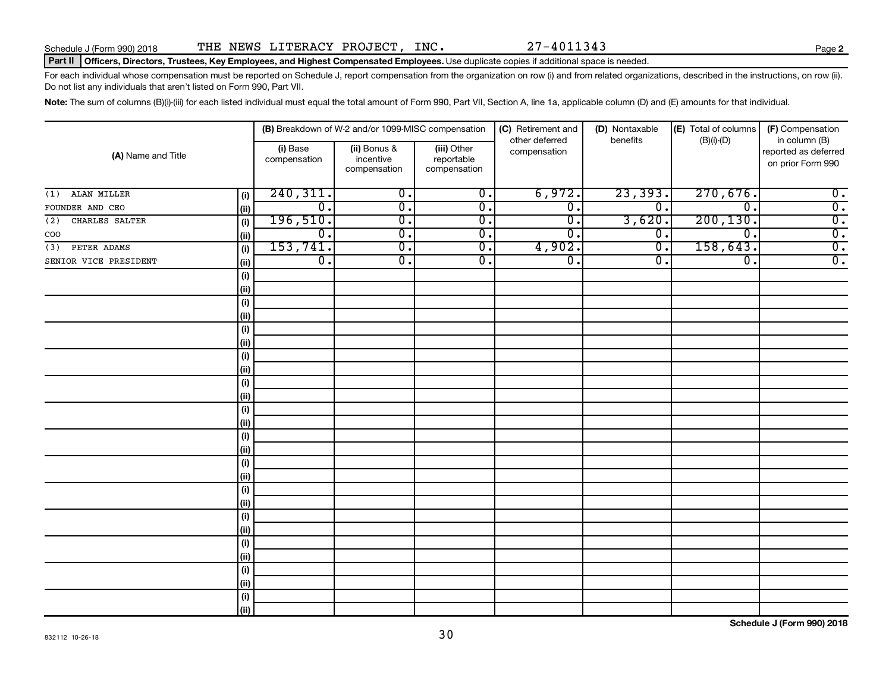Schedule J (Form 990) 2018 THE NEWS LITERACY PROJECT, INC. 27-4011343 Page **2**

**Part II | Officers, Directors, Trustees, Key Employees, and Highest Compensated Employees.** Use duplicate copies if additional space is needed.

For each individual whose compensation must be reported on Schedule J, report compensation from the organization on row (i) and from related organizations, described in the instructions, on row (ii). Do not list any individuals that aren't listed on Form 990, Part VII.

**Note:** The sum of columns (B)(i)-(iii) for each listed individual must equal the total amount of Form 990, Part VII, Section A, line 1a, applicable column (D) and (E) amounts for that individual.

| (A) Name and Title | | (B) Breakdown of W-2 and/or 1099-MISC compensation | | | (C) Retirement and other deferred compensation | (D) Nontaxable benefits | (E) Total of columns (B)(i)-(D) | (F) Compensation in column (B) reported as deferred on prior Form 990 |
|---|---|---|---|---|---|---|---|---|
| | | (i) Base compensation | (ii) Bonus & incentive compensation | (iii) Other reportable compensation | | | | |
| (1) ALAN MILLER | (i) | 240,311. | 0. | 0. | 6,972. | 23,393. | 270,676. | 0. |
| FOUNDER AND CEO | (ii) | 0. | 0. | 0. | 0. | 0. | 0. | 0. |
| (2) CHARLES SALTER | (i) | 196,510. | 0. | 0. | 0. | 3,620. | 200,130. | 0. |
| COO | (ii) | 0. | 0. | 0. | 0. | 0. | 0. | 0. |
| (3) PETER ADAMS | (i) | 153,741. | 0. | 0. | 4,902. | 0. | 158,643. | 0. |
| SENIOR VICE PRESIDENT | (ii) | 0. | 0. | 0. | 0. | 0. | 0. | 0. |

832112 10-26-18

Schedule J (Form 990) 2018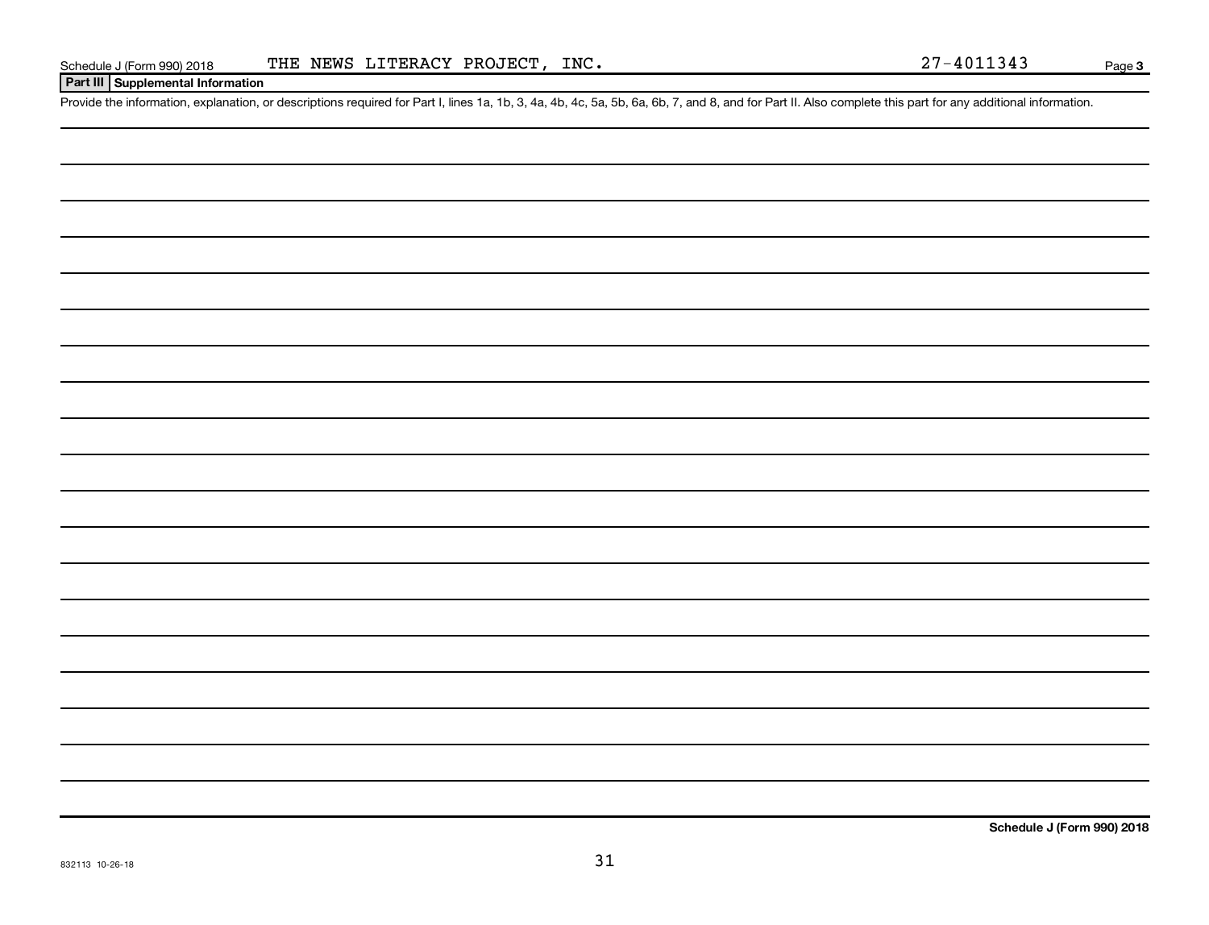Schedule J (Form 990) 2018 THE NEWS LITERACY PROJECT, INC. 27-4011343

## Part III Supplemental Information

Provide the information, explanation, or descriptions required for Part I, lines 1a, 1b, 3, 4a, 4b, 4c, 5a, 5b, 6a, 6b, 7, and 8, and for Part II. Also complete this part for any additional information.

832113 10-26-18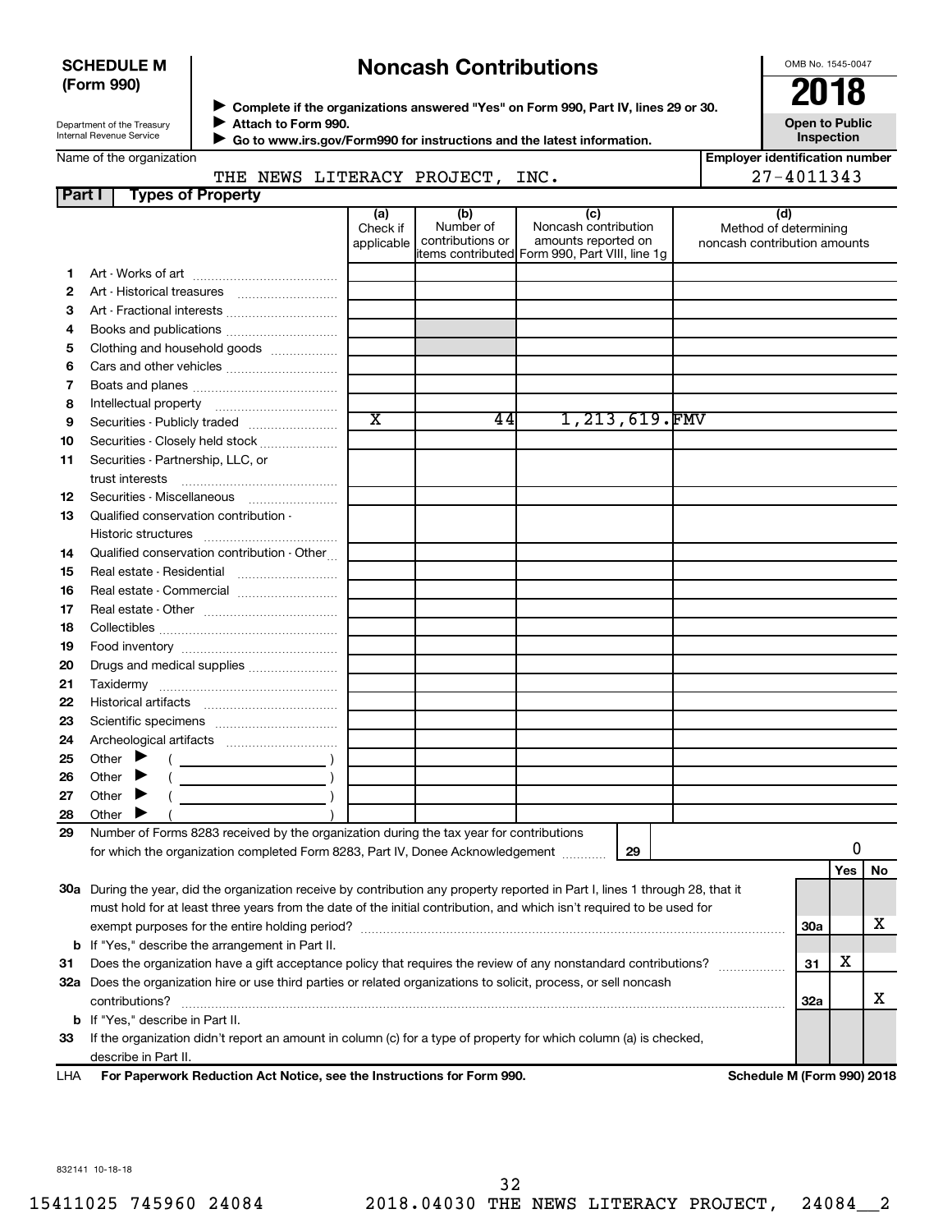**SCHEDULE M (Form 990)**

Department of the Treasury
Internal Revenue Service

# Noncash Contributions

▶ Complete if the organizations answered "Yes" on Form 990, Part IV, lines 29 or 30.
▶ Attach to Form 990.
▶ Go to www.irs.gov/Form990 for instructions and the latest information.

OMB No. 1545-0047

**2018**

**Open to Public Inspection**

Name of the organization: THE NEWS LITERACY PROJECT, INC.

Employer identification number: 27-4011343

## Part I Types of Property

| | | (a) Check if applicable | (b) Number of contributions or items contributed | (c) Noncash contribution amounts reported on Form 990, Part VIII, line 1g | (d) Method of determining noncash contribution amounts |
|---|---|---|---|---|---|
| 1 | Art - Works of art | | | | |
| 2 | Art - Historical treasures | | | | |
| 3 | Art - Fractional interests | | | | |
| 4 | Books and publications | | | | |
| 5 | Clothing and household goods | | | | |
| 6 | Cars and other vehicles | | | | |
| 7 | Boats and planes | | | | |
| 8 | Intellectual property | | | | |
| 9 | Securities - Publicly traded | X | 44 | 1,213,619. | FMV |
| 10 | Securities - Closely held stock | | | | |
| 11 | Securities - Partnership, LLC, or trust interests | | | | |
| 12 | Securities - Miscellaneous | | | | |
| 13 | Qualified conservation contribution - Historic structures | | | | |
| 14 | Qualified conservation contribution - Other | | | | |
| 15 | Real estate - Residential | | | | |
| 16 | Real estate - Commercial | | | | |
| 17 | Real estate - Other | | | | |
| 18 | Collectibles | | | | |
| 19 | Food inventory | | | | |
| 20 | Drugs and medical supplies | | | | |
| 21 | Taxidermy | | | | |
| 22 | Historical artifacts | | | | |
| 23 | Scientific specimens | | | | |
| 24 | Archeological artifacts | | | | |
| 25 | Other ▶ ( ) | | | | |
| 26 | Other ▶ ( ) | | | | |
| 27 | Other ▶ ( ) | | | | |
| 28 | Other ▶ ( ) | | | | |

29 Number of Forms 8283 received by the organization during the tax year for contributions for which the organization completed Form 8283, Part IV, Donee Acknowledgement ..... **29** 0

| | | | Yes | No |
|---|---|---|---|---|
| 30a | During the year, did the organization receive by contribution any property reported in Part I, lines 1 through 28, that it must hold for at least three years from the date of the initial contribution, and which isn't required to be used for exempt purposes for the entire holding period? | 30a | | X |
| b | If "Yes," describe the arrangement in Part II. | | | |
| 31 | Does the organization have a gift acceptance policy that requires the review of any nonstandard contributions? | 31 | X | |
| 32a | Does the organization hire or use third parties or related organizations to solicit, process, or sell noncash contributions? | 32a | | X |
| b | If "Yes," describe in Part II. | | | |
| 33 | If the organization didn't report an amount in column (c) for a type of property for which column (a) is checked, describe in Part II. | | | |

LHA **For Paperwork Reduction Act Notice, see the Instructions for Form 990.** **Schedule M (Form 990) 2018**

832141 10-18-18

15411025 745960 24084 2018.04030 THE NEWS LITERACY PROJECT, 24084__2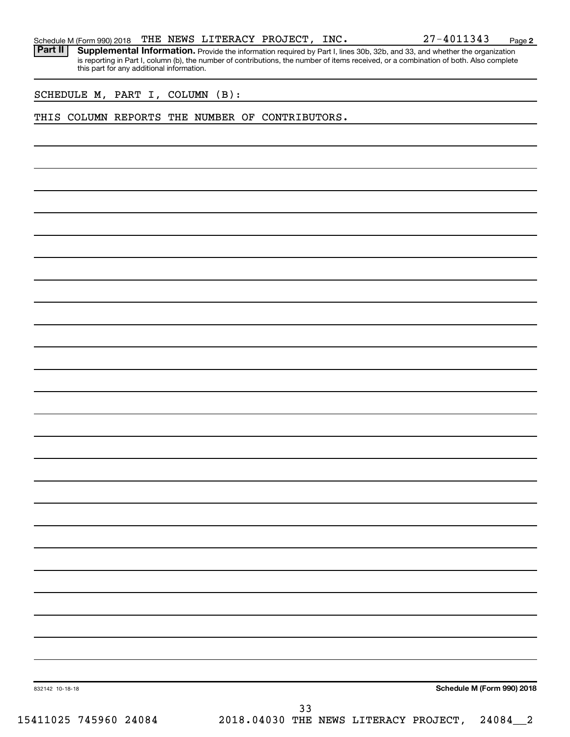Schedule M (Form 990) 2018 THE NEWS LITERACY PROJECT, INC. 27-4011343 Page 2

**Part II** **Supplemental Information.** Provide the information required by Part I, lines 30b, 32b, and 33, and whether the organization is reporting in Part I, column (b), the number of contributions, the number of items received, or a combination of both. Also complete this part for any additional information.

SCHEDULE M, PART I, COLUMN (B):

THIS COLUMN REPORTS THE NUMBER OF CONTRIBUTORS.

832142 10-18-18

**Schedule M (Form 990) 2018**

15411025 745960 24084 2018.04030 THE NEWS LITERACY PROJECT, 24084__2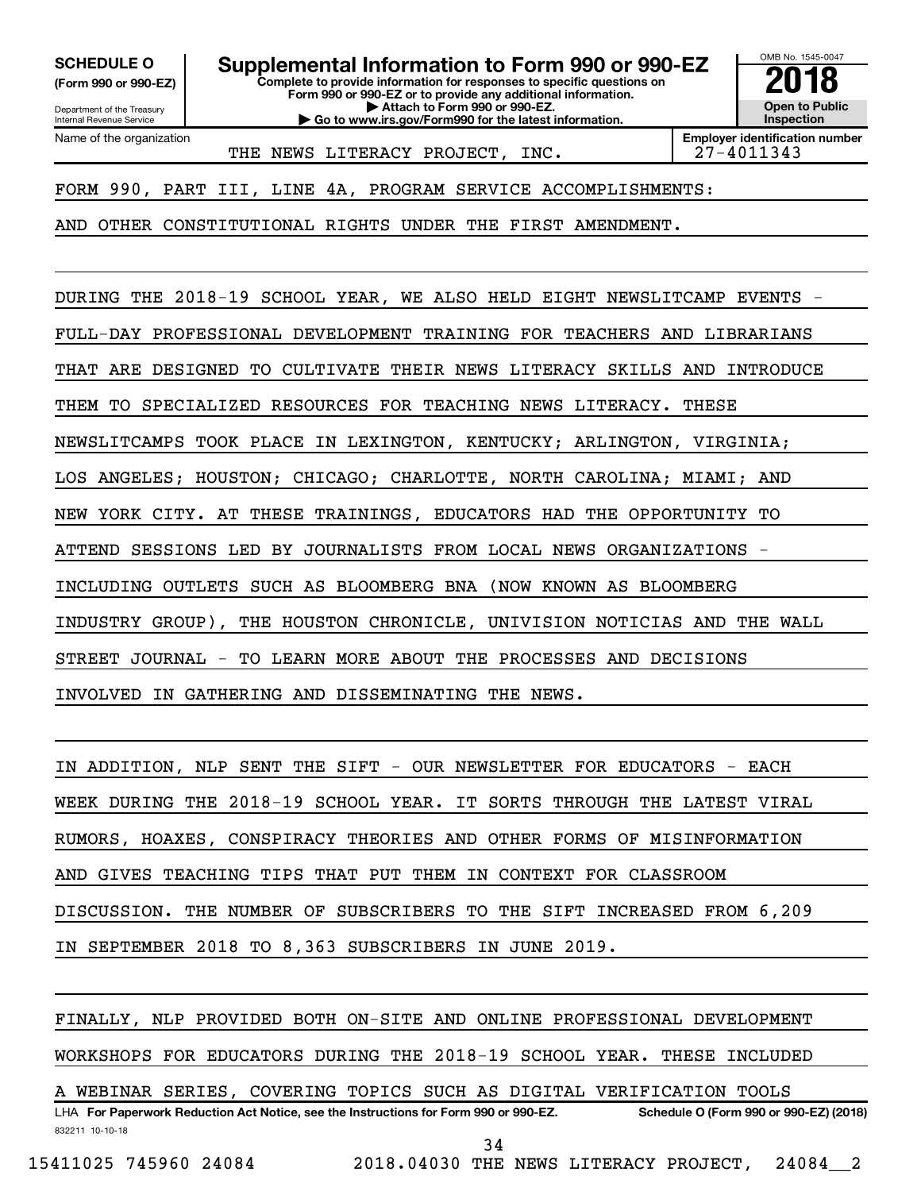**SCHEDULE O**
**(Form 990 or 990-EZ)**

Department of the Treasury
Internal Revenue Service

# Supplemental Information to Form 990 or 990-EZ

**Complete to provide information for responses to specific questions on Form 990 or 990-EZ or to provide any additional information.**
**▶ Attach to Form 990 or 990-EZ.**
**▶ Go to www.irs.gov/Form990 for the latest information.**

OMB No. 1545-0047
**2018**
**Open to Public Inspection**

Name of the organization: THE NEWS LITERACY PROJECT, INC.
**Employer identification number:** 27-4011343

FORM 990, PART III, LINE 4A, PROGRAM SERVICE ACCOMPLISHMENTS:

AND OTHER CONSTITUTIONAL RIGHTS UNDER THE FIRST AMENDMENT.

DURING THE 2018-19 SCHOOL YEAR, WE ALSO HELD EIGHT NEWSLITCAMP EVENTS - FULL-DAY PROFESSIONAL DEVELOPMENT TRAINING FOR TEACHERS AND LIBRARIANS THAT ARE DESIGNED TO CULTIVATE THEIR NEWS LITERACY SKILLS AND INTRODUCE THEM TO SPECIALIZED RESOURCES FOR TEACHING NEWS LITERACY. THESE NEWSLITCAMPS TOOK PLACE IN LEXINGTON, KENTUCKY; ARLINGTON, VIRGINIA; LOS ANGELES; HOUSTON; CHICAGO; CHARLOTTE, NORTH CAROLINA; MIAMI; AND NEW YORK CITY. AT THESE TRAININGS, EDUCATORS HAD THE OPPORTUNITY TO ATTEND SESSIONS LED BY JOURNALISTS FROM LOCAL NEWS ORGANIZATIONS - INCLUDING OUTLETS SUCH AS BLOOMBERG BNA (NOW KNOWN AS BLOOMBERG INDUSTRY GROUP), THE HOUSTON CHRONICLE, UNIVISION NOTICIAS AND THE WALL STREET JOURNAL - TO LEARN MORE ABOUT THE PROCESSES AND DECISIONS INVOLVED IN GATHERING AND DISSEMINATING THE NEWS.

IN ADDITION, NLP SENT THE SIFT - OUR NEWSLETTER FOR EDUCATORS - EACH WEEK DURING THE 2018-19 SCHOOL YEAR. IT SORTS THROUGH THE LATEST VIRAL RUMORS, HOAXES, CONSPIRACY THEORIES AND OTHER FORMS OF MISINFORMATION AND GIVES TEACHING TIPS THAT PUT THEM IN CONTEXT FOR CLASSROOM DISCUSSION. THE NUMBER OF SUBSCRIBERS TO THE SIFT INCREASED FROM 6,209 IN SEPTEMBER 2018 TO 8,363 SUBSCRIBERS IN JUNE 2019.

FINALLY, NLP PROVIDED BOTH ON-SITE AND ONLINE PROFESSIONAL DEVELOPMENT WORKSHOPS FOR EDUCATORS DURING THE 2018-19 SCHOOL YEAR. THESE INCLUDED A WEBINAR SERIES, COVERING TOPICS SUCH AS DIGITAL VERIFICATION TOOLS

LHA **For Paperwork Reduction Act Notice, see the Instructions for Form 990 or 990-EZ.** **Schedule O (Form 990 or 990-EZ) (2018)**
832211 10-10-18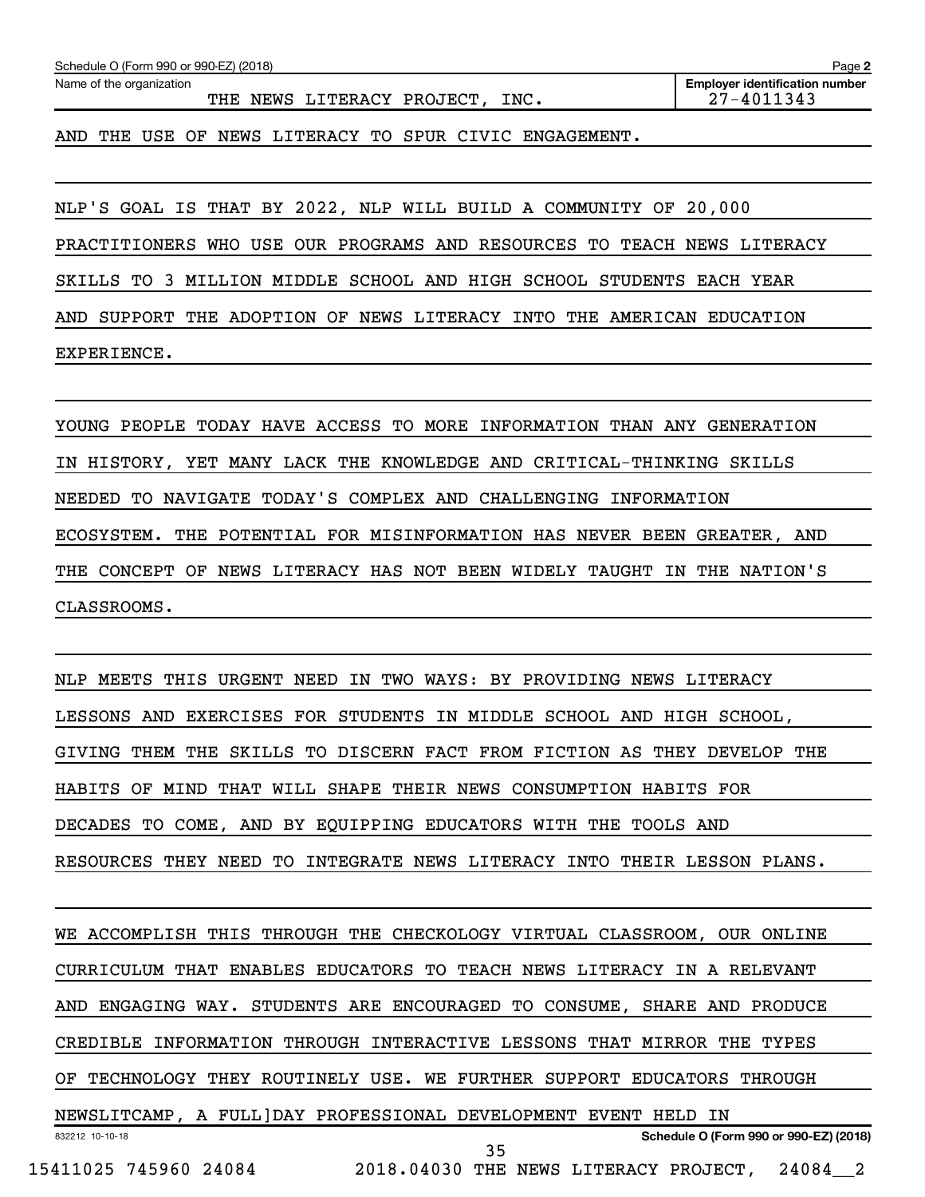AND THE USE OF NEWS LITERACY TO SPUR CIVIC ENGAGEMENT.

NLP'S GOAL IS THAT BY 2022, NLP WILL BUILD A COMMUNITY OF 20,000 PRACTITIONERS WHO USE OUR PROGRAMS AND RESOURCES TO TEACH NEWS LITERACY SKILLS TO 3 MILLION MIDDLE SCHOOL AND HIGH SCHOOL STUDENTS EACH YEAR AND SUPPORT THE ADOPTION OF NEWS LITERACY INTO THE AMERICAN EDUCATION EXPERIENCE.

YOUNG PEOPLE TODAY HAVE ACCESS TO MORE INFORMATION THAN ANY GENERATION IN HISTORY, YET MANY LACK THE KNOWLEDGE AND CRITICAL-THINKING SKILLS NEEDED TO NAVIGATE TODAY'S COMPLEX AND CHALLENGING INFORMATION ECOSYSTEM. THE POTENTIAL FOR MISINFORMATION HAS NEVER BEEN GREATER, AND THE CONCEPT OF NEWS LITERACY HAS NOT BEEN WIDELY TAUGHT IN THE NATION'S CLASSROOMS.

NLP MEETS THIS URGENT NEED IN TWO WAYS: BY PROVIDING NEWS LITERACY LESSONS AND EXERCISES FOR STUDENTS IN MIDDLE SCHOOL AND HIGH SCHOOL, GIVING THEM THE SKILLS TO DISCERN FACT FROM FICTION AS THEY DEVELOP THE HABITS OF MIND THAT WILL SHAPE THEIR NEWS CONSUMPTION HABITS FOR DECADES TO COME, AND BY EQUIPPING EDUCATORS WITH THE TOOLS AND RESOURCES THEY NEED TO INTEGRATE NEWS LITERACY INTO THEIR LESSON PLANS.

WE ACCOMPLISH THIS THROUGH THE CHECKOLOGY VIRTUAL CLASSROOM, OUR ONLINE CURRICULUM THAT ENABLES EDUCATORS TO TEACH NEWS LITERACY IN A RELEVANT AND ENGAGING WAY. STUDENTS ARE ENCOURAGED TO CONSUME, SHARE AND PRODUCE CREDIBLE INFORMATION THROUGH INTERACTIVE LESSONS THAT MIRROR THE TYPES OF TECHNOLOGY THEY ROUTINELY USE. WE FURTHER SUPPORT EDUCATORS THROUGH NEWSLITCAMP, A FULL]DAY PROFESSIONAL DEVELOPMENT EVENT HELD IN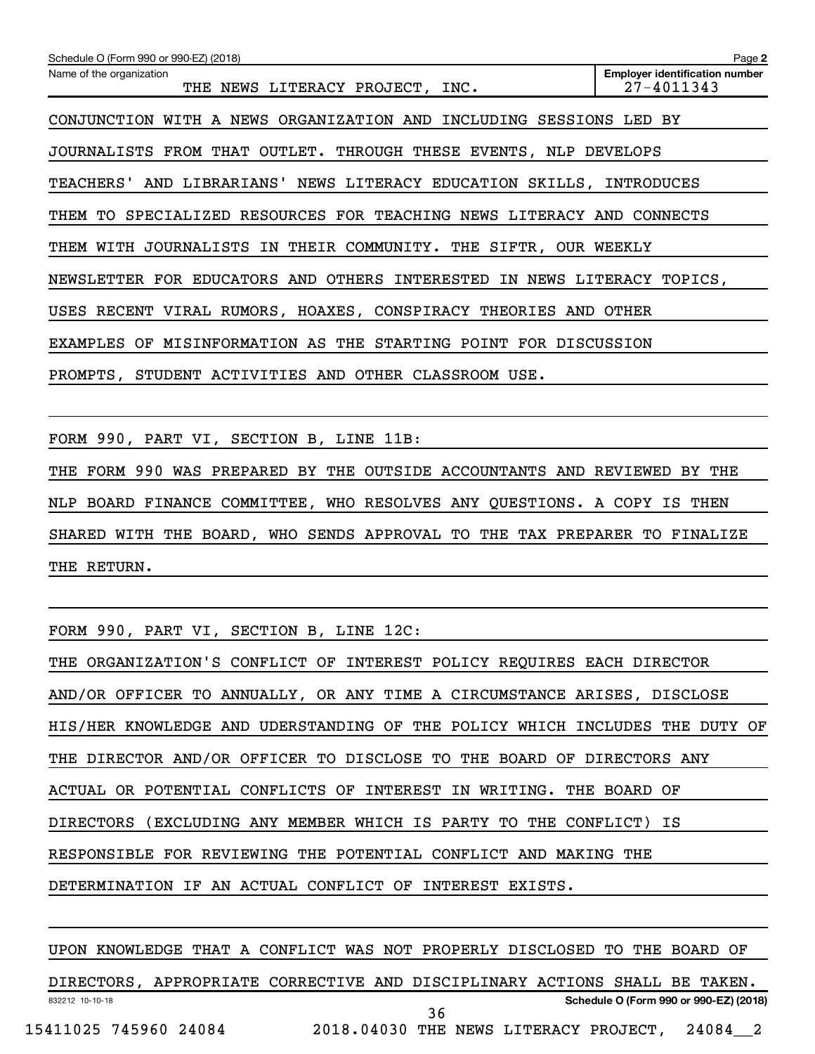Schedule O (Form 990 or 990-EZ) (2018)

Name of the organization: THE NEWS LITERACY PROJECT, INC.

Employer identification number: 27-4011343

CONJUNCTION WITH A NEWS ORGANIZATION AND INCLUDING SESSIONS LED BY JOURNALISTS FROM THAT OUTLET. THROUGH THESE EVENTS, NLP DEVELOPS TEACHERS' AND LIBRARIANS' NEWS LITERACY EDUCATION SKILLS, INTRODUCES THEM TO SPECIALIZED RESOURCES FOR TEACHING NEWS LITERACY AND CONNECTS THEM WITH JOURNALISTS IN THEIR COMMUNITY. THE SIFTR, OUR WEEKLY NEWSLETTER FOR EDUCATORS AND OTHERS INTERESTED IN NEWS LITERACY TOPICS, USES RECENT VIRAL RUMORS, HOAXES, CONSPIRACY THEORIES AND OTHER EXAMPLES OF MISINFORMATION AS THE STARTING POINT FOR DISCUSSION PROMPTS, STUDENT ACTIVITIES AND OTHER CLASSROOM USE.

FORM 990, PART VI, SECTION B, LINE 11B:

THE FORM 990 WAS PREPARED BY THE OUTSIDE ACCOUNTANTS AND REVIEWED BY THE NLP BOARD FINANCE COMMITTEE, WHO RESOLVES ANY QUESTIONS. A COPY IS THEN SHARED WITH THE BOARD, WHO SENDS APPROVAL TO THE TAX PREPARER TO FINALIZE THE RETURN.

FORM 990, PART VI, SECTION B, LINE 12C:

THE ORGANIZATION'S CONFLICT OF INTEREST POLICY REQUIRES EACH DIRECTOR AND/OR OFFICER TO ANNUALLY, OR ANY TIME A CIRCUMSTANCE ARISES, DISCLOSE HIS/HER KNOWLEDGE AND UDERSTANDING OF THE POLICY WHICH INCLUDES THE DUTY OF THE DIRECTOR AND/OR OFFICER TO DISCLOSE TO THE BOARD OF DIRECTORS ANY ACTUAL OR POTENTIAL CONFLICTS OF INTEREST IN WRITING. THE BOARD OF DIRECTORS (EXCLUDING ANY MEMBER WHICH IS PARTY TO THE CONFLICT) IS RESPONSIBLE FOR REVIEWING THE POTENTIAL CONFLICT AND MAKING THE DETERMINATION IF AN ACTUAL CONFLICT OF INTEREST EXISTS.

UPON KNOWLEDGE THAT A CONFLICT WAS NOT PROPERLY DISCLOSED TO THE BOARD OF DIRECTORS, APPROPRIATE CORRECTIVE AND DISCIPLINARY ACTIONS SHALL BE TAKEN.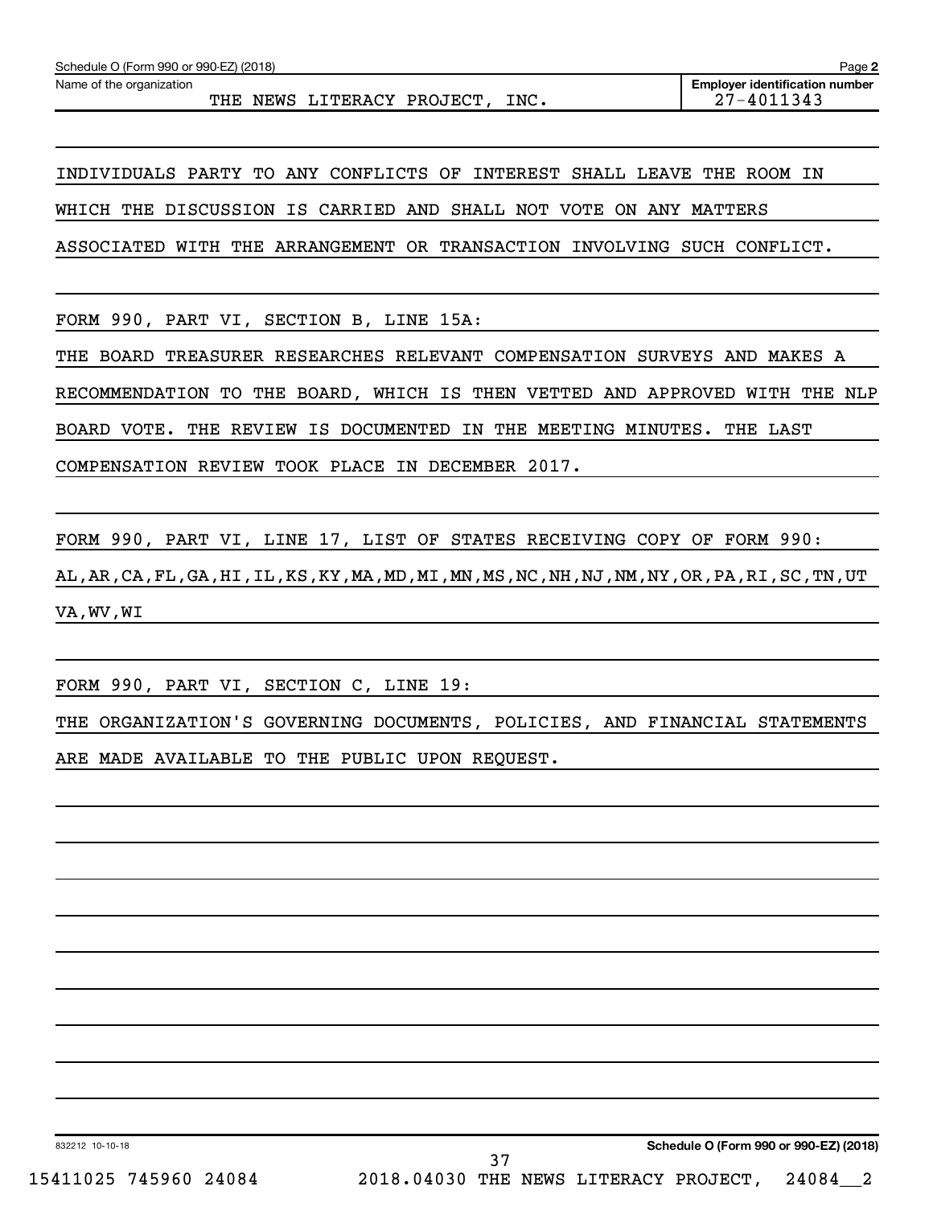Schedule O (Form 990 or 990-EZ) (2018) Page 2

Name of the organization: THE NEWS LITERACY PROJECT, INC.

Employer identification number: 27-4011343

INDIVIDUALS PARTY TO ANY CONFLICTS OF INTEREST SHALL LEAVE THE ROOM IN WHICH THE DISCUSSION IS CARRIED AND SHALL NOT VOTE ON ANY MATTERS ASSOCIATED WITH THE ARRANGEMENT OR TRANSACTION INVOLVING SUCH CONFLICT.

FORM 990, PART VI, SECTION B, LINE 15A:

THE BOARD TREASURER RESEARCHES RELEVANT COMPENSATION SURVEYS AND MAKES A RECOMMENDATION TO THE BOARD, WHICH IS THEN VETTED AND APPROVED WITH THE NLP BOARD VOTE. THE REVIEW IS DOCUMENTED IN THE MEETING MINUTES. THE LAST COMPENSATION REVIEW TOOK PLACE IN DECEMBER 2017.

FORM 990, PART VI, LINE 17, LIST OF STATES RECEIVING COPY OF FORM 990:

AL,AR,CA,FL,GA,HI,IL,KS,KY,MA,MD,MI,MN,MS,NC,NH,NJ,NM,NY,OR,PA,RI,SC,TN,UT VA,WV,WI

FORM 990, PART VI, SECTION C, LINE 19:

THE ORGANIZATION'S GOVERNING DOCUMENTS, POLICIES, AND FINANCIAL STATEMENTS ARE MADE AVAILABLE TO THE PUBLIC UPON REQUEST.

832212 10-10-18

Schedule O (Form 990 or 990-EZ) (2018)

15411025 745960 24084 2018.04030 THE NEWS LITERACY PROJECT, 24084__2